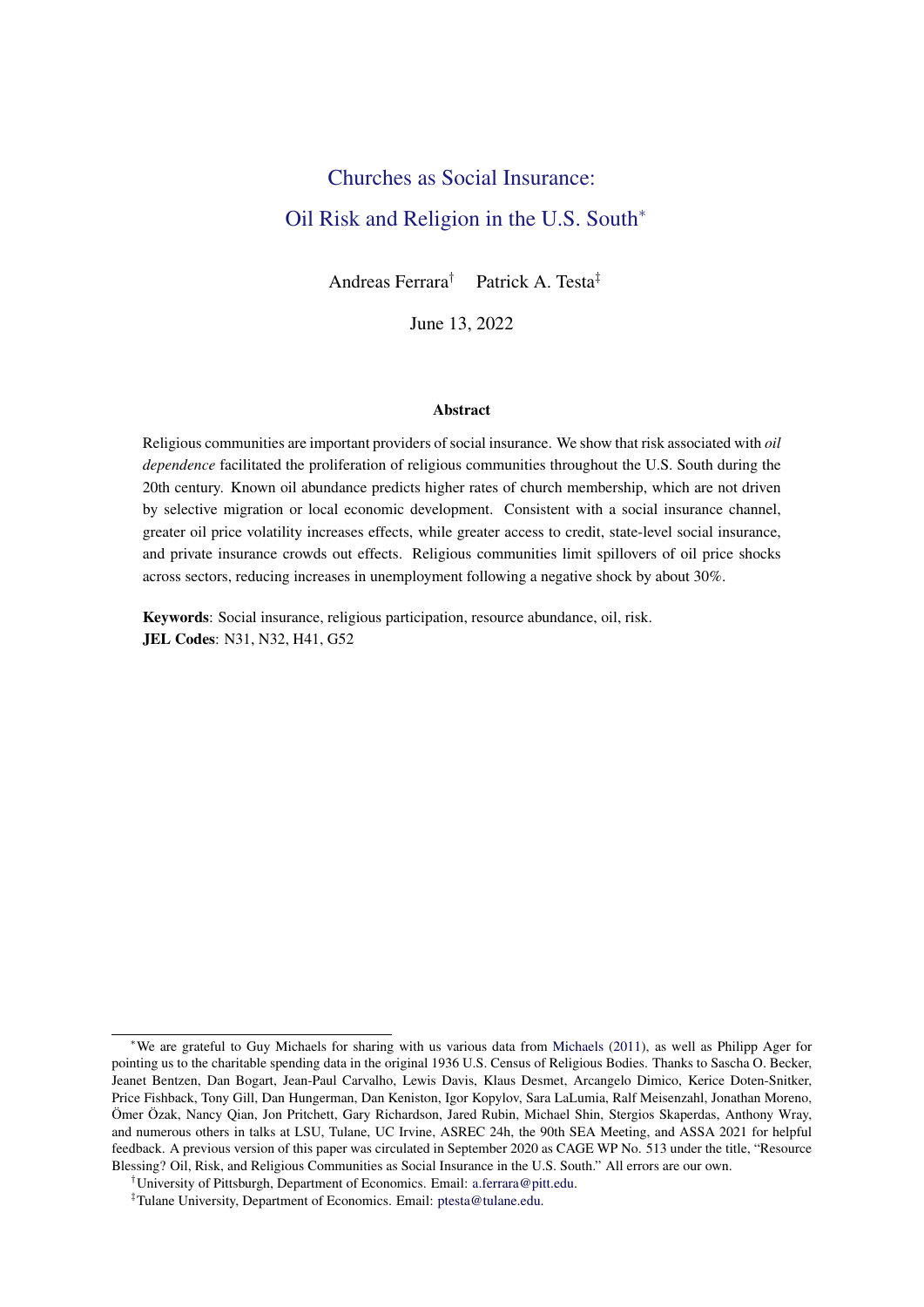# Churches as Social Insurance:
# Oil Risk and Religion in the U.S. South[*]

Andreas Ferrara[†] Patrick A. Testa[‡]

June 13, 2022

### Abstract

Religious communities are important providers of social insurance. We show that risk associated with *oil dependence* facilitated the proliferation of religious communities throughout the U.S. South during the 20th century. Known oil abundance predicts higher rates of church membership, which are not driven by selective migration or local economic development. Consistent with a social insurance channel, greater oil price volatility increases effects, while greater access to credit, state-level social insurance, and private insurance crowds out effects. Religious communities limit spillovers of oil price shocks across sectors, reducing increases in unemployment following a negative shock by about 30%.

**Keywords**: Social insurance, religious participation, resource abundance, oil, risk.
**JEL Codes**: N31, N32, H41, G52

---

[*] We are grateful to Guy Michaels for sharing with us various data from Michaels (2011), as well as Philipp Ager for pointing us to the charitable spending data in the original 1936 U.S. Census of Religious Bodies. Thanks to Sascha O. Becker, Jeanet Bentzen, Dan Bogart, Jean-Paul Carvalho, Lewis Davis, Klaus Desmet, Arcangelo Dimico, Kerice Doten-Snitker, Price Fishback, Tony Gill, Dan Hungerman, Dan Keniston, Igor Kopylov, Sara LaLumia, Ralf Meisenzahl, Jonathan Moreno, Ömer Özak, Nancy Qian, Jon Pritchett, Gary Richardson, Jared Rubin, Michael Shin, Stergios Skaperdas, Anthony Wray, and numerous others in talks at LSU, Tulane, UC Irvine, ASREC 24h, the 90th SEA Meeting, and ASSA 2021 for helpful feedback. A previous version of this paper was circulated in September 2020 as CAGE WP No. 513 under the title, "Resource Blessing? Oil, Risk, and Religious Communities as Social Insurance in the U.S. South." All errors are our own.

[†] University of Pittsburgh, Department of Economics. Email: a.ferrara@pitt.edu.

[‡] Tulane University, Department of Economics. Email: ptesta@tulane.edu.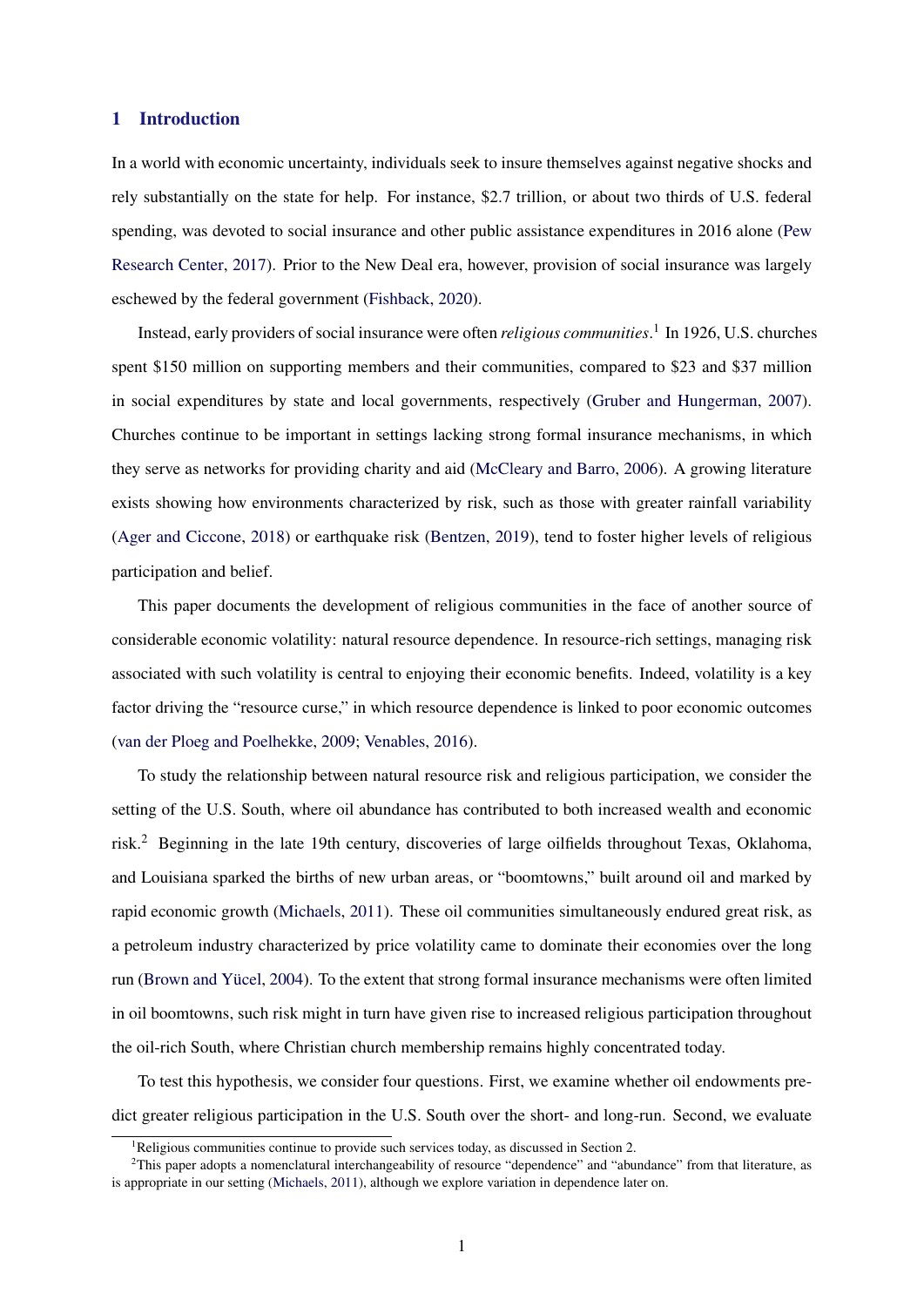# 1 Introduction

In a world with economic uncertainty, individuals seek to insure themselves against negative shocks and rely substantially on the state for help. For instance, $2.7 trillion, or about two thirds of U.S. federal spending, was devoted to social insurance and other public assistance expenditures in 2016 alone (Pew Research Center, 2017). Prior to the New Deal era, however, provision of social insurance was largely eschewed by the federal government (Fishback, 2020).

Instead, early providers of social insurance were often *religious communities*.[1] In 1926, U.S. churches spent $150 million on supporting members and their communities, compared to $23 and $37 million in social expenditures by state and local governments, respectively (Gruber and Hungerman, 2007). Churches continue to be important in settings lacking strong formal insurance mechanisms, in which they serve as networks for providing charity and aid (McCleary and Barro, 2006). A growing literature exists showing how environments characterized by risk, such as those with greater rainfall variability (Ager and Ciccone, 2018) or earthquake risk (Bentzen, 2019), tend to foster higher levels of religious participation and belief.

This paper documents the development of religious communities in the face of another source of considerable economic volatility: natural resource dependence. In resource-rich settings, managing risk associated with such volatility is central to enjoying their economic benefits. Indeed, volatility is a key factor driving the "resource curse," in which resource dependence is linked to poor economic outcomes (van der Ploeg and Poelhekke, 2009; Venables, 2016).

To study the relationship between natural resource risk and religious participation, we consider the setting of the U.S. South, where oil abundance has contributed to both increased wealth and economic risk.[2] Beginning in the late 19th century, discoveries of large oilfields throughout Texas, Oklahoma, and Louisiana sparked the births of new urban areas, or "boomtowns," built around oil and marked by rapid economic growth (Michaels, 2011). These oil communities simultaneously endured great risk, as a petroleum industry characterized by price volatility came to dominate their economies over the long run (Brown and Yücel, 2004). To the extent that strong formal insurance mechanisms were often limited in oil boomtowns, such risk might in turn have given rise to increased religious participation throughout the oil-rich South, where Christian church membership remains highly concentrated today.

To test this hypothesis, we consider four questions. First, we examine whether oil endowments predict greater religious participation in the U.S. South over the short- and long-run. Second, we evaluate

[1] Religious communities continue to provide such services today, as discussed in Section 2.

[2] This paper adopts a nomenclatural interchangeability of resource "dependence" and "abundance" from that literature, as is appropriate in our setting (Michaels, 2011), although we explore variation in dependence later on.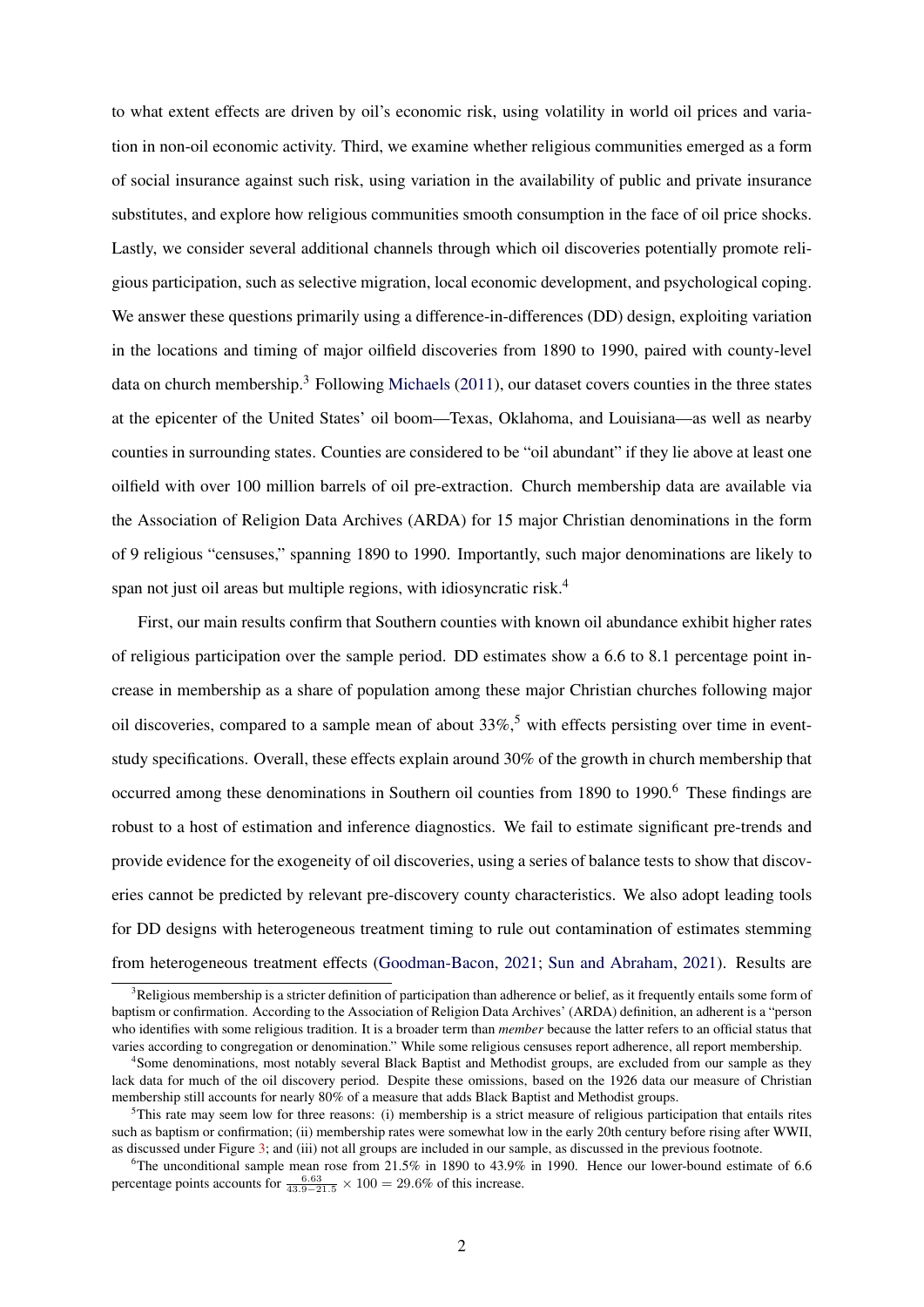to what extent effects are driven by oil's economic risk, using volatility in world oil prices and variation in non-oil economic activity. Third, we examine whether religious communities emerged as a form of social insurance against such risk, using variation in the availability of public and private insurance substitutes, and explore how religious communities smooth consumption in the face of oil price shocks. Lastly, we consider several additional channels through which oil discoveries potentially promote religious participation, such as selective migration, local economic development, and psychological coping. We answer these questions primarily using a difference-in-differences (DD) design, exploiting variation in the locations and timing of major oilfield discoveries from 1890 to 1990, paired with county-level data on church membership.[3] Following Michaels (2011), our dataset covers counties in the three states at the epicenter of the United States' oil boom—Texas, Oklahoma, and Louisiana—as well as nearby counties in surrounding states. Counties are considered to be "oil abundant" if they lie above at least one oilfield with over 100 million barrels of oil pre-extraction. Church membership data are available via the Association of Religion Data Archives (ARDA) for 15 major Christian denominations in the form of 9 religious "censuses," spanning 1890 to 1990. Importantly, such major denominations are likely to span not just oil areas but multiple regions, with idiosyncratic risk.[4]

First, our main results confirm that Southern counties with known oil abundance exhibit higher rates of religious participation over the sample period. DD estimates show a 6.6 to 8.1 percentage point increase in membership as a share of population among these major Christian churches following major oil discoveries, compared to a sample mean of about 33%,[5] with effects persisting over time in event-study specifications. Overall, these effects explain around 30% of the growth in church membership that occurred among these denominations in Southern oil counties from 1890 to 1990.[6] These findings are robust to a host of estimation and inference diagnostics. We fail to estimate significant pre-trends and provide evidence for the exogeneity of oil discoveries, using a series of balance tests to show that discoveries cannot be predicted by relevant pre-discovery county characteristics. We also adopt leading tools for DD designs with heterogeneous treatment timing to rule out contamination of estimates stemming from heterogeneous treatment effects (Goodman-Bacon, 2021; Sun and Abraham, 2021). Results are

[3] Religious membership is a stricter definition of participation than adherence or belief, as it frequently entails some form of baptism or confirmation. According to the Association of Religion Data Archives' (ARDA) definition, an adherent is a "person who identifies with some religious tradition. It is a broader term than *member* because the latter refers to an official status that varies according to congregation or denomination." While some religious censuses report adherence, all report membership.

[4] Some denominations, most notably several Black Baptist and Methodist groups, are excluded from our sample as they lack data for much of the oil discovery period. Despite these omissions, based on the 1926 data our measure of Christian membership still accounts for nearly 80% of a measure that adds Black Baptist and Methodist groups.

[5] This rate may seem low for three reasons: (i) membership is a strict measure of religious participation that entails rites such as baptism or confirmation; (ii) membership rates were somewhat low in the early 20th century before rising after WWII, as discussed under Figure 3; and (iii) not all groups are included in our sample, as discussed in the previous footnote.

[6] The unconditional sample mean rose from 21.5% in 1890 to 43.9% in 1990. Hence our lower-bound estimate of 6.6 percentage points accounts for $\frac{6.63}{43.9-21.5} \times 100 = 29.6\%$ of this increase.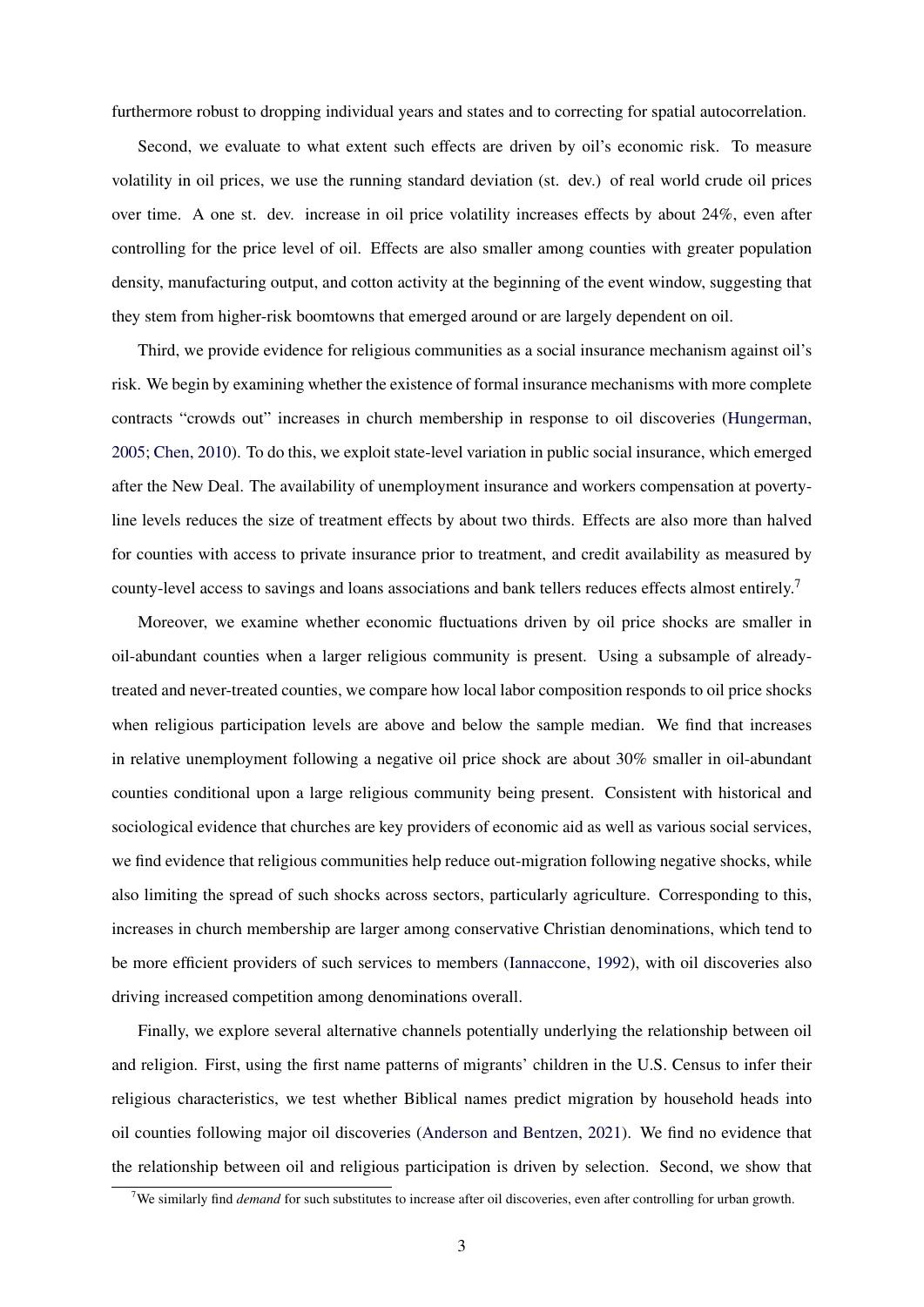furthermore robust to dropping individual years and states and to correcting for spatial autocorrelation.

Second, we evaluate to what extent such effects are driven by oil's economic risk. To measure volatility in oil prices, we use the running standard deviation (st. dev.) of real world crude oil prices over time. A one st. dev. increase in oil price volatility increases effects by about 24%, even after controlling for the price level of oil. Effects are also smaller among counties with greater population density, manufacturing output, and cotton activity at the beginning of the event window, suggesting that they stem from higher-risk boomtowns that emerged around or are largely dependent on oil.

Third, we provide evidence for religious communities as a social insurance mechanism against oil's risk. We begin by examining whether the existence of formal insurance mechanisms with more complete contracts "crowds out" increases in church membership in response to oil discoveries (Hungerman, 2005; Chen, 2010). To do this, we exploit state-level variation in public social insurance, which emerged after the New Deal. The availability of unemployment insurance and workers compensation at poverty-line levels reduces the size of treatment effects by about two thirds. Effects are also more than halved for counties with access to private insurance prior to treatment, and credit availability as measured by county-level access to savings and loans associations and bank tellers reduces effects almost entirely.[7]

Moreover, we examine whether economic fluctuations driven by oil price shocks are smaller in oil-abundant counties when a larger religious community is present. Using a subsample of already-treated and never-treated counties, we compare how local labor composition responds to oil price shocks when religious participation levels are above and below the sample median. We find that increases in relative unemployment following a negative oil price shock are about 30% smaller in oil-abundant counties conditional upon a large religious community being present. Consistent with historical and sociological evidence that churches are key providers of economic aid as well as various social services, we find evidence that religious communities help reduce out-migration following negative shocks, while also limiting the spread of such shocks across sectors, particularly agriculture. Corresponding to this, increases in church membership are larger among conservative Christian denominations, which tend to be more efficient providers of such services to members (Iannaccone, 1992), with oil discoveries also driving increased competition among denominations overall.

Finally, we explore several alternative channels potentially underlying the relationship between oil and religion. First, using the first name patterns of migrants' children in the U.S. Census to infer their religious characteristics, we test whether Biblical names predict migration by household heads into oil counties following major oil discoveries (Anderson and Bentzen, 2021). We find no evidence that the relationship between oil and religious participation is driven by selection. Second, we show that

[7] We similarly find *demand* for such substitutes to increase after oil discoveries, even after controlling for urban growth.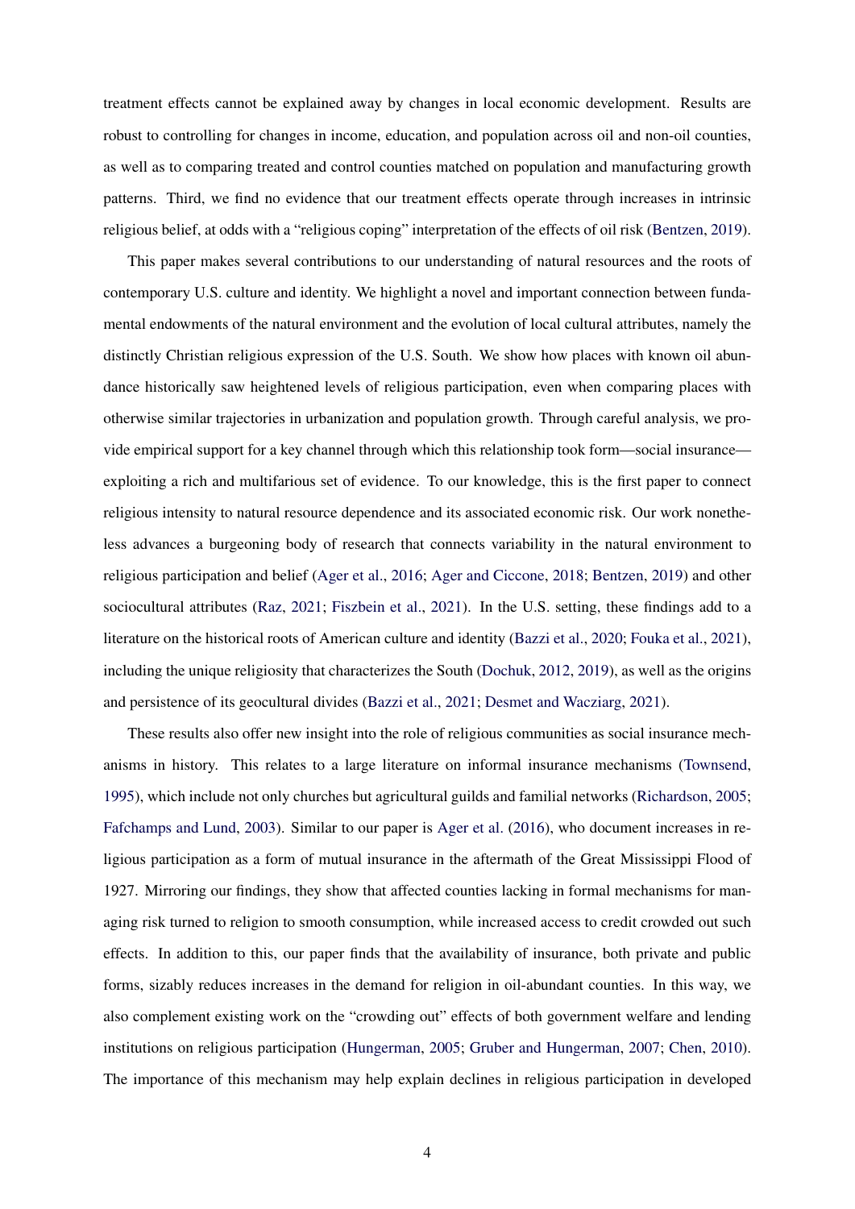treatment effects cannot be explained away by changes in local economic development. Results are robust to controlling for changes in income, education, and population across oil and non-oil counties, as well as to comparing treated and control counties matched on population and manufacturing growth patterns. Third, we find no evidence that our treatment effects operate through increases in intrinsic religious belief, at odds with a "religious coping" interpretation of the effects of oil risk (Bentzen, 2019).

This paper makes several contributions to our understanding of natural resources and the roots of contemporary U.S. culture and identity. We highlight a novel and important connection between fundamental endowments of the natural environment and the evolution of local cultural attributes, namely the distinctly Christian religious expression of the U.S. South. We show how places with known oil abundance historically saw heightened levels of religious participation, even when comparing places with otherwise similar trajectories in urbanization and population growth. Through careful analysis, we provide empirical support for a key channel through which this relationship took form—social insurance—exploiting a rich and multifarious set of evidence. To our knowledge, this is the first paper to connect religious intensity to natural resource dependence and its associated economic risk. Our work nonetheless advances a burgeoning body of research that connects variability in the natural environment to religious participation and belief (Ager et al., 2016; Ager and Ciccone, 2018; Bentzen, 2019) and other sociocultural attributes (Raz, 2021; Fiszbein et al., 2021). In the U.S. setting, these findings add to a literature on the historical roots of American culture and identity (Bazzi et al., 2020; Fouka et al., 2021), including the unique religiosity that characterizes the South (Dochuk, 2012, 2019), as well as the origins and persistence of its geocultural divides (Bazzi et al., 2021; Desmet and Wacziarg, 2021).

These results also offer new insight into the role of religious communities as social insurance mechanisms in history. This relates to a large literature on informal insurance mechanisms (Townsend, 1995), which include not only churches but agricultural guilds and familial networks (Richardson, 2005; Fafchamps and Lund, 2003). Similar to our paper is Ager et al. (2016), who document increases in religious participation as a form of mutual insurance in the aftermath of the Great Mississippi Flood of 1927. Mirroring our findings, they show that affected counties lacking in formal mechanisms for managing risk turned to religion to smooth consumption, while increased access to credit crowded out such effects. In addition to this, our paper finds that the availability of insurance, both private and public forms, sizably reduces increases in the demand for religion in oil-abundant counties. In this way, we also complement existing work on the "crowding out" effects of both government welfare and lending institutions on religious participation (Hungerman, 2005; Gruber and Hungerman, 2007; Chen, 2010). The importance of this mechanism may help explain declines in religious participation in developed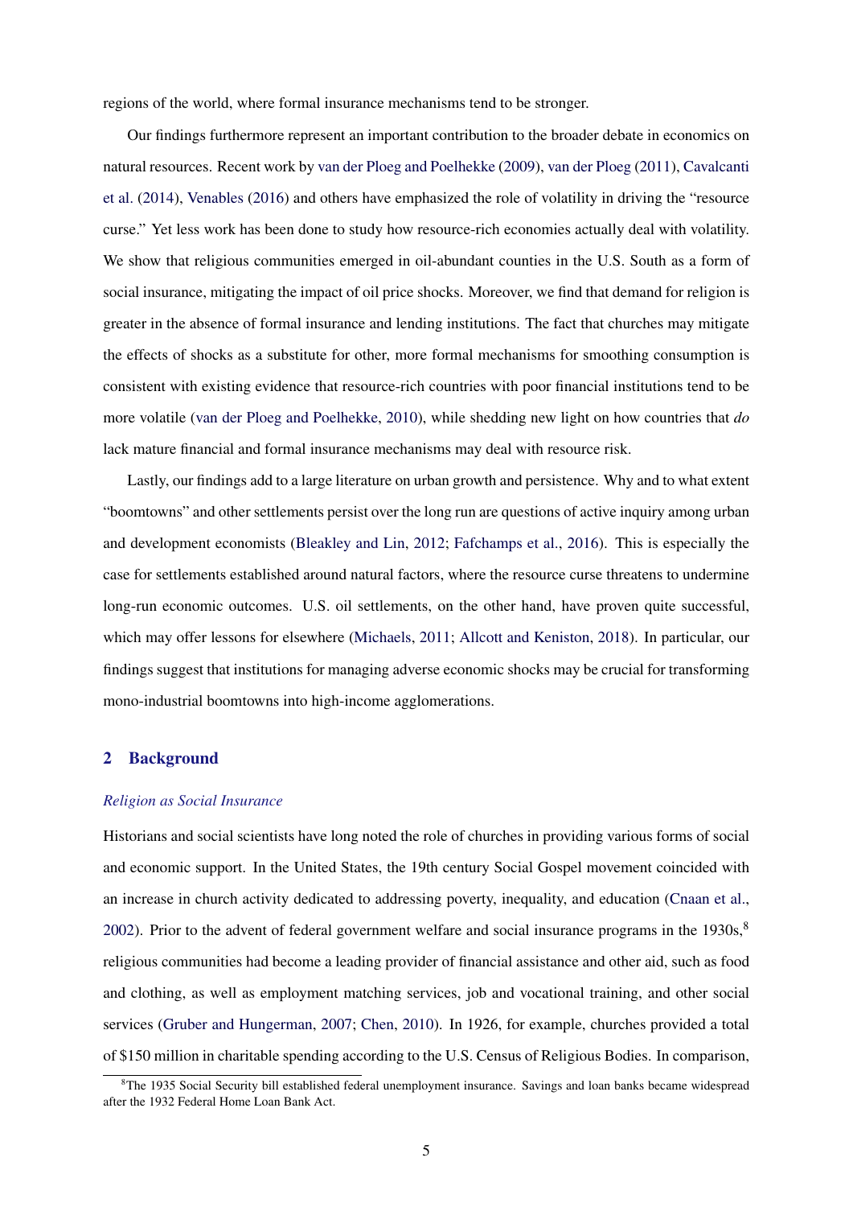regions of the world, where formal insurance mechanisms tend to be stronger.

Our findings furthermore represent an important contribution to the broader debate in economics on natural resources. Recent work by van der Ploeg and Poelhekke (2009), van der Ploeg (2011), Cavalcanti et al. (2014), Venables (2016) and others have emphasized the role of volatility in driving the "resource curse." Yet less work has been done to study how resource-rich economies actually deal with volatility. We show that religious communities emerged in oil-abundant counties in the U.S. South as a form of social insurance, mitigating the impact of oil price shocks. Moreover, we find that demand for religion is greater in the absence of formal insurance and lending institutions. The fact that churches may mitigate the effects of shocks as a substitute for other, more formal mechanisms for smoothing consumption is consistent with existing evidence that resource-rich countries with poor financial institutions tend to be more volatile (van der Ploeg and Poelhekke, 2010), while shedding new light on how countries that *do* lack mature financial and formal insurance mechanisms may deal with resource risk.

Lastly, our findings add to a large literature on urban growth and persistence. Why and to what extent "boomtowns" and other settlements persist over the long run are questions of active inquiry among urban and development economists (Bleakley and Lin, 2012; Fafchamps et al., 2016). This is especially the case for settlements established around natural factors, where the resource curse threatens to undermine long-run economic outcomes. U.S. oil settlements, on the other hand, have proven quite successful, which may offer lessons for elsewhere (Michaels, 2011; Allcott and Keniston, 2018). In particular, our findings suggest that institutions for managing adverse economic shocks may be crucial for transforming mono-industrial boomtowns into high-income agglomerations.

## 2 Background

### *Religion as Social Insurance*

Historians and social scientists have long noted the role of churches in providing various forms of social and economic support. In the United States, the 19th century Social Gospel movement coincided with an increase in church activity dedicated to addressing poverty, inequality, and education (Cnaan et al., 2002). Prior to the advent of federal government welfare and social insurance programs in the 1930s,[8] religious communities had become a leading provider of financial assistance and other aid, such as food and clothing, as well as employment matching services, job and vocational training, and other social services (Gruber and Hungerman, 2007; Chen, 2010). In 1926, for example, churches provided a total of $150 million in charitable spending according to the U.S. Census of Religious Bodies. In comparison,

[8] The 1935 Social Security bill established federal unemployment insurance. Savings and loan banks became widespread after the 1932 Federal Home Loan Bank Act.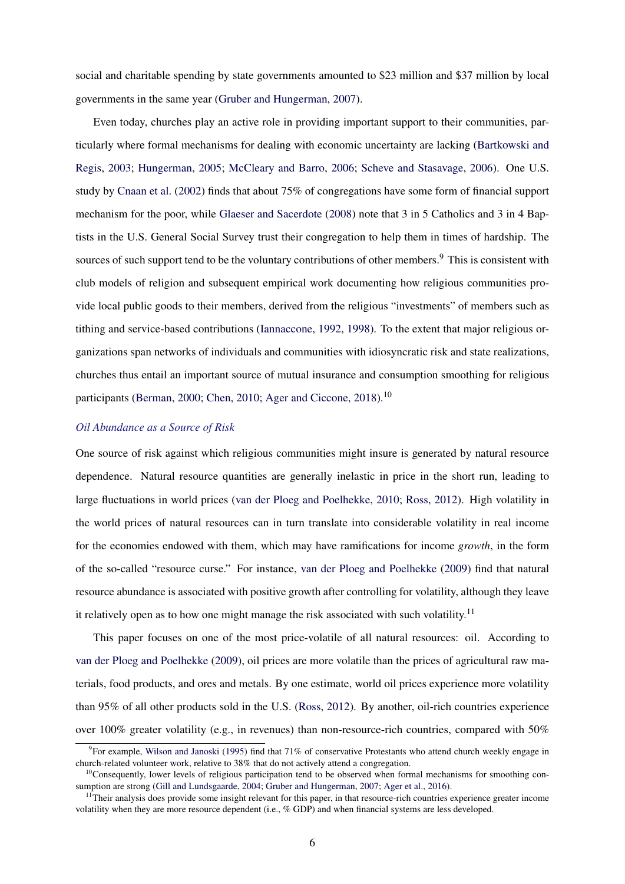social and charitable spending by state governments amounted to $23 million and $37 million by local governments in the same year (Gruber and Hungerman, 2007).

Even today, churches play an active role in providing important support to their communities, particularly where formal mechanisms for dealing with economic uncertainty are lacking (Bartkowski and Regis, 2003; Hungerman, 2005; McCleary and Barro, 2006; Scheve and Stasavage, 2006). One U.S. study by Cnaan et al. (2002) finds that about 75% of congregations have some form of financial support mechanism for the poor, while Glaeser and Sacerdote (2008) note that 3 in 5 Catholics and 3 in 4 Baptists in the U.S. General Social Survey trust their congregation to help them in times of hardship. The sources of such support tend to be the voluntary contributions of other members.[9] This is consistent with club models of religion and subsequent empirical work documenting how religious communities provide local public goods to their members, derived from the religious "investments" of members such as tithing and service-based contributions (Iannaccone, 1992, 1998). To the extent that major religious organizations span networks of individuals and communities with idiosyncratic risk and state realizations, churches thus entail an important source of mutual insurance and consumption smoothing for religious participants (Berman, 2000; Chen, 2010; Ager and Ciccone, 2018).[10]

*Oil Abundance as a Source of Risk*

One source of risk against which religious communities might insure is generated by natural resource dependence. Natural resource quantities are generally inelastic in price in the short run, leading to large fluctuations in world prices (van der Ploeg and Poelhekke, 2010; Ross, 2012). High volatility in the world prices of natural resources can in turn translate into considerable volatility in real income for the economies endowed with them, which may have ramifications for income *growth*, in the form of the so-called "resource curse." For instance, van der Ploeg and Poelhekke (2009) find that natural resource abundance is associated with positive growth after controlling for volatility, although they leave it relatively open as to how one might manage the risk associated with such volatility.[11]

This paper focuses on one of the most price-volatile of all natural resources: oil. According to van der Ploeg and Poelhekke (2009), oil prices are more volatile than the prices of agricultural raw materials, food products, and ores and metals. By one estimate, world oil prices experience more volatility than 95% of all other products sold in the U.S. (Ross, 2012). By another, oil-rich countries experience over 100% greater volatility (e.g., in revenues) than non-resource-rich countries, compared with 50%

[9] For example, Wilson and Janoski (1995) find that 71% of conservative Protestants who attend church weekly engage in church-related volunteer work, relative to 38% that do not actively attend a congregation.

[10] Consequently, lower levels of religious participation tend to be observed when formal mechanisms for smoothing consumption are strong (Gill and Lundsgaarde, 2004; Gruber and Hungerman, 2007; Ager et al., 2016).

[11] Their analysis does provide some insight relevant for this paper, in that resource-rich countries experience greater income volatility when they are more resource dependent (i.e., % GDP) and when financial systems are less developed.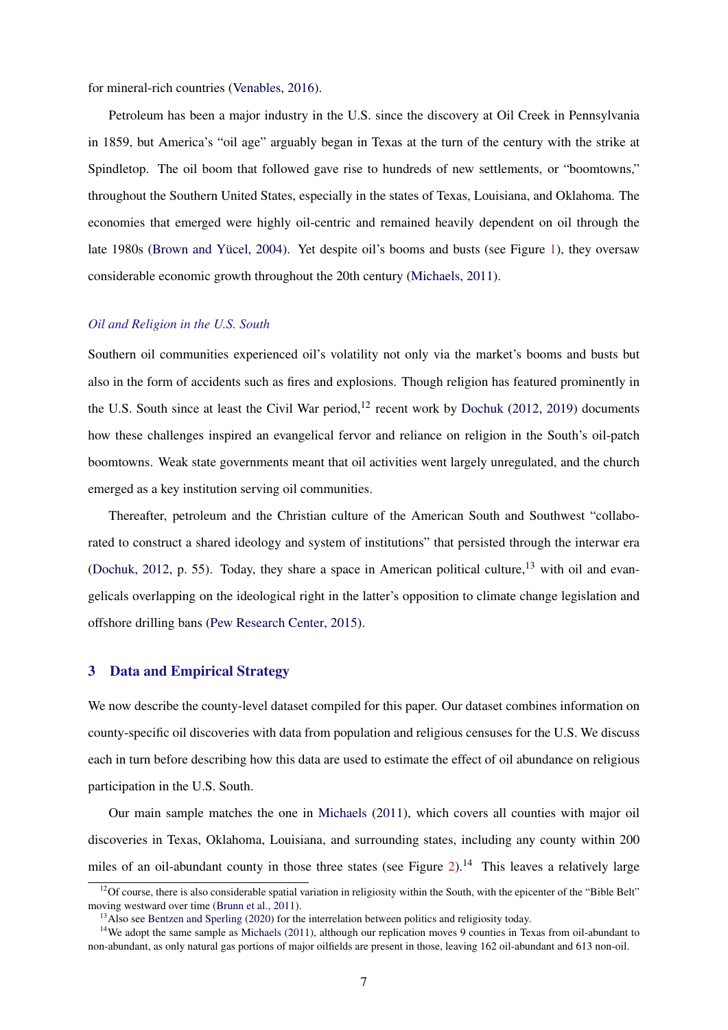for mineral-rich countries (Venables, 2016).

Petroleum has been a major industry in the U.S. since the discovery at Oil Creek in Pennsylvania in 1859, but America's "oil age" arguably began in Texas at the turn of the century with the strike at Spindletop. The oil boom that followed gave rise to hundreds of new settlements, or "boomtowns," throughout the Southern United States, especially in the states of Texas, Louisiana, and Oklahoma. The economies that emerged were highly oil-centric and remained heavily dependent on oil through the late 1980s (Brown and Yücel, 2004). Yet despite oil's booms and busts (see Figure 1), they oversaw considerable economic growth throughout the 20th century (Michaels, 2011).

### *Oil and Religion in the U.S. South*

Southern oil communities experienced oil's volatility not only via the market's booms and busts but also in the form of accidents such as fires and explosions. Though religion has featured prominently in the U.S. South since at least the Civil War period,[12] recent work by Dochuk (2012, 2019) documents how these challenges inspired an evangelical fervor and reliance on religion in the South's oil-patch boomtowns. Weak state governments meant that oil activities went largely unregulated, and the church emerged as a key institution serving oil communities.

Thereafter, petroleum and the Christian culture of the American South and Southwest "collaborated to construct a shared ideology and system of institutions" that persisted through the interwar era (Dochuk, 2012, p. 55). Today, they share a space in American political culture,[13] with oil and evangelicals overlapping on the ideological right in the latter's opposition to climate change legislation and offshore drilling bans (Pew Research Center, 2015).

## 3 Data and Empirical Strategy

We now describe the county-level dataset compiled for this paper. Our dataset combines information on county-specific oil discoveries with data from population and religious censuses for the U.S. We discuss each in turn before describing how this data are used to estimate the effect of oil abundance on religious participation in the U.S. South.

Our main sample matches the one in Michaels (2011), which covers all counties with major oil discoveries in Texas, Oklahoma, Louisiana, and surrounding states, including any county within 200 miles of an oil-abundant county in those three states (see Figure 2).[14] This leaves a relatively large

[12] Of course, there is also considerable spatial variation in religiosity within the South, with the epicenter of the "Bible Belt" moving westward over time (Brunn et al., 2011).

[13] Also see Bentzen and Sperling (2020) for the interrelation between politics and religiosity today.

[14] We adopt the same sample as Michaels (2011), although our replication moves 9 counties in Texas from oil-abundant to non-abundant, as only natural gas portions of major oilfields are present in those, leaving 162 oil-abundant and 613 non-oil.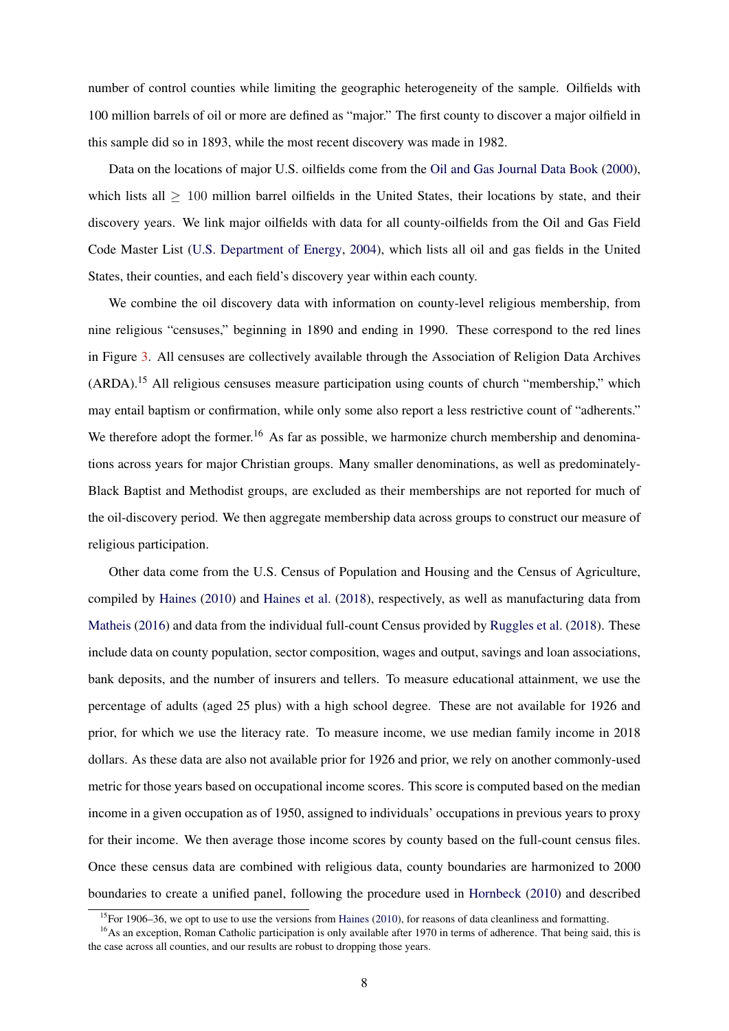number of control counties while limiting the geographic heterogeneity of the sample. Oilfields with 100 million barrels of oil or more are defined as "major." The first county to discover a major oilfield in this sample did so in 1893, while the most recent discovery was made in 1982.

Data on the locations of major U.S. oilfields come from the Oil and Gas Journal Data Book (2000), which lists all $\geq$ 100 million barrel oilfields in the United States, their locations by state, and their discovery years. We link major oilfields with data for all county-oilfields from the Oil and Gas Field Code Master List (U.S. Department of Energy, 2004), which lists all oil and gas fields in the United States, their counties, and each field's discovery year within each county.

We combine the oil discovery data with information on county-level religious membership, from nine religious "censuses," beginning in 1890 and ending in 1990. These correspond to the red lines in Figure 3. All censuses are collectively available through the Association of Religion Data Archives (ARDA).[15] All religious censuses measure participation using counts of church "membership," which may entail baptism or confirmation, while only some also report a less restrictive count of "adherents." We therefore adopt the former.[16] As far as possible, we harmonize church membership and denominations across years for major Christian groups. Many smaller denominations, as well as predominately-Black Baptist and Methodist groups, are excluded as their memberships are not reported for much of the oil-discovery period. We then aggregate membership data across groups to construct our measure of religious participation.

Other data come from the U.S. Census of Population and Housing and the Census of Agriculture, compiled by Haines (2010) and Haines et al. (2018), respectively, as well as manufacturing data from Matheis (2016) and data from the individual full-count Census provided by Ruggles et al. (2018). These include data on county population, sector composition, wages and output, savings and loan associations, bank deposits, and the number of insurers and tellers. To measure educational attainment, we use the percentage of adults (aged 25 plus) with a high school degree. These are not available for 1926 and prior, for which we use the literacy rate. To measure income, we use median family income in 2018 dollars. As these data are also not available prior for 1926 and prior, we rely on another commonly-used metric for those years based on occupational income scores. This score is computed based on the median income in a given occupation as of 1950, assigned to individuals' occupations in previous years to proxy for their income. We then average those income scores by county based on the full-count census files. Once these census data are combined with religious data, county boundaries are harmonized to 2000 boundaries to create a unified panel, following the procedure used in Hornbeck (2010) and described

[15]For 1906–36, we opt to use to use the versions from Haines (2010), for reasons of data cleanliness and formatting.

[16]As an exception, Roman Catholic participation is only available after 1970 in terms of adherence. That being said, this is the case across all counties, and our results are robust to dropping those years.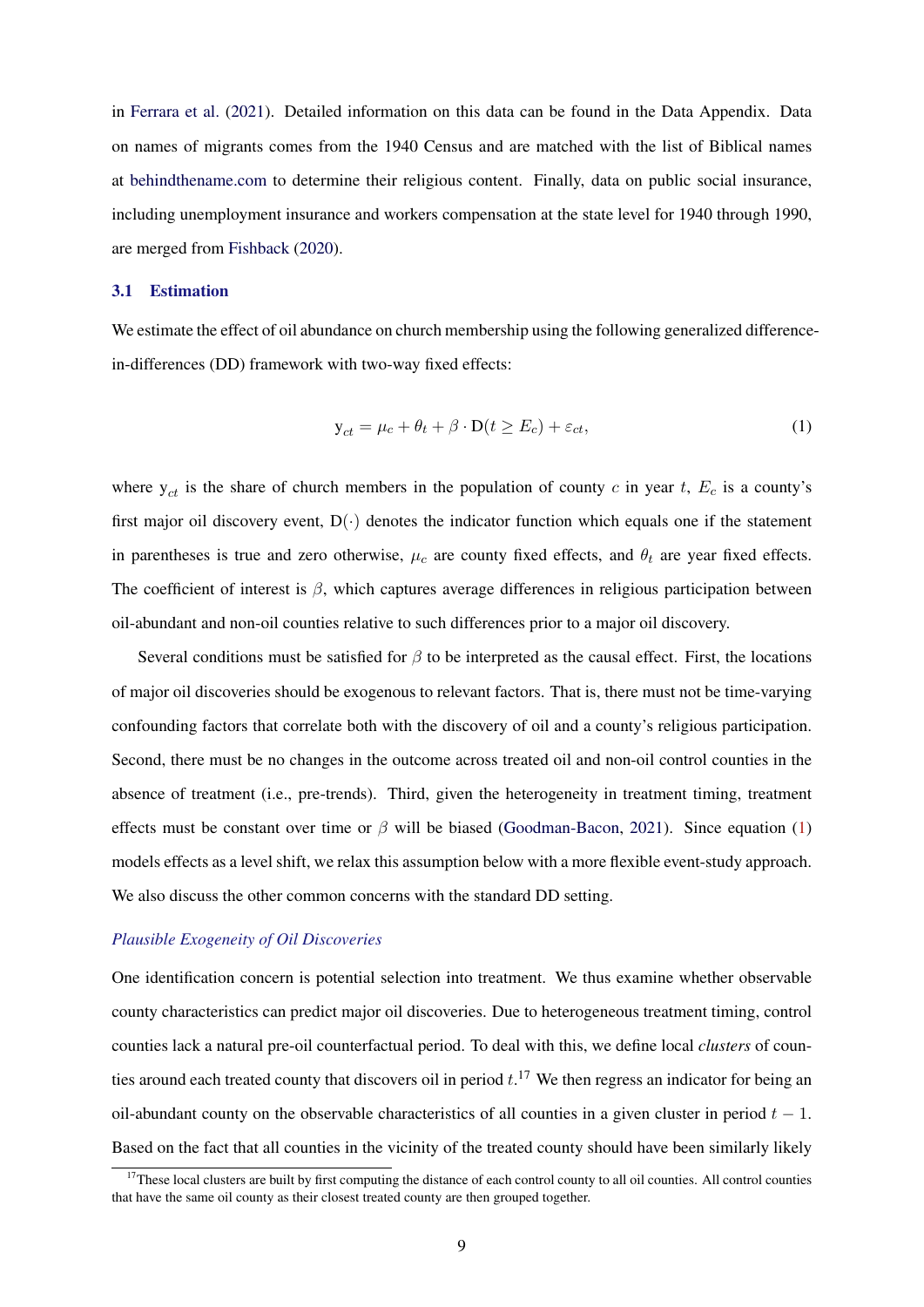in Ferrara et al. (2021). Detailed information on this data can be found in the Data Appendix. Data on names of migrants comes from the 1940 Census and are matched with the list of Biblical names at behindthename.com to determine their religious content. Finally, data on public social insurance, including unemployment insurance and workers compensation at the state level for 1940 through 1990, are merged from Fishback (2020).

### 3.1 Estimation

We estimate the effect of oil abundance on church membership using the following generalized difference-in-differences (DD) framework with two-way fixed effects:

$$\mathrm{y}_{ct} = \mu_c + \theta_t + \beta \cdot \mathrm{D}(t \geq E_c) + \varepsilon_{ct}, \tag{1}$$

where $\mathrm{y}_{ct}$ is the share of church members in the population of county $c$ in year $t$, $E_c$ is a county's first major oil discovery event, $\mathrm{D}(\cdot)$ denotes the indicator function which equals one if the statement in parentheses is true and zero otherwise, $\mu_c$ are county fixed effects, and $\theta_t$ are year fixed effects. The coefficient of interest is $\beta$, which captures average differences in religious participation between oil-abundant and non-oil counties relative to such differences prior to a major oil discovery.

Several conditions must be satisfied for $\beta$ to be interpreted as the causal effect. First, the locations of major oil discoveries should be exogenous to relevant factors. That is, there must not be time-varying confounding factors that correlate both with the discovery of oil and a county's religious participation. Second, there must be no changes in the outcome across treated oil and non-oil control counties in the absence of treatment (i.e., pre-trends). Third, given the heterogeneity in treatment timing, treatment effects must be constant over time or $\beta$ will be biased (Goodman-Bacon, 2021). Since equation (1) models effects as a level shift, we relax this assumption below with a more flexible event-study approach. We also discuss the other common concerns with the standard DD setting.

*Plausible Exogeneity of Oil Discoveries*

One identification concern is potential selection into treatment. We thus examine whether observable county characteristics can predict major oil discoveries. Due to heterogeneous treatment timing, control counties lack a natural pre-oil counterfactual period. To deal with this, we define local *clusters* of counties around each treated county that discovers oil in period $t$.[17] We then regress an indicator for being an oil-abundant county on the observable characteristics of all counties in a given cluster in period $t-1$. Based on the fact that all counties in the vicinity of the treated county should have been similarly likely

[17] These local clusters are built by first computing the distance of each control county to all oil counties. All control counties that have the same oil county as their closest treated county are then grouped together.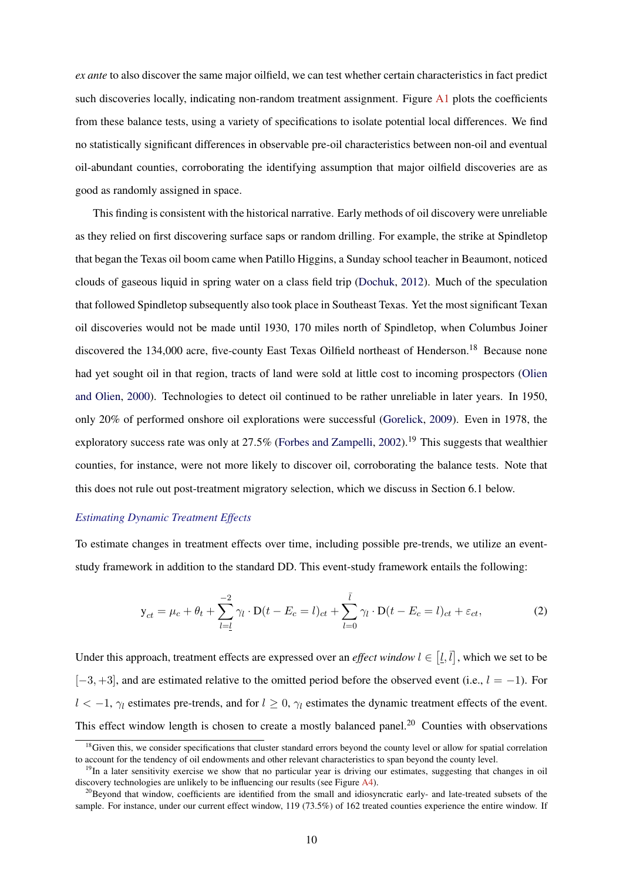*ex ante* to also discover the same major oilfield, we can test whether certain characteristics in fact predict such discoveries locally, indicating non-random treatment assignment. Figure A1 plots the coefficients from these balance tests, using a variety of specifications to isolate potential local differences. We find no statistically significant differences in observable pre-oil characteristics between non-oil and eventual oil-abundant counties, corroborating the identifying assumption that major oilfield discoveries are as good as randomly assigned in space.

This finding is consistent with the historical narrative. Early methods of oil discovery were unreliable as they relied on first discovering surface saps or random drilling. For example, the strike at Spindletop that began the Texas oil boom came when Patillo Higgins, a Sunday school teacher in Beaumont, noticed clouds of gaseous liquid in spring water on a class field trip (Dochuk, 2012). Much of the speculation that followed Spindletop subsequently also took place in Southeast Texas. Yet the most significant Texan oil discoveries would not be made until 1930, 170 miles north of Spindletop, when Columbus Joiner discovered the 134,000 acre, five-county East Texas Oilfield northeast of Henderson.[18] Because none had yet sought oil in that region, tracts of land were sold at little cost to incoming prospectors (Olien and Olien, 2000). Technologies to detect oil continued to be rather unreliable in later years. In 1950, only 20% of performed onshore oil explorations were successful (Gorelick, 2009). Even in 1978, the exploratory success rate was only at 27.5% (Forbes and Zampelli, 2002).[19] This suggests that wealthier counties, for instance, were not more likely to discover oil, corroborating the balance tests. Note that this does not rule out post-treatment migratory selection, which we discuss in Section 6.1 below.

*Estimating Dynamic Treatment Effects*

To estimate changes in treatment effects over time, including possible pre-trends, we utilize an event-study framework in addition to the standard DD. This event-study framework entails the following:

$$\mathrm{y}_{ct} = \mu_c + \theta_t + \sum_{l=\underline{l}}^{-2} \gamma_l \cdot \mathrm{D}(t - E_c = l)_{ct} + \sum_{l=0}^{\bar{l}} \gamma_l \cdot \mathrm{D}(t - E_c = l)_{ct} + \varepsilon_{ct}, \tag{2}$$

Under this approach, treatment effects are expressed over an *effect window* $l \in [\underline{l}, \bar{l}]$, which we set to be $[-3, +3]$, and are estimated relative to the omitted period before the observed event (i.e., $l = -1$). For $l < -1$, $\gamma_l$ estimates pre-trends, and for $l \geq 0$, $\gamma_l$ estimates the dynamic treatment effects of the event. This effect window length is chosen to create a mostly balanced panel.[20] Counties with observations

[18] Given this, we consider specifications that cluster standard errors beyond the county level or allow for spatial correlation to account for the tendency of oil endowments and other relevant characteristics to span beyond the county level.

[19] In a later sensitivity exercise we show that no particular year is driving our estimates, suggesting that changes in oil discovery technologies are unlikely to be influencing our results (see Figure A4).

[20] Beyond that window, coefficients are identified from the small and idiosyncratic early- and late-treated subsets of the sample. For instance, under our current effect window, 119 (73.5%) of 162 treated counties experience the entire window. If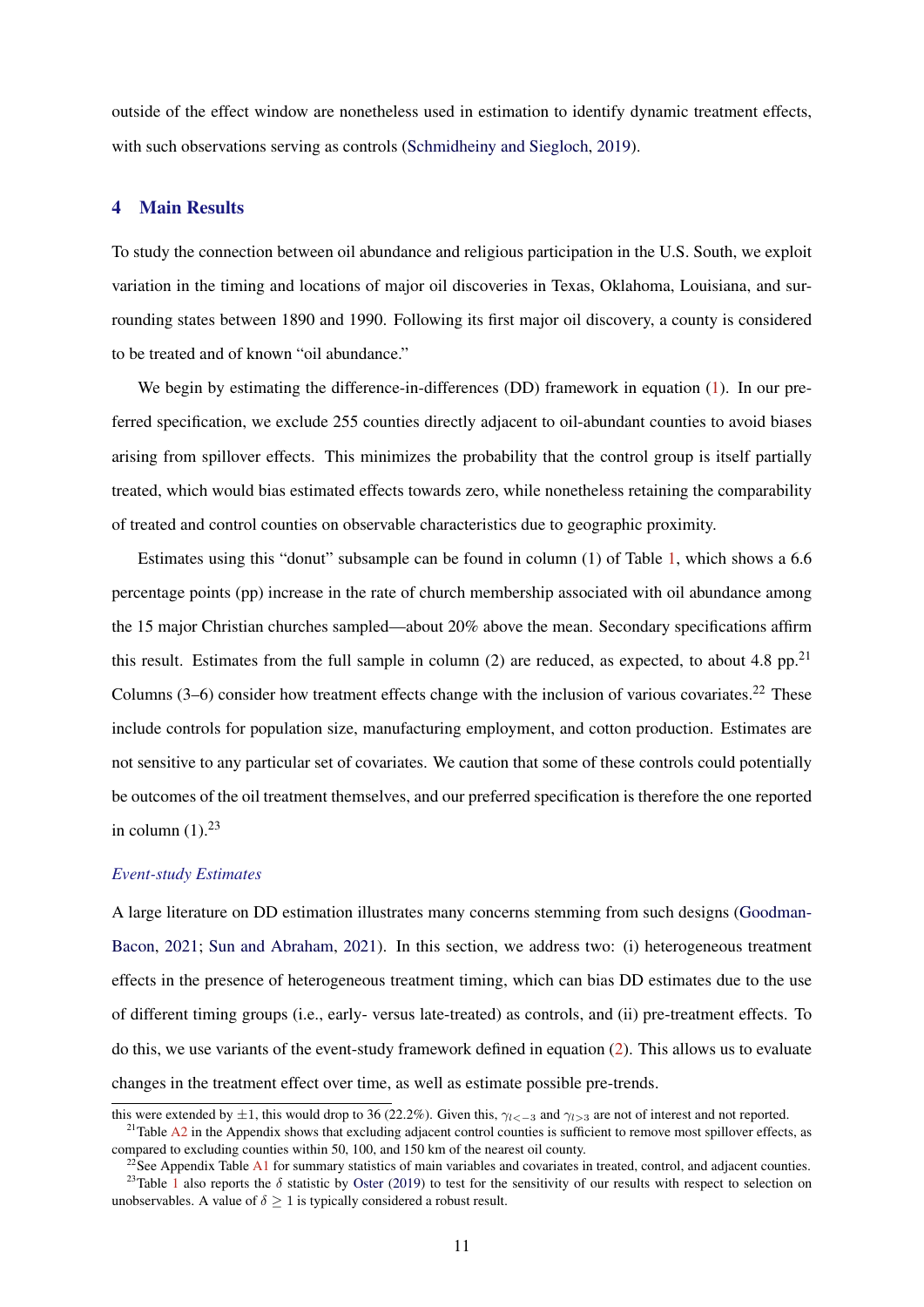outside of the effect window are nonetheless used in estimation to identify dynamic treatment effects, with such observations serving as controls (Schmidheiny and Siegloch, 2019).

## 4 Main Results

To study the connection between oil abundance and religious participation in the U.S. South, we exploit variation in the timing and locations of major oil discoveries in Texas, Oklahoma, Louisiana, and surrounding states between 1890 and 1990. Following its first major oil discovery, a county is considered to be treated and of known "oil abundance."

We begin by estimating the difference-in-differences (DD) framework in equation (1). In our preferred specification, we exclude 255 counties directly adjacent to oil-abundant counties to avoid biases arising from spillover effects. This minimizes the probability that the control group is itself partially treated, which would bias estimated effects towards zero, while nonetheless retaining the comparability of treated and control counties on observable characteristics due to geographic proximity.

Estimates using this "donut" subsample can be found in column (1) of Table 1, which shows a 6.6 percentage points (pp) increase in the rate of church membership associated with oil abundance among the 15 major Christian churches sampled—about 20% above the mean. Secondary specifications affirm this result. Estimates from the full sample in column (2) are reduced, as expected, to about 4.8 pp.[21] Columns (3–6) consider how treatment effects change with the inclusion of various covariates.[22] These include controls for population size, manufacturing employment, and cotton production. Estimates are not sensitive to any particular set of covariates. We caution that some of these controls could potentially be outcomes of the oil treatment themselves, and our preferred specification is therefore the one reported in column (1).[23]

### *Event-study Estimates*

A large literature on DD estimation illustrates many concerns stemming from such designs (Goodman-Bacon, 2021; Sun and Abraham, 2021). In this section, we address two: (i) heterogeneous treatment effects in the presence of heterogeneous treatment timing, which can bias DD estimates due to the use of different timing groups (i.e., early- versus late-treated) as controls, and (ii) pre-treatment effects. To do this, we use variants of the event-study framework defined in equation (2). This allows us to evaluate changes in the treatment effect over time, as well as estimate possible pre-trends.

this were extended by $\pm 1$, this would drop to 36 (22.2%). Given this, $\gamma_{l<-3}$ and $\gamma_{l>3}$ are not of interest and not reported.

[21] Table A2 in the Appendix shows that excluding adjacent control counties is sufficient to remove most spillover effects, as compared to excluding counties within 50, 100, and 150 km of the nearest oil county.

[22] See Appendix Table A1 for summary statistics of main variables and covariates in treated, control, and adjacent counties.

[23] Table 1 also reports the $\delta$ statistic by Oster (2019) to test for the sensitivity of our results with respect to selection on unobservables. A value of $\delta \geq 1$ is typically considered a robust result.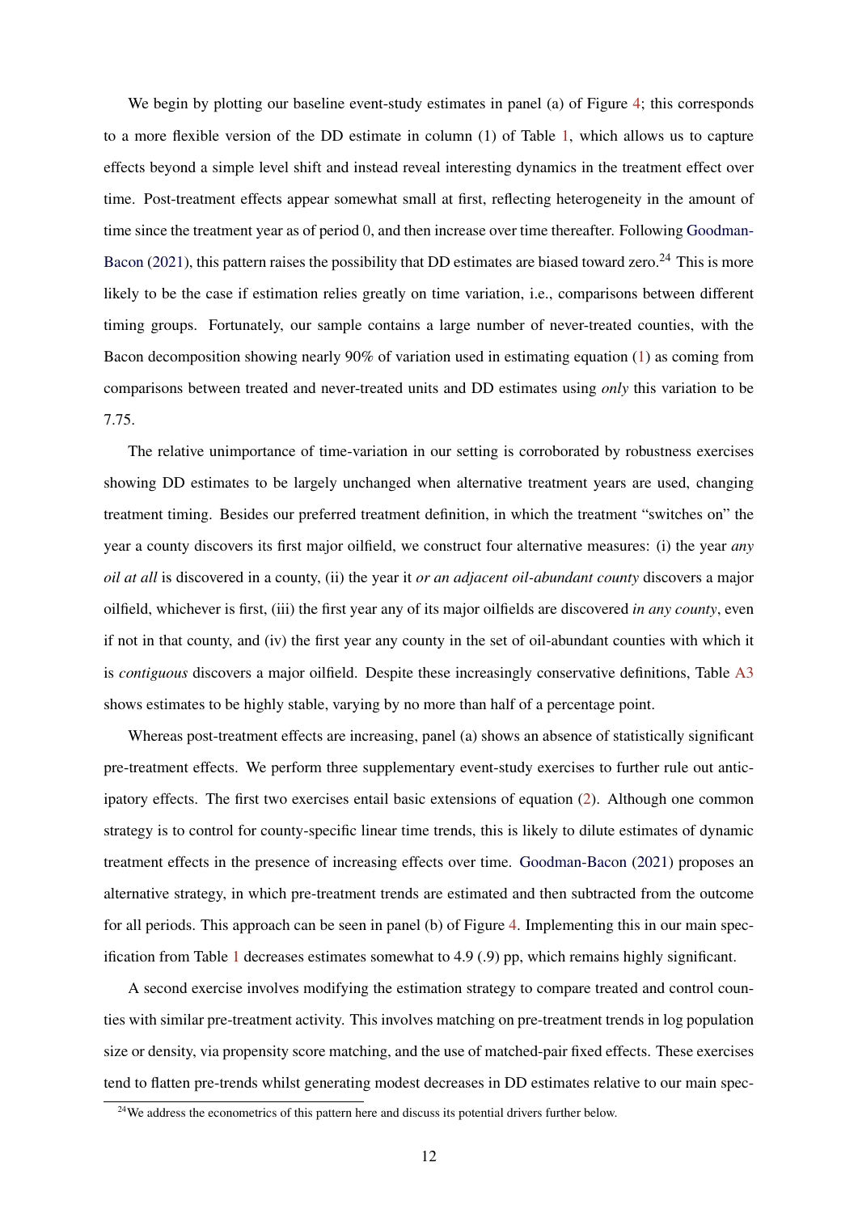We begin by plotting our baseline event-study estimates in panel (a) of Figure 4; this corresponds to a more flexible version of the DD estimate in column (1) of Table 1, which allows us to capture effects beyond a simple level shift and instead reveal interesting dynamics in the treatment effect over time. Post-treatment effects appear somewhat small at first, reflecting heterogeneity in the amount of time since the treatment year as of period 0, and then increase over time thereafter. Following Goodman-Bacon (2021), this pattern raises the possibility that DD estimates are biased toward zero.[24] This is more likely to be the case if estimation relies greatly on time variation, i.e., comparisons between different timing groups. Fortunately, our sample contains a large number of never-treated counties, with the Bacon decomposition showing nearly 90% of variation used in estimating equation (1) as coming from comparisons between treated and never-treated units and DD estimates using *only* this variation to be 7.75.

The relative unimportance of time-variation in our setting is corroborated by robustness exercises showing DD estimates to be largely unchanged when alternative treatment years are used, changing treatment timing. Besides our preferred treatment definition, in which the treatment "switches on" the year a county discovers its first major oilfield, we construct four alternative measures: (i) the year *any oil at all* is discovered in a county, (ii) the year it *or an adjacent oil-abundant county* discovers a major oilfield, whichever is first, (iii) the first year any of its major oilfields are discovered *in any county*, even if not in that county, and (iv) the first year any county in the set of oil-abundant counties with which it is *contiguous* discovers a major oilfield. Despite these increasingly conservative definitions, Table A3 shows estimates to be highly stable, varying by no more than half of a percentage point.

Whereas post-treatment effects are increasing, panel (a) shows an absence of statistically significant pre-treatment effects. We perform three supplementary event-study exercises to further rule out anticipatory effects. The first two exercises entail basic extensions of equation (2). Although one common strategy is to control for county-specific linear time trends, this is likely to dilute estimates of dynamic treatment effects in the presence of increasing effects over time. Goodman-Bacon (2021) proposes an alternative strategy, in which pre-treatment trends are estimated and then subtracted from the outcome for all periods. This approach can be seen in panel (b) of Figure 4. Implementing this in our main specification from Table 1 decreases estimates somewhat to 4.9 (.9) pp, which remains highly significant.

A second exercise involves modifying the estimation strategy to compare treated and control counties with similar pre-treatment activity. This involves matching on pre-treatment trends in log population size or density, via propensity score matching, and the use of matched-pair fixed effects. These exercises tend to flatten pre-trends whilst generating modest decreases in DD estimates relative to our main spec-

[24]We address the econometrics of this pattern here and discuss its potential drivers further below.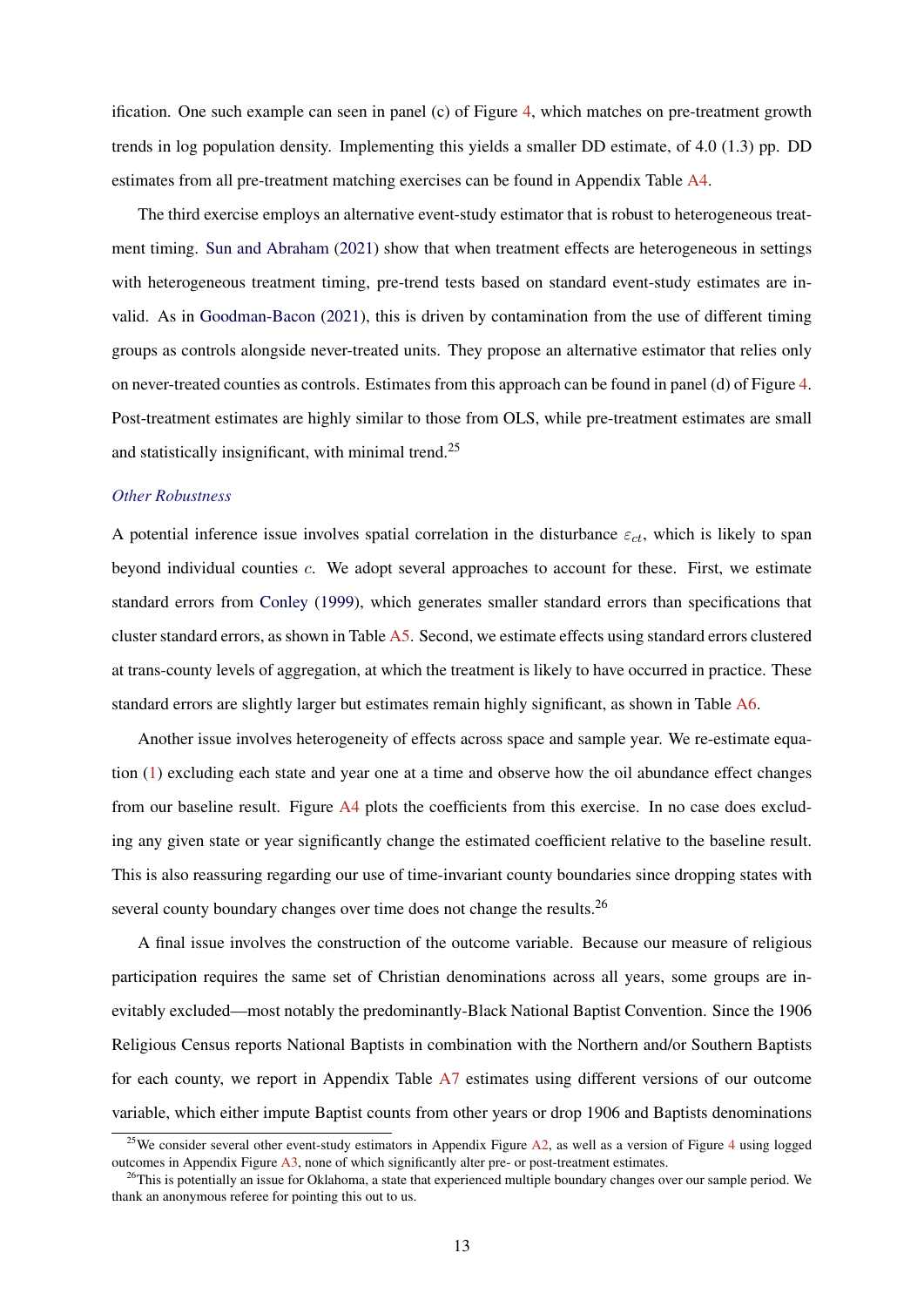ification. One such example can seen in panel (c) of Figure 4, which matches on pre-treatment growth trends in log population density. Implementing this yields a smaller DD estimate, of 4.0 (1.3) pp. DD estimates from all pre-treatment matching exercises can be found in Appendix Table A4.

The third exercise employs an alternative event-study estimator that is robust to heterogeneous treatment timing. Sun and Abraham (2021) show that when treatment effects are heterogeneous in settings with heterogeneous treatment timing, pre-trend tests based on standard event-study estimates are invalid. As in Goodman-Bacon (2021), this is driven by contamination from the use of different timing groups as controls alongside never-treated units. They propose an alternative estimator that relies only on never-treated counties as controls. Estimates from this approach can be found in panel (d) of Figure 4. Post-treatment estimates are highly similar to those from OLS, while pre-treatment estimates are small and statistically insignificant, with minimal trend.[25]

### *Other Robustness*

A potential inference issue involves spatial correlation in the disturbance $\varepsilon_{ct}$, which is likely to span beyond individual counties $c$. We adopt several approaches to account for these. First, we estimate standard errors from Conley (1999), which generates smaller standard errors than specifications that cluster standard errors, as shown in Table A5. Second, we estimate effects using standard errors clustered at trans-county levels of aggregation, at which the treatment is likely to have occurred in practice. These standard errors are slightly larger but estimates remain highly significant, as shown in Table A6.

Another issue involves heterogeneity of effects across space and sample year. We re-estimate equation (1) excluding each state and year one at a time and observe how the oil abundance effect changes from our baseline result. Figure A4 plots the coefficients from this exercise. In no case does excluding any given state or year significantly change the estimated coefficient relative to the baseline result. This is also reassuring regarding our use of time-invariant county boundaries since dropping states with several county boundary changes over time does not change the results.[26]

A final issue involves the construction of the outcome variable. Because our measure of religious participation requires the same set of Christian denominations across all years, some groups are inevitably excluded—most notably the predominantly-Black National Baptist Convention. Since the 1906 Religious Census reports National Baptists in combination with the Northern and/or Southern Baptists for each county, we report in Appendix Table A7 estimates using different versions of our outcome variable, which either impute Baptist counts from other years or drop 1906 and Baptists denominations

[25] We consider several other event-study estimators in Appendix Figure A2, as well as a version of Figure 4 using logged outcomes in Appendix Figure A3, none of which significantly alter pre- or post-treatment estimates.

[26] This is potentially an issue for Oklahoma, a state that experienced multiple boundary changes over our sample period. We thank an anonymous referee for pointing this out to us.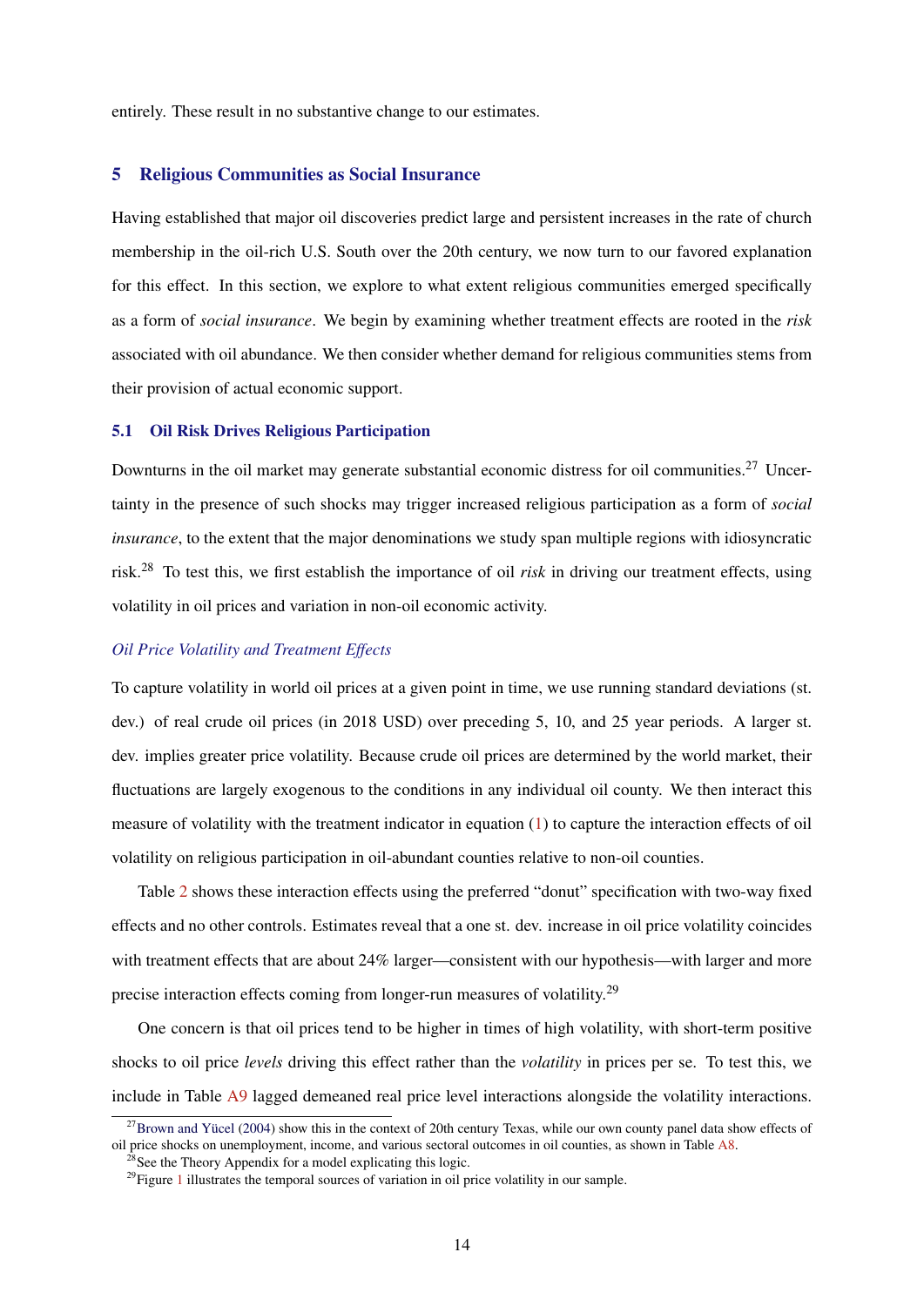entirely. These result in no substantive change to our estimates.

## 5 Religious Communities as Social Insurance

Having established that major oil discoveries predict large and persistent increases in the rate of church membership in the oil-rich U.S. South over the 20th century, we now turn to our favored explanation for this effect. In this section, we explore to what extent religious communities emerged specifically as a form of *social insurance*. We begin by examining whether treatment effects are rooted in the *risk* associated with oil abundance. We then consider whether demand for religious communities stems from their provision of actual economic support.

### 5.1 Oil Risk Drives Religious Participation

Downturns in the oil market may generate substantial economic distress for oil communities.[27] Uncertainty in the presence of such shocks may trigger increased religious participation as a form of *social insurance*, to the extent that the major denominations we study span multiple regions with idiosyncratic risk.[28] To test this, we first establish the importance of oil *risk* in driving our treatment effects, using volatility in oil prices and variation in non-oil economic activity.

#### *Oil Price Volatility and Treatment Effects*

To capture volatility in world oil prices at a given point in time, we use running standard deviations (st. dev.) of real crude oil prices (in 2018 USD) over preceding 5, 10, and 25 year periods. A larger st. dev. implies greater price volatility. Because crude oil prices are determined by the world market, their fluctuations are largely exogenous to the conditions in any individual oil county. We then interact this measure of volatility with the treatment indicator in equation (1) to capture the interaction effects of oil volatility on religious participation in oil-abundant counties relative to non-oil counties.

Table 2 shows these interaction effects using the preferred "donut" specification with two-way fixed effects and no other controls. Estimates reveal that a one st. dev. increase in oil price volatility coincides with treatment effects that are about 24% larger—consistent with our hypothesis—with larger and more precise interaction effects coming from longer-run measures of volatility.[29]

One concern is that oil prices tend to be higher in times of high volatility, with short-term positive shocks to oil price *levels* driving this effect rather than the *volatility* in prices per se. To test this, we include in Table A9 lagged demeaned real price level interactions alongside the volatility interactions.

---

[27] Brown and Yücel (2004) show this in the context of 20th century Texas, while our own county panel data show effects of oil price shocks on unemployment, income, and various sectoral outcomes in oil counties, as shown in Table A8.

[28] See the Theory Appendix for a model explicating this logic.

[29] Figure 1 illustrates the temporal sources of variation in oil price volatility in our sample.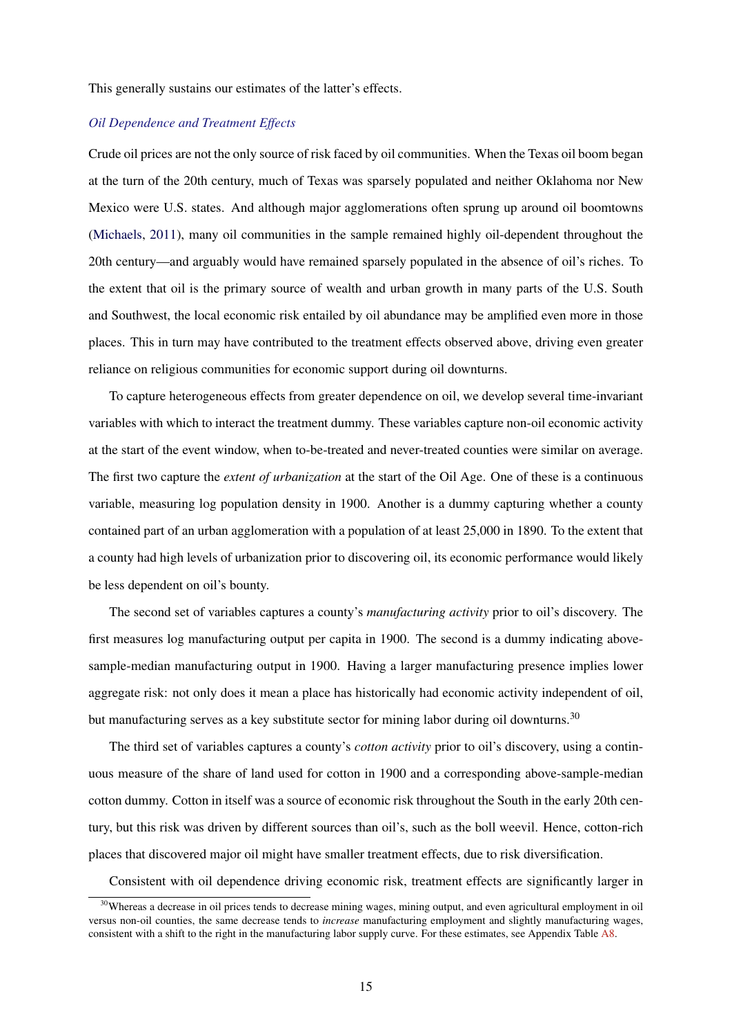This generally sustains our estimates of the latter's effects.

*Oil Dependence and Treatment Effects*

Crude oil prices are not the only source of risk faced by oil communities. When the Texas oil boom began at the turn of the 20th century, much of Texas was sparsely populated and neither Oklahoma nor New Mexico were U.S. states. And although major agglomerations often sprung up around oil boomtowns (Michaels, 2011), many oil communities in the sample remained highly oil-dependent throughout the 20th century—and arguably would have remained sparsely populated in the absence of oil's riches. To the extent that oil is the primary source of wealth and urban growth in many parts of the U.S. South and Southwest, the local economic risk entailed by oil abundance may be amplified even more in those places. This in turn may have contributed to the treatment effects observed above, driving even greater reliance on religious communities for economic support during oil downturns.

To capture heterogeneous effects from greater dependence on oil, we develop several time-invariant variables with which to interact the treatment dummy. These variables capture non-oil economic activity at the start of the event window, when to-be-treated and never-treated counties were similar on average. The first two capture the *extent of urbanization* at the start of the Oil Age. One of these is a continuous variable, measuring log population density in 1900. Another is a dummy capturing whether a county contained part of an urban agglomeration with a population of at least 25,000 in 1890. To the extent that a county had high levels of urbanization prior to discovering oil, its economic performance would likely be less dependent on oil's bounty.

The second set of variables captures a county's *manufacturing activity* prior to oil's discovery. The first measures log manufacturing output per capita in 1900. The second is a dummy indicating above-sample-median manufacturing output in 1900. Having a larger manufacturing presence implies lower aggregate risk: not only does it mean a place has historically had economic activity independent of oil, but manufacturing serves as a key substitute sector for mining labor during oil downturns.[30]

The third set of variables captures a county's *cotton activity* prior to oil's discovery, using a continuous measure of the share of land used for cotton in 1900 and a corresponding above-sample-median cotton dummy. Cotton in itself was a source of economic risk throughout the South in the early 20th century, but this risk was driven by different sources than oil's, such as the boll weevil. Hence, cotton-rich places that discovered major oil might have smaller treatment effects, due to risk diversification.

Consistent with oil dependence driving economic risk, treatment effects are significantly larger in

[30] Whereas a decrease in oil prices tends to decrease mining wages, mining output, and even agricultural employment in oil versus non-oil counties, the same decrease tends to *increase* manufacturing employment and slightly manufacturing wages, consistent with a shift to the right in the manufacturing labor supply curve. For these estimates, see Appendix Table A8.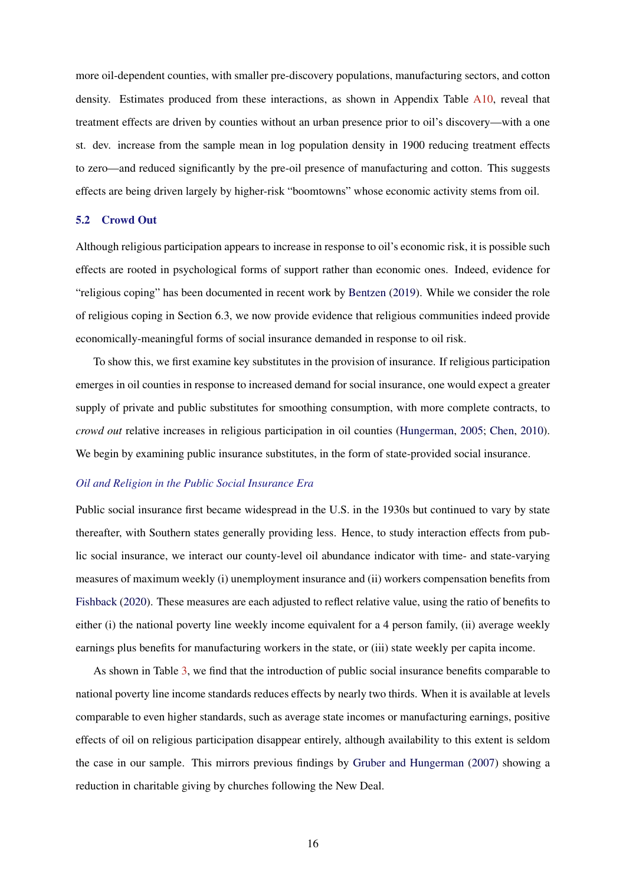more oil-dependent counties, with smaller pre-discovery populations, manufacturing sectors, and cotton density. Estimates produced from these interactions, as shown in Appendix Table A10, reveal that treatment effects are driven by counties without an urban presence prior to oil's discovery—with a one st. dev. increase from the sample mean in log population density in 1900 reducing treatment effects to zero—and reduced significantly by the pre-oil presence of manufacturing and cotton. This suggests effects are being driven largely by higher-risk "boomtowns" whose economic activity stems from oil.

### 5.2 Crowd Out

Although religious participation appears to increase in response to oil's economic risk, it is possible such effects are rooted in psychological forms of support rather than economic ones. Indeed, evidence for "religious coping" has been documented in recent work by Bentzen (2019). While we consider the role of religious coping in Section 6.3, we now provide evidence that religious communities indeed provide economically-meaningful forms of social insurance demanded in response to oil risk.

To show this, we first examine key substitutes in the provision of insurance. If religious participation emerges in oil counties in response to increased demand for social insurance, one would expect a greater supply of private and public substitutes for smoothing consumption, with more complete contracts, to *crowd out* relative increases in religious participation in oil counties (Hungerman, 2005; Chen, 2010). We begin by examining public insurance substitutes, in the form of state-provided social insurance.

*Oil and Religion in the Public Social Insurance Era*

Public social insurance first became widespread in the U.S. in the 1930s but continued to vary by state thereafter, with Southern states generally providing less. Hence, to study interaction effects from public social insurance, we interact our county-level oil abundance indicator with time- and state-varying measures of maximum weekly (i) unemployment insurance and (ii) workers compensation benefits from Fishback (2020). These measures are each adjusted to reflect relative value, using the ratio of benefits to either (i) the national poverty line weekly income equivalent for a 4 person family, (ii) average weekly earnings plus benefits for manufacturing workers in the state, or (iii) state weekly per capita income.

As shown in Table 3, we find that the introduction of public social insurance benefits comparable to national poverty line income standards reduces effects by nearly two thirds. When it is available at levels comparable to even higher standards, such as average state incomes or manufacturing earnings, positive effects of oil on religious participation disappear entirely, although availability to this extent is seldom the case in our sample. This mirrors previous findings by Gruber and Hungerman (2007) showing a reduction in charitable giving by churches following the New Deal.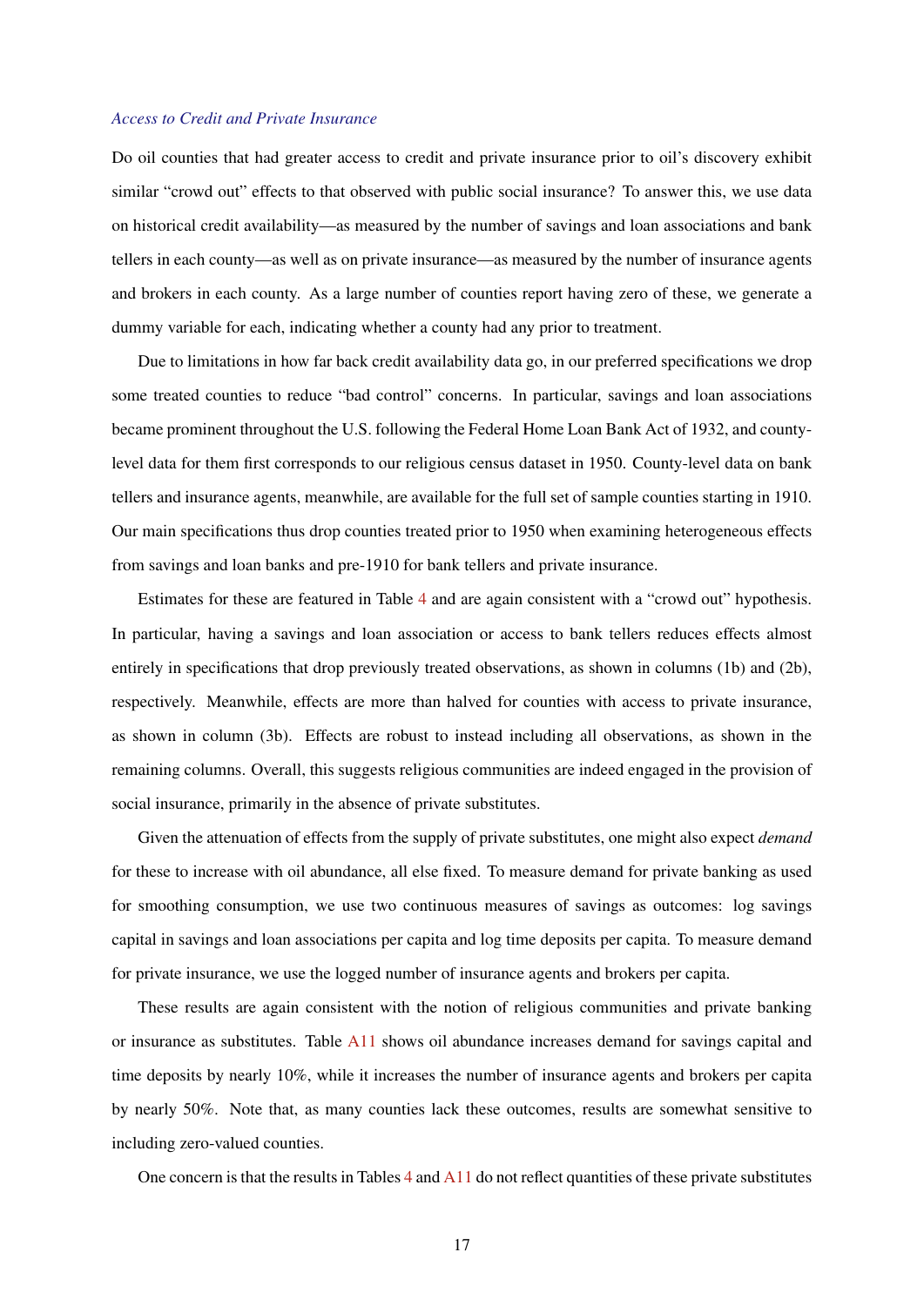*Access to Credit and Private Insurance*

Do oil counties that had greater access to credit and private insurance prior to oil's discovery exhibit similar "crowd out" effects to that observed with public social insurance? To answer this, we use data on historical credit availability—as measured by the number of savings and loan associations and bank tellers in each county—as well as on private insurance—as measured by the number of insurance agents and brokers in each county. As a large number of counties report having zero of these, we generate a dummy variable for each, indicating whether a county had any prior to treatment.

Due to limitations in how far back credit availability data go, in our preferred specifications we drop some treated counties to reduce "bad control" concerns. In particular, savings and loan associations became prominent throughout the U.S. following the Federal Home Loan Bank Act of 1932, and county-level data for them first corresponds to our religious census dataset in 1950. County-level data on bank tellers and insurance agents, meanwhile, are available for the full set of sample counties starting in 1910. Our main specifications thus drop counties treated prior to 1950 when examining heterogeneous effects from savings and loan banks and pre-1910 for bank tellers and private insurance.

Estimates for these are featured in Table 4 and are again consistent with a "crowd out" hypothesis. In particular, having a savings and loan association or access to bank tellers reduces effects almost entirely in specifications that drop previously treated observations, as shown in columns (1b) and (2b), respectively. Meanwhile, effects are more than halved for counties with access to private insurance, as shown in column (3b). Effects are robust to instead including all observations, as shown in the remaining columns. Overall, this suggests religious communities are indeed engaged in the provision of social insurance, primarily in the absence of private substitutes.

Given the attenuation of effects from the supply of private substitutes, one might also expect *demand* for these to increase with oil abundance, all else fixed. To measure demand for private banking as used for smoothing consumption, we use two continuous measures of savings as outcomes: log savings capital in savings and loan associations per capita and log time deposits per capita. To measure demand for private insurance, we use the logged number of insurance agents and brokers per capita.

These results are again consistent with the notion of religious communities and private banking or insurance as substitutes. Table A11 shows oil abundance increases demand for savings capital and time deposits by nearly 10%, while it increases the number of insurance agents and brokers per capita by nearly 50%. Note that, as many counties lack these outcomes, results are somewhat sensitive to including zero-valued counties.

One concern is that the results in Tables 4 and A11 do not reflect quantities of these private substitutes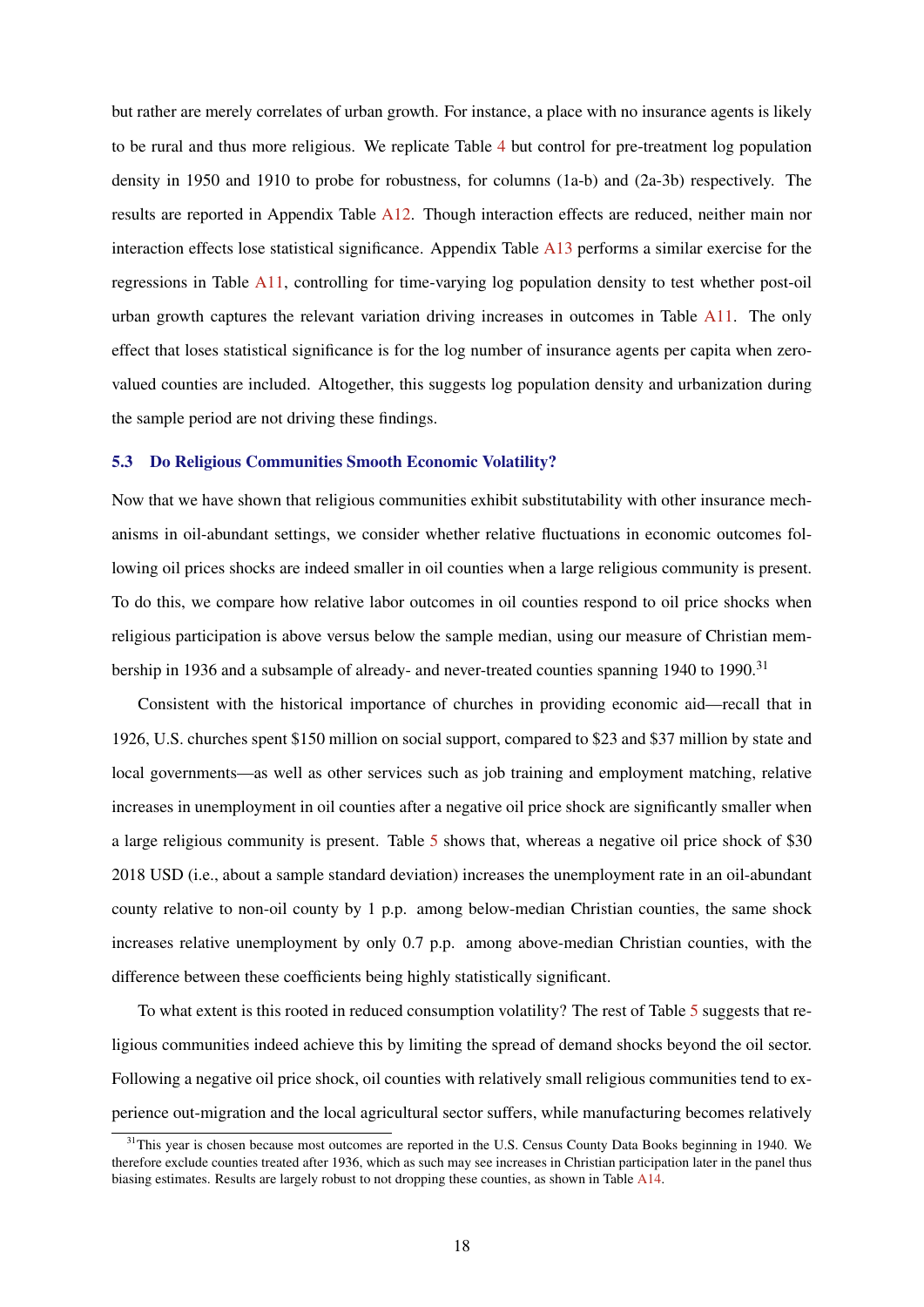but rather are merely correlates of urban growth. For instance, a place with no insurance agents is likely to be rural and thus more religious. We replicate Table 4 but control for pre-treatment log population density in 1950 and 1910 to probe for robustness, for columns (1a-b) and (2a-3b) respectively. The results are reported in Appendix Table A12. Though interaction effects are reduced, neither main nor interaction effects lose statistical significance. Appendix Table A13 performs a similar exercise for the regressions in Table A11, controlling for time-varying log population density to test whether post-oil urban growth captures the relevant variation driving increases in outcomes in Table A11. The only effect that loses statistical significance is for the log number of insurance agents per capita when zero-valued counties are included. Altogether, this suggests log population density and urbanization during the sample period are not driving these findings.

### 5.3 Do Religious Communities Smooth Economic Volatility?

Now that we have shown that religious communities exhibit substitutability with other insurance mechanisms in oil-abundant settings, we consider whether relative fluctuations in economic outcomes following oil prices shocks are indeed smaller in oil counties when a large religious community is present. To do this, we compare how relative labor outcomes in oil counties respond to oil price shocks when religious participation is above versus below the sample median, using our measure of Christian membership in 1936 and a subsample of already- and never-treated counties spanning 1940 to 1990.[31]

Consistent with the historical importance of churches in providing economic aid—recall that in 1926, U.S. churches spent $150 million on social support, compared to $23 and $37 million by state and local governments—as well as other services such as job training and employment matching, relative increases in unemployment in oil counties after a negative oil price shock are significantly smaller when a large religious community is present. Table 5 shows that, whereas a negative oil price shock of $30 2018 USD (i.e., about a sample standard deviation) increases the unemployment rate in an oil-abundant county relative to non-oil county by 1 p.p. among below-median Christian counties, the same shock increases relative unemployment by only 0.7 p.p. among above-median Christian counties, with the difference between these coefficients being highly statistically significant.

To what extent is this rooted in reduced consumption volatility? The rest of Table 5 suggests that religious communities indeed achieve this by limiting the spread of demand shocks beyond the oil sector. Following a negative oil price shock, oil counties with relatively small religious communities tend to experience out-migration and the local agricultural sector suffers, while manufacturing becomes relatively

[31] This year is chosen because most outcomes are reported in the U.S. Census County Data Books beginning in 1940. We therefore exclude counties treated after 1936, which as such may see increases in Christian participation later in the panel thus biasing estimates. Results are largely robust to not dropping these counties, as shown in Table A14.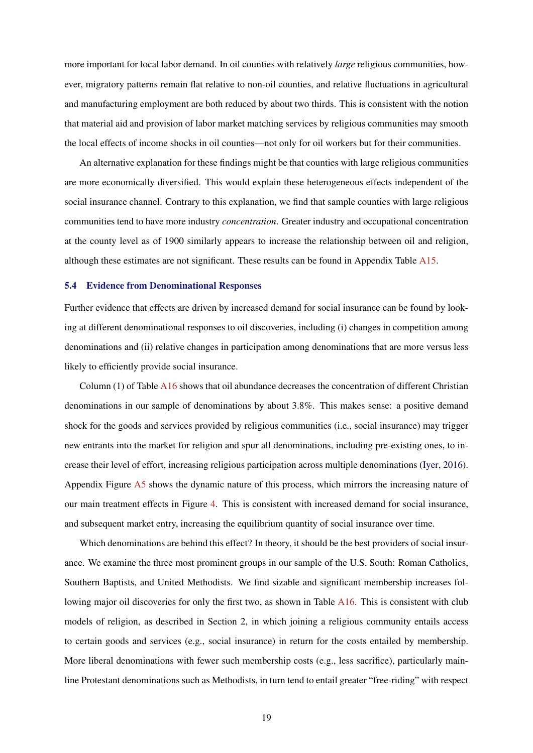more important for local labor demand. In oil counties with relatively *large* religious communities, however, migratory patterns remain flat relative to non-oil counties, and relative fluctuations in agricultural and manufacturing employment are both reduced by about two thirds. This is consistent with the notion that material aid and provision of labor market matching services by religious communities may smooth the local effects of income shocks in oil counties—not only for oil workers but for their communities.

An alternative explanation for these findings might be that counties with large religious communities are more economically diversified. This would explain these heterogeneous effects independent of the social insurance channel. Contrary to this explanation, we find that sample counties with large religious communities tend to have more industry *concentration*. Greater industry and occupational concentration at the county level as of 1900 similarly appears to increase the relationship between oil and religion, although these estimates are not significant. These results can be found in Appendix Table A15.

### 5.4 Evidence from Denominational Responses

Further evidence that effects are driven by increased demand for social insurance can be found by looking at different denominational responses to oil discoveries, including (i) changes in competition among denominations and (ii) relative changes in participation among denominations that are more versus less likely to efficiently provide social insurance.

Column (1) of Table A16 shows that oil abundance decreases the concentration of different Christian denominations in our sample of denominations by about 3.8%. This makes sense: a positive demand shock for the goods and services provided by religious communities (i.e., social insurance) may trigger new entrants into the market for religion and spur all denominations, including pre-existing ones, to increase their level of effort, increasing religious participation across multiple denominations (Iyer, 2016). Appendix Figure A5 shows the dynamic nature of this process, which mirrors the increasing nature of our main treatment effects in Figure 4. This is consistent with increased demand for social insurance, and subsequent market entry, increasing the equilibrium quantity of social insurance over time.

Which denominations are behind this effect? In theory, it should be the best providers of social insurance. We examine the three most prominent groups in our sample of the U.S. South: Roman Catholics, Southern Baptists, and United Methodists. We find sizable and significant membership increases following major oil discoveries for only the first two, as shown in Table A16. This is consistent with club models of religion, as described in Section 2, in which joining a religious community entails access to certain goods and services (e.g., social insurance) in return for the costs entailed by membership. More liberal denominations with fewer such membership costs (e.g., less sacrifice), particularly mainline Protestant denominations such as Methodists, in turn tend to entail greater "free-riding" with respect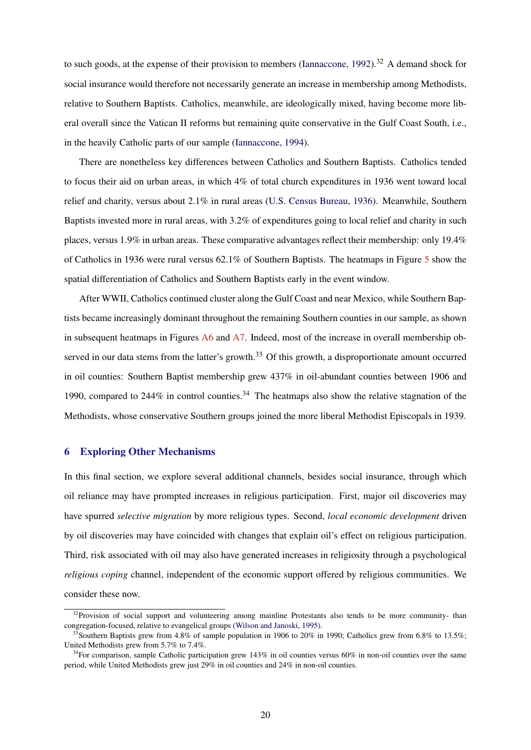to such goods, at the expense of their provision to members (Iannaccone, 1992).[32] A demand shock for social insurance would therefore not necessarily generate an increase in membership among Methodists, relative to Southern Baptists. Catholics, meanwhile, are ideologically mixed, having become more liberal overall since the Vatican II reforms but remaining quite conservative in the Gulf Coast South, i.e., in the heavily Catholic parts of our sample (Iannaccone, 1994).

There are nonetheless key differences between Catholics and Southern Baptists. Catholics tended to focus their aid on urban areas, in which 4% of total church expenditures in 1936 went toward local relief and charity, versus about 2.1% in rural areas (U.S. Census Bureau, 1936). Meanwhile, Southern Baptists invested more in rural areas, with 3.2% of expenditures going to local relief and charity in such places, versus 1.9% in urban areas. These comparative advantages reflect their membership: only 19.4% of Catholics in 1936 were rural versus 62.1% of Southern Baptists. The heatmaps in Figure 5 show the spatial differentiation of Catholics and Southern Baptists early in the event window.

After WWII, Catholics continued cluster along the Gulf Coast and near Mexico, while Southern Baptists became increasingly dominant throughout the remaining Southern counties in our sample, as shown in subsequent heatmaps in Figures A6 and A7. Indeed, most of the increase in overall membership observed in our data stems from the latter's growth.[33] Of this growth, a disproportionate amount occurred in oil counties: Southern Baptist membership grew 437% in oil-abundant counties between 1906 and 1990, compared to 244% in control counties.[34] The heatmaps also show the relative stagnation of the Methodists, whose conservative Southern groups joined the more liberal Methodist Episcopals in 1939.

## 6 Exploring Other Mechanisms

In this final section, we explore several additional channels, besides social insurance, through which oil reliance may have prompted increases in religious participation. First, major oil discoveries may have spurred *selective migration* by more religious types. Second, *local economic development* driven by oil discoveries may have coincided with changes that explain oil's effect on religious participation. Third, risk associated with oil may also have generated increases in religiosity through a psychological *religious coping* channel, independent of the economic support offered by religious communities. We consider these now.

---

[32] Provision of social support and volunteering among mainline Protestants also tends to be more community- than congregation-focused, relative to evangelical groups (Wilson and Janoski, 1995).

[33] Southern Baptists grew from 4.8% of sample population in 1906 to 20% in 1990; Catholics grew from 6.8% to 13.5%; United Methodists grew from 5.7% to 7.4%.

[34] For comparison, sample Catholic participation grew 143% in oil counties versus 60% in non-oil counties over the same period, while United Methodists grew just 29% in oil counties and 24% in non-oil counties.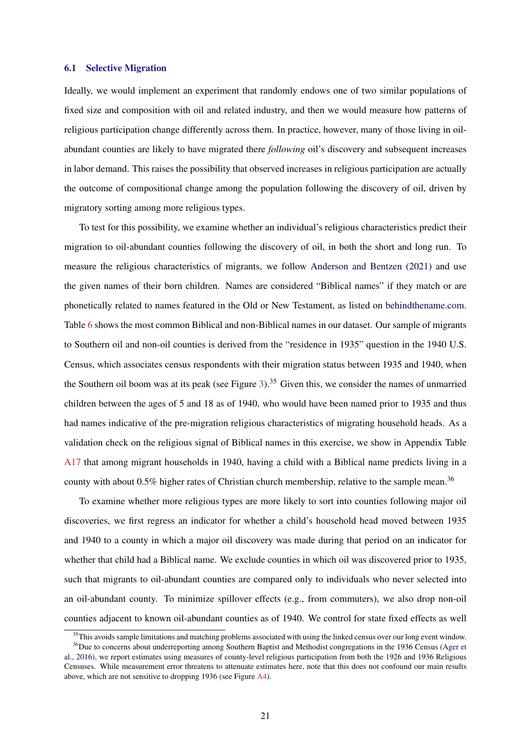### 6.1 Selective Migration

Ideally, we would implement an experiment that randomly endows one of two similar populations of fixed size and composition with oil and related industry, and then we would measure how patterns of religious participation change differently across them. In practice, however, many of those living in oil-abundant counties are likely to have migrated there *following* oil's discovery and subsequent increases in labor demand. This raises the possibility that observed increases in religious participation are actually the outcome of compositional change among the population following the discovery of oil, driven by migratory sorting among more religious types.

To test for this possibility, we examine whether an individual's religious characteristics predict their migration to oil-abundant counties following the discovery of oil, in both the short and long run. To measure the religious characteristics of migrants, we follow Anderson and Bentzen (2021) and use the given names of their born children. Names are considered "Biblical names" if they match or are phonetically related to names featured in the Old or New Testament, as listed on behindthename.com. Table 6 shows the most common Biblical and non-Biblical names in our dataset. Our sample of migrants to Southern oil and non-oil counties is derived from the "residence in 1935" question in the 1940 U.S. Census, which associates census respondents with their migration status between 1935 and 1940, when the Southern oil boom was at its peak (see Figure 3).[35] Given this, we consider the names of unmarried children between the ages of 5 and 18 as of 1940, who would have been named prior to 1935 and thus had names indicative of the pre-migration religious characteristics of migrating household heads. As a validation check on the religious signal of Biblical names in this exercise, we show in Appendix Table A17 that among migrant households in 1940, having a child with a Biblical name predicts living in a county with about 0.5% higher rates of Christian church membership, relative to the sample mean.[36]

To examine whether more religious types are more likely to sort into counties following major oil discoveries, we first regress an indicator for whether a child's household head moved between 1935 and 1940 to a county in which a major oil discovery was made during that period on an indicator for whether that child had a Biblical name. We exclude counties in which oil was discovered prior to 1935, such that migrants to oil-abundant counties are compared only to individuals who never selected into an oil-abundant county. To minimize spillover effects (e.g., from commuters), we also drop non-oil counties adjacent to known oil-abundant counties as of 1940. We control for state fixed effects as well

[35] This avoids sample limitations and matching problems associated with using the linked census over our long event window.

[36] Due to concerns about underreporting among Southern Baptist and Methodist congregations in the 1936 Census (Ager et al., 2016), we report estimates using measures of county-level religious participation from both the 1926 and 1936 Religious Censuses. While measurement error threatens to attenuate estimates here, note that this does not confound our main results above, which are not sensitive to dropping 1936 (see Figure A4).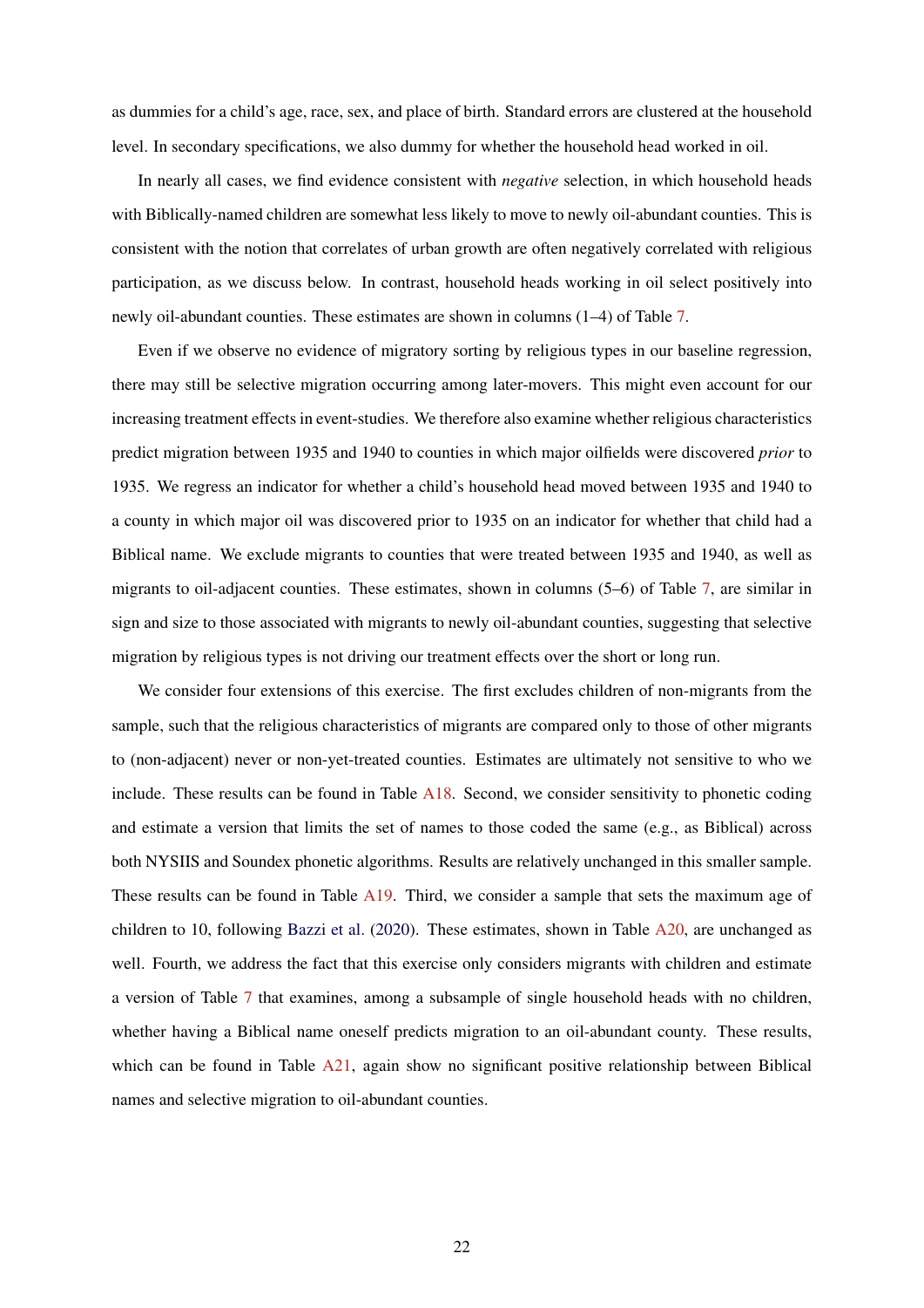as dummies for a child's age, race, sex, and place of birth. Standard errors are clustered at the household level. In secondary specifications, we also dummy for whether the household head worked in oil.

In nearly all cases, we find evidence consistent with *negative* selection, in which household heads with Biblically-named children are somewhat less likely to move to newly oil-abundant counties. This is consistent with the notion that correlates of urban growth are often negatively correlated with religious participation, as we discuss below. In contrast, household heads working in oil select positively into newly oil-abundant counties. These estimates are shown in columns (1–4) of Table 7.

Even if we observe no evidence of migratory sorting by religious types in our baseline regression, there may still be selective migration occurring among later-movers. This might even account for our increasing treatment effects in event-studies. We therefore also examine whether religious characteristics predict migration between 1935 and 1940 to counties in which major oilfields were discovered *prior* to 1935. We regress an indicator for whether a child's household head moved between 1935 and 1940 to a county in which major oil was discovered prior to 1935 on an indicator for whether that child had a Biblical name. We exclude migrants to counties that were treated between 1935 and 1940, as well as migrants to oil-adjacent counties. These estimates, shown in columns (5–6) of Table 7, are similar in sign and size to those associated with migrants to newly oil-abundant counties, suggesting that selective migration by religious types is not driving our treatment effects over the short or long run.

We consider four extensions of this exercise. The first excludes children of non-migrants from the sample, such that the religious characteristics of migrants are compared only to those of other migrants to (non-adjacent) never or non-yet-treated counties. Estimates are ultimately not sensitive to who we include. These results can be found in Table A18. Second, we consider sensitivity to phonetic coding and estimate a version that limits the set of names to those coded the same (e.g., as Biblical) across both NYSIIS and Soundex phonetic algorithms. Results are relatively unchanged in this smaller sample. These results can be found in Table A19. Third, we consider a sample that sets the maximum age of children to 10, following Bazzi et al. (2020). These estimates, shown in Table A20, are unchanged as well. Fourth, we address the fact that this exercise only considers migrants with children and estimate a version of Table 7 that examines, among a subsample of single household heads with no children, whether having a Biblical name oneself predicts migration to an oil-abundant county. These results, which can be found in Table A21, again show no significant positive relationship between Biblical names and selective migration to oil-abundant counties.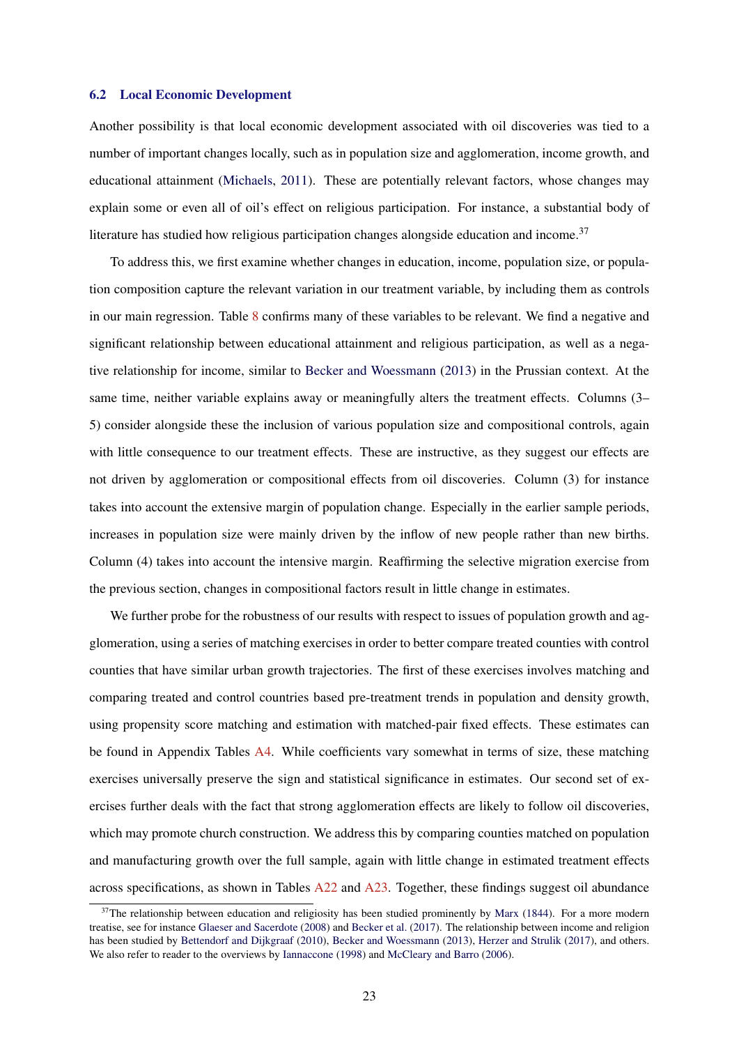### 6.2 Local Economic Development

Another possibility is that local economic development associated with oil discoveries was tied to a number of important changes locally, such as in population size and agglomeration, income growth, and educational attainment (Michaels, 2011). These are potentially relevant factors, whose changes may explain some or even all of oil's effect on religious participation. For instance, a substantial body of literature has studied how religious participation changes alongside education and income.[37]

To address this, we first examine whether changes in education, income, population size, or population composition capture the relevant variation in our treatment variable, by including them as controls in our main regression. Table 8 confirms many of these variables to be relevant. We find a negative and significant relationship between educational attainment and religious participation, as well as a negative relationship for income, similar to Becker and Woessmann (2013) in the Prussian context. At the same time, neither variable explains away or meaningfully alters the treatment effects. Columns (3–5) consider alongside these the inclusion of various population size and compositional controls, again with little consequence to our treatment effects. These are instructive, as they suggest our effects are not driven by agglomeration or compositional effects from oil discoveries. Column (3) for instance takes into account the extensive margin of population change. Especially in the earlier sample periods, increases in population size were mainly driven by the inflow of new people rather than new births. Column (4) takes into account the intensive margin. Reaffirming the selective migration exercise from the previous section, changes in compositional factors result in little change in estimates.

We further probe for the robustness of our results with respect to issues of population growth and agglomeration, using a series of matching exercises in order to better compare treated counties with control counties that have similar urban growth trajectories. The first of these exercises involves matching and comparing treated and control countries based pre-treatment trends in population and density growth, using propensity score matching and estimation with matched-pair fixed effects. These estimates can be found in Appendix Tables A4. While coefficients vary somewhat in terms of size, these matching exercises universally preserve the sign and statistical significance in estimates. Our second set of exercises further deals with the fact that strong agglomeration effects are likely to follow oil discoveries, which may promote church construction. We address this by comparing counties matched on population and manufacturing growth over the full sample, again with little change in estimated treatment effects across specifications, as shown in Tables A22 and A23. Together, these findings suggest oil abundance

[37] The relationship between education and religiosity has been studied prominently by Marx (1844). For a more modern treatise, see for instance Glaeser and Sacerdote (2008) and Becker et al. (2017). The relationship between income and religion has been studied by Bettendorf and Dijkgraaf (2010), Becker and Woessmann (2013), Herzer and Strulik (2017), and others. We also refer to reader to the overviews by Iannaccone (1998) and McCleary and Barro (2006).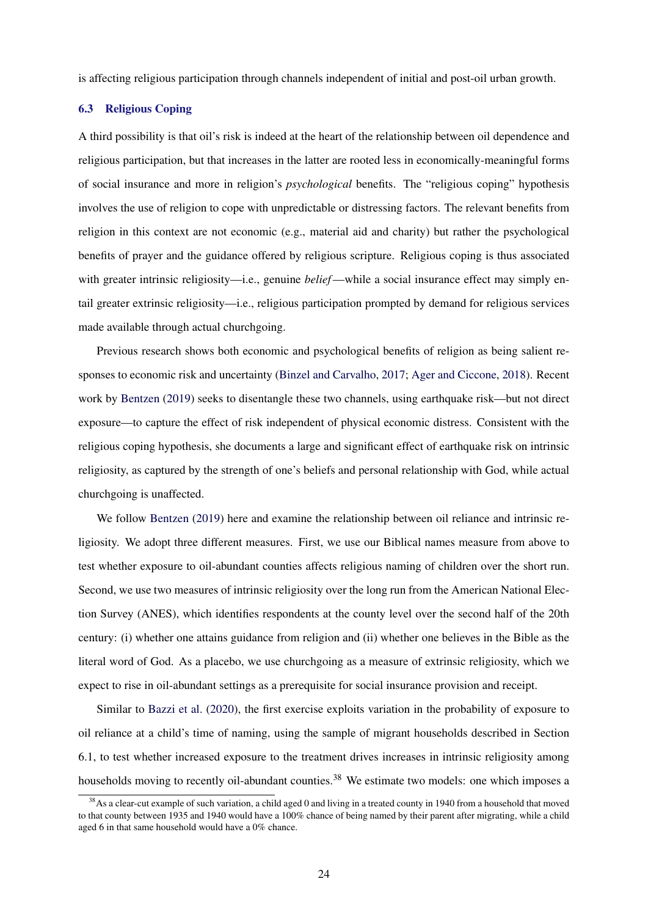is affecting religious participation through channels independent of initial and post-oil urban growth.

### 6.3 Religious Coping

A third possibility is that oil's risk is indeed at the heart of the relationship between oil dependence and religious participation, but that increases in the latter are rooted less in economically-meaningful forms of social insurance and more in religion's *psychological* benefits. The "religious coping" hypothesis involves the use of religion to cope with unpredictable or distressing factors. The relevant benefits from religion in this context are not economic (e.g., material aid and charity) but rather the psychological benefits of prayer and the guidance offered by religious scripture. Religious coping is thus associated with greater intrinsic religiosity—i.e., genuine *belief*—while a social insurance effect may simply entail greater extrinsic religiosity—i.e., religious participation prompted by demand for religious services made available through actual churchgoing.

Previous research shows both economic and psychological benefits of religion as being salient responses to economic risk and uncertainty (Binzel and Carvalho, 2017; Ager and Ciccone, 2018). Recent work by Bentzen (2019) seeks to disentangle these two channels, using earthquake risk—but not direct exposure—to capture the effect of risk independent of physical economic distress. Consistent with the religious coping hypothesis, she documents a large and significant effect of earthquake risk on intrinsic religiosity, as captured by the strength of one's beliefs and personal relationship with God, while actual churchgoing is unaffected.

We follow Bentzen (2019) here and examine the relationship between oil reliance and intrinsic religiosity. We adopt three different measures. First, we use our Biblical names measure from above to test whether exposure to oil-abundant counties affects religious naming of children over the short run. Second, we use two measures of intrinsic religiosity over the long run from the American National Election Survey (ANES), which identifies respondents at the county level over the second half of the 20th century: (i) whether one attains guidance from religion and (ii) whether one believes in the Bible as the literal word of God. As a placebo, we use churchgoing as a measure of extrinsic religiosity, which we expect to rise in oil-abundant settings as a prerequisite for social insurance provision and receipt.

Similar to Bazzi et al. (2020), the first exercise exploits variation in the probability of exposure to oil reliance at a child's time of naming, using the sample of migrant households described in Section 6.1, to test whether increased exposure to the treatment drives increases in intrinsic religiosity among households moving to recently oil-abundant counties.[38] We estimate two models: one which imposes a

[38] As a clear-cut example of such variation, a child aged 0 and living in a treated county in 1940 from a household that moved to that county between 1935 and 1940 would have a 100% chance of being named by their parent after migrating, while a child aged 6 in that same household would have a 0% chance.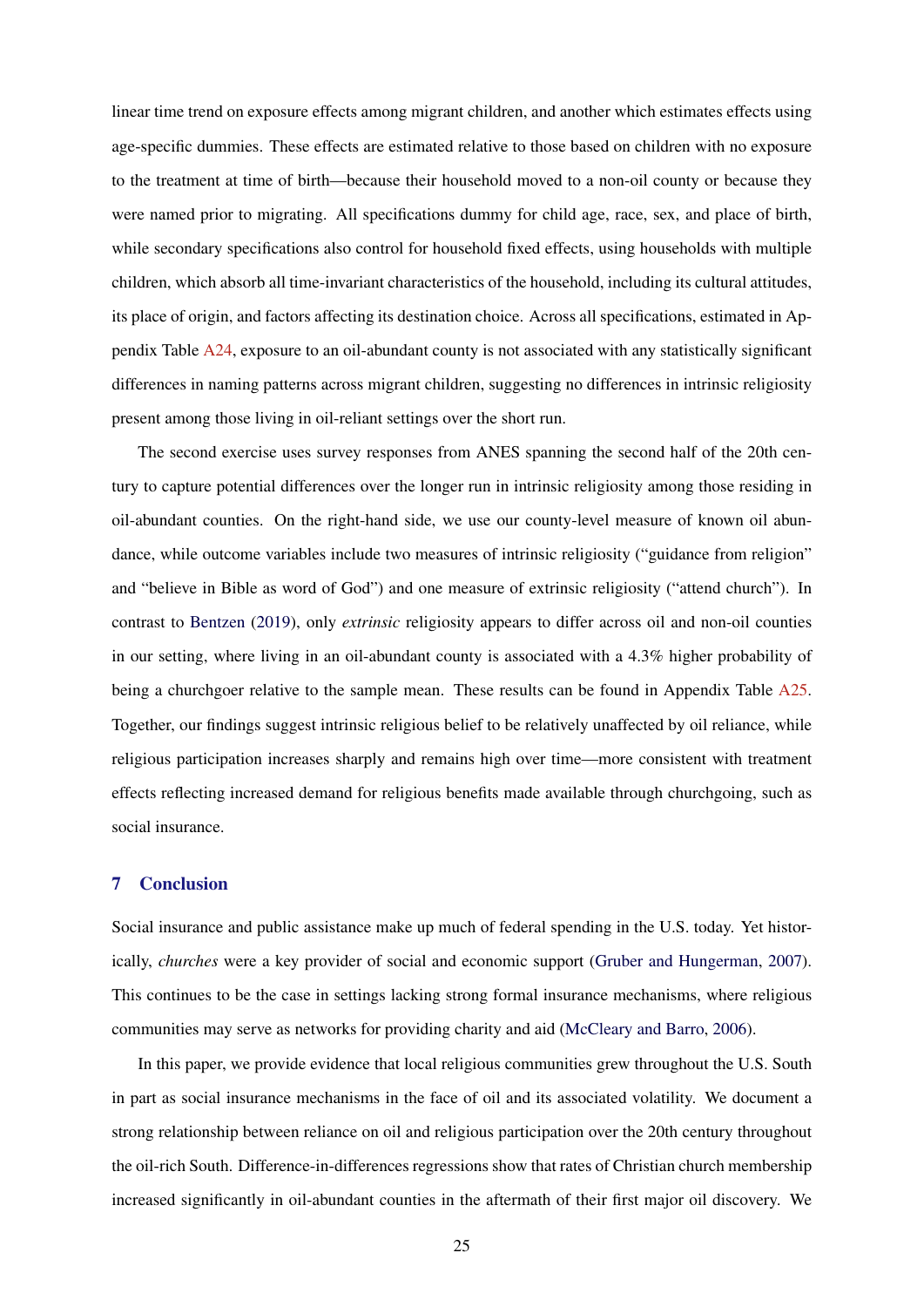linear time trend on exposure effects among migrant children, and another which estimates effects using age-specific dummies. These effects are estimated relative to those based on children with no exposure to the treatment at time of birth—because their household moved to a non-oil county or because they were named prior to migrating. All specifications dummy for child age, race, sex, and place of birth, while secondary specifications also control for household fixed effects, using households with multiple children, which absorb all time-invariant characteristics of the household, including its cultural attitudes, its place of origin, and factors affecting its destination choice. Across all specifications, estimated in Appendix Table A24, exposure to an oil-abundant county is not associated with any statistically significant differences in naming patterns across migrant children, suggesting no differences in intrinsic religiosity present among those living in oil-reliant settings over the short run.

The second exercise uses survey responses from ANES spanning the second half of the 20th century to capture potential differences over the longer run in intrinsic religiosity among those residing in oil-abundant counties. On the right-hand side, we use our county-level measure of known oil abundance, while outcome variables include two measures of intrinsic religiosity ("guidance from religion" and "believe in Bible as word of God") and one measure of extrinsic religiosity ("attend church"). In contrast to Bentzen (2019), only *extrinsic* religiosity appears to differ across oil and non-oil counties in our setting, where living in an oil-abundant county is associated with a 4.3% higher probability of being a churchgoer relative to the sample mean. These results can be found in Appendix Table A25. Together, our findings suggest intrinsic religious belief to be relatively unaffected by oil reliance, while religious participation increases sharply and remains high over time—more consistent with treatment effects reflecting increased demand for religious benefits made available through churchgoing, such as social insurance.

## 7 Conclusion

Social insurance and public assistance make up much of federal spending in the U.S. today. Yet historically, *churches* were a key provider of social and economic support (Gruber and Hungerman, 2007). This continues to be the case in settings lacking strong formal insurance mechanisms, where religious communities may serve as networks for providing charity and aid (McCleary and Barro, 2006).

In this paper, we provide evidence that local religious communities grew throughout the U.S. South in part as social insurance mechanisms in the face of oil and its associated volatility. We document a strong relationship between reliance on oil and religious participation over the 20th century throughout the oil-rich South. Difference-in-differences regressions show that rates of Christian church membership increased significantly in oil-abundant counties in the aftermath of their first major oil discovery. We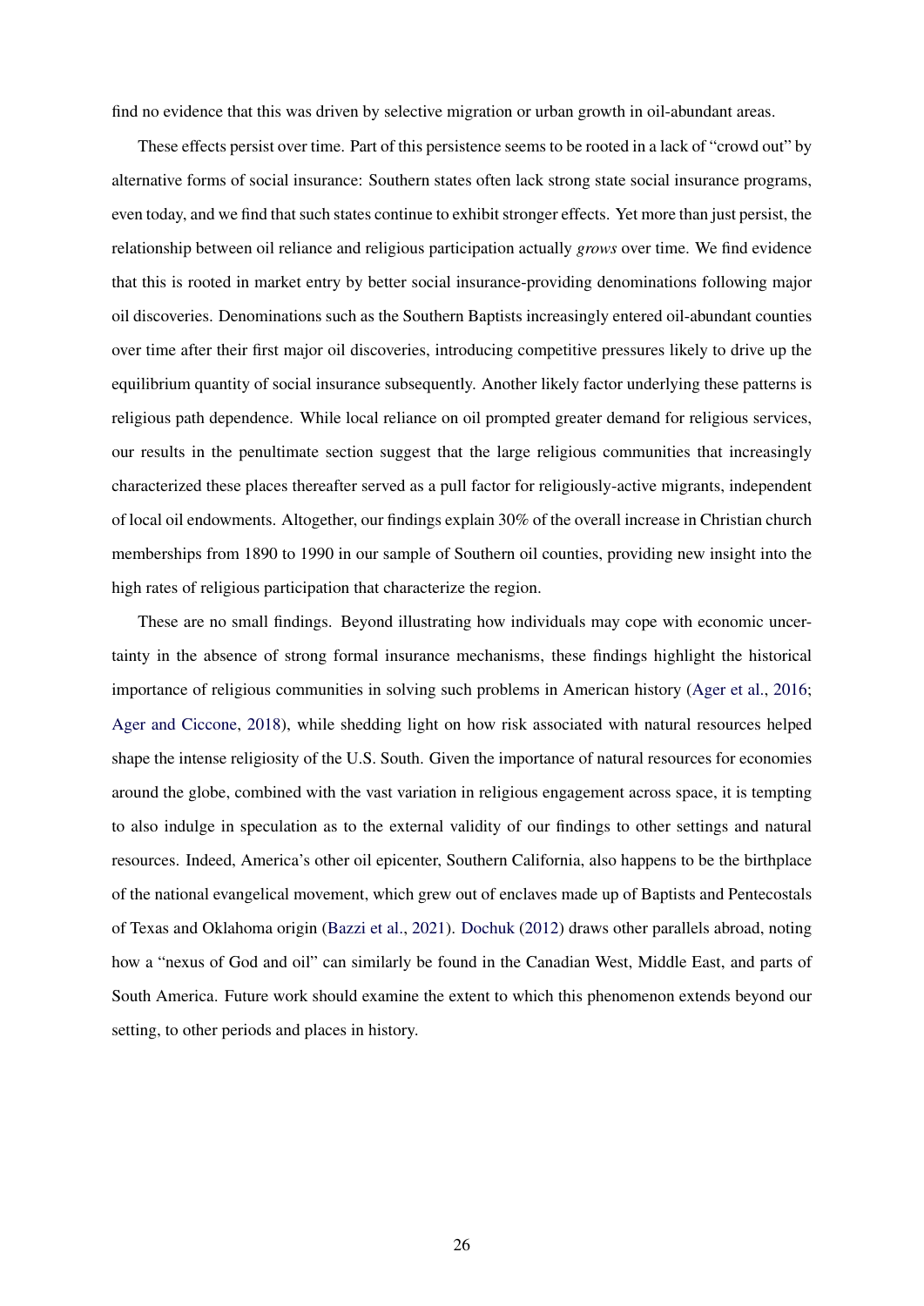find no evidence that this was driven by selective migration or urban growth in oil-abundant areas.

These effects persist over time. Part of this persistence seems to be rooted in a lack of "crowd out" by alternative forms of social insurance: Southern states often lack strong state social insurance programs, even today, and we find that such states continue to exhibit stronger effects. Yet more than just persist, the relationship between oil reliance and religious participation actually *grows* over time. We find evidence that this is rooted in market entry by better social insurance-providing denominations following major oil discoveries. Denominations such as the Southern Baptists increasingly entered oil-abundant counties over time after their first major oil discoveries, introducing competitive pressures likely to drive up the equilibrium quantity of social insurance subsequently. Another likely factor underlying these patterns is religious path dependence. While local reliance on oil prompted greater demand for religious services, our results in the penultimate section suggest that the large religious communities that increasingly characterized these places thereafter served as a pull factor for religiously-active migrants, independent of local oil endowments. Altogether, our findings explain 30% of the overall increase in Christian church memberships from 1890 to 1990 in our sample of Southern oil counties, providing new insight into the high rates of religious participation that characterize the region.

These are no small findings. Beyond illustrating how individuals may cope with economic uncertainty in the absence of strong formal insurance mechanisms, these findings highlight the historical importance of religious communities in solving such problems in American history (Ager et al., 2016; Ager and Ciccone, 2018), while shedding light on how risk associated with natural resources helped shape the intense religiosity of the U.S. South. Given the importance of natural resources for economies around the globe, combined with the vast variation in religious engagement across space, it is tempting to also indulge in speculation as to the external validity of our findings to other settings and natural resources. Indeed, America's other oil epicenter, Southern California, also happens to be the birthplace of the national evangelical movement, which grew out of enclaves made up of Baptists and Pentecostals of Texas and Oklahoma origin (Bazzi et al., 2021). Dochuk (2012) draws other parallels abroad, noting how a "nexus of God and oil" can similarly be found in the Canadian West, Middle East, and parts of South America. Future work should examine the extent to which this phenomenon extends beyond our setting, to other periods and places in history.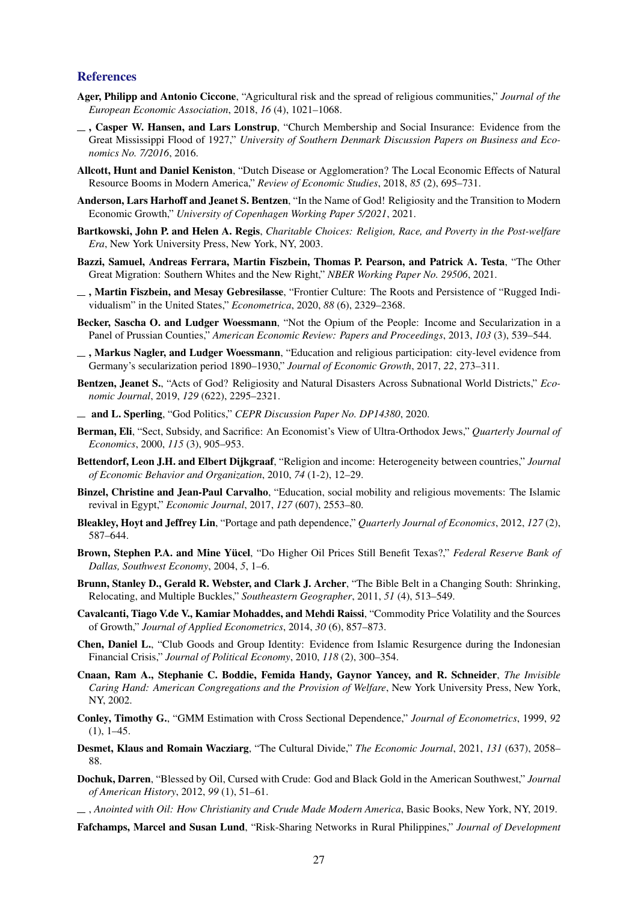## References

**Ager, Philipp and Antonio Ciccone**, "Agricultural risk and the spread of religious communities," *Journal of the European Economic Association*, 2018, *16* (4), 1021–1068.

\_\_ , **Casper W. Hansen, and Lars Lonstrup**, "Church Membership and Social Insurance: Evidence from the Great Mississippi Flood of 1927," *University of Southern Denmark Discussion Papers on Business and Economics No. 7/2016*, 2016.

**Allcott, Hunt and Daniel Keniston**, "Dutch Disease or Agglomeration? The Local Economic Effects of Natural Resource Booms in Modern America," *Review of Economic Studies*, 2018, *85* (2), 695–731.

**Anderson, Lars Harhoff and Jeanet S. Bentzen**, "In the Name of God! Religiosity and the Transition to Modern Economic Growth," *University of Copenhagen Working Paper 5/2021*, 2021.

**Bartkowski, John P. and Helen A. Regis**, *Charitable Choices: Religion, Race, and Poverty in the Post-welfare Era*, New York University Press, New York, NY, 2003.

**Bazzi, Samuel, Andreas Ferrara, Martin Fiszbein, Thomas P. Pearson, and Patrick A. Testa**, "The Other Great Migration: Southern Whites and the New Right," *NBER Working Paper No. 29506*, 2021.

\_\_ , **Martin Fiszbein, and Mesay Gebresilasse**, "Frontier Culture: The Roots and Persistence of "Rugged Individualism" in the United States," *Econometrica*, 2020, *88* (6), 2329–2368.

**Becker, Sascha O. and Ludger Woessmann**, "Not the Opium of the People: Income and Secularization in a Panel of Prussian Counties," *American Economic Review: Papers and Proceedings*, 2013, *103* (3), 539–544.

\_\_ , **Markus Nagler, and Ludger Woessmann**, "Education and religious participation: city-level evidence from Germany's secularization period 1890–1930," *Journal of Economic Growth*, 2017, *22*, 273–311.

**Bentzen, Jeanet S.**, "Acts of God? Religiosity and Natural Disasters Across Subnational World Districts," *Economic Journal*, 2019, *129* (622), 2295–2321.

\_\_ **and L. Sperling**, "God Politics," *CEPR Discussion Paper No. DP14380*, 2020.

**Berman, Eli**, "Sect, Subsidy, and Sacrifice: An Economist's View of Ultra-Orthodox Jews," *Quarterly Journal of Economics*, 2000, *115* (3), 905–953.

**Bettendorf, Leon J.H. and Elbert Dijkgraaf**, "Religion and income: Heterogeneity between countries," *Journal of Economic Behavior and Organization*, 2010, *74* (1-2), 12–29.

**Binzel, Christine and Jean-Paul Carvalho**, "Education, social mobility and religious movements: The Islamic revival in Egypt," *Economic Journal*, 2017, *127* (607), 2553–80.

**Bleakley, Hoyt and Jeffrey Lin**, "Portage and path dependence," *Quarterly Journal of Economics*, 2012, *127* (2), 587–644.

**Brown, Stephen P.A. and Mine Yücel**, "Do Higher Oil Prices Still Benefit Texas?," *Federal Reserve Bank of Dallas, Southwest Economy*, 2004, *5*, 1–6.

**Brunn, Stanley D., Gerald R. Webster, and Clark J. Archer**, "The Bible Belt in a Changing South: Shrinking, Relocating, and Multiple Buckles," *Southeastern Geographer*, 2011, *51* (4), 513–549.

**Cavalcanti, Tiago V.de V., Kamiar Mohaddes, and Mehdi Raissi**, "Commodity Price Volatility and the Sources of Growth," *Journal of Applied Econometrics*, 2014, *30* (6), 857–873.

**Chen, Daniel L.**, "Club Goods and Group Identity: Evidence from Islamic Resurgence during the Indonesian Financial Crisis," *Journal of Political Economy*, 2010, *118* (2), 300–354.

**Cnaan, Ram A., Stephanie C. Boddie, Femida Handy, Gaynor Yancey, and R. Schneider**, *The Invisible Caring Hand: American Congregations and the Provision of Welfare*, New York University Press, New York, NY, 2002.

**Conley, Timothy G.**, "GMM Estimation with Cross Sectional Dependence," *Journal of Econometrics*, 1999, *92* (1), 1–45.

**Desmet, Klaus and Romain Wacziarg**, "The Cultural Divide," *The Economic Journal*, 2021, *131* (637), 2058–88.

**Dochuk, Darren**, "Blessed by Oil, Cursed with Crude: God and Black Gold in the American Southwest," *Journal of American History*, 2012, *99* (1), 51–61.

\_\_ , *Anointed with Oil: How Christianity and Crude Made Modern America*, Basic Books, New York, NY, 2019.

**Fafchamps, Marcel and Susan Lund**, "Risk-Sharing Networks in Rural Philippines," *Journal of Development*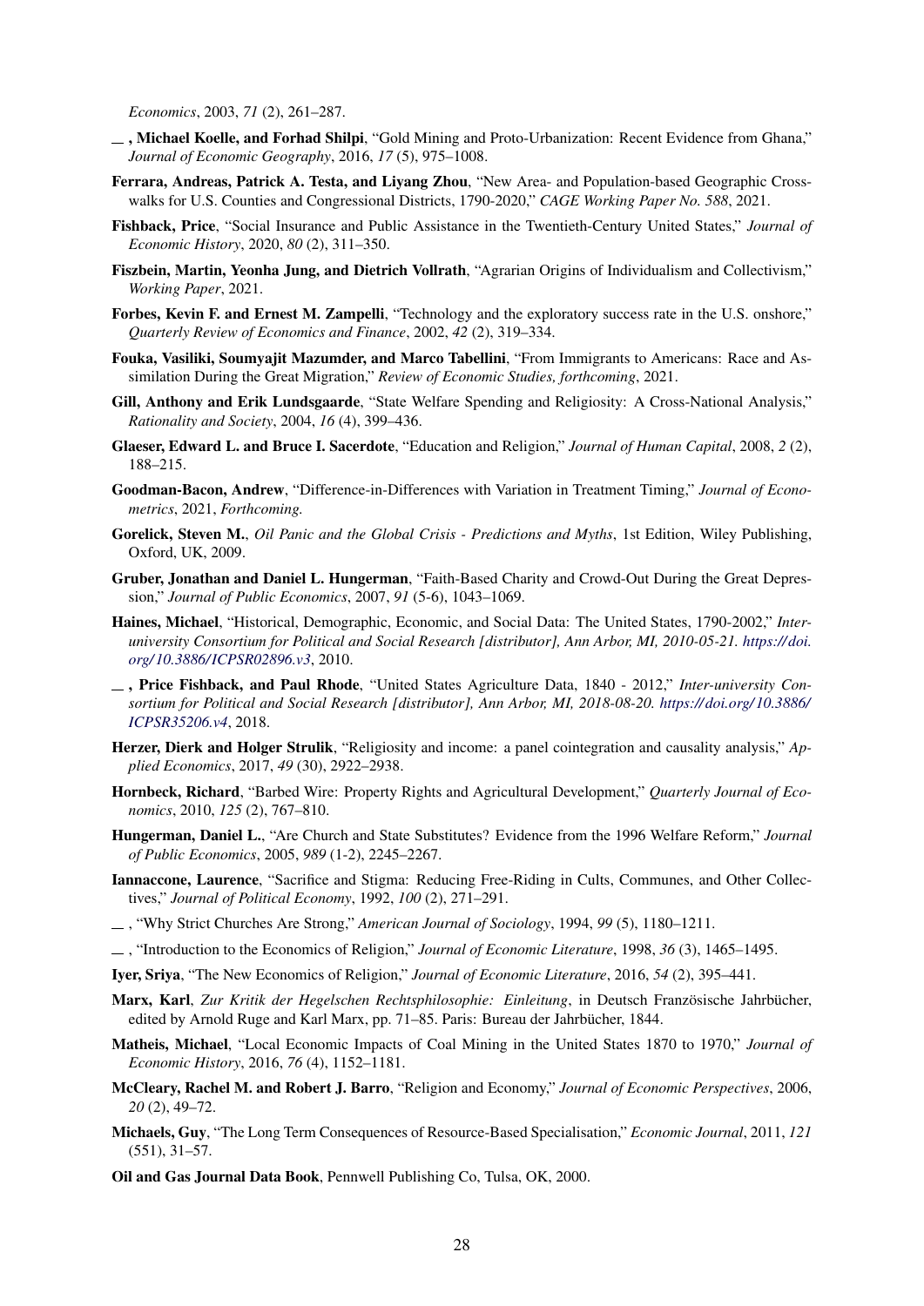*Economics*, 2003, *71* (2), 261–287.

__ , **Michael Koelle, and Forhad Shilpi**, "Gold Mining and Proto-Urbanization: Recent Evidence from Ghana," *Journal of Economic Geography*, 2016, *17* (5), 975–1008.

**Ferrara, Andreas, Patrick A. Testa, and Liyang Zhou**, "New Area- and Population-based Geographic Crosswalks for U.S. Counties and Congressional Districts, 1790-2020," *CAGE Working Paper No. 588*, 2021.

**Fishback, Price**, "Social Insurance and Public Assistance in the Twentieth-Century United States," *Journal of Economic History*, 2020, *80* (2), 311–350.

**Fiszbein, Martin, Yeonha Jung, and Dietrich Vollrath**, "Agrarian Origins of Individualism and Collectivism," *Working Paper*, 2021.

**Forbes, Kevin F. and Ernest M. Zampelli**, "Technology and the exploratory success rate in the U.S. onshore," *Quarterly Review of Economics and Finance*, 2002, *42* (2), 319–334.

**Fouka, Vasiliki, Soumyajit Mazumder, and Marco Tabellini**, "From Immigrants to Americans: Race and Assimilation During the Great Migration," *Review of Economic Studies, forthcoming*, 2021.

**Gill, Anthony and Erik Lundsgaarde**, "State Welfare Spending and Religiosity: A Cross-National Analysis," *Rationality and Society*, 2004, *16* (4), 399–436.

**Glaeser, Edward L. and Bruce I. Sacerdote**, "Education and Religion," *Journal of Human Capital*, 2008, *2* (2), 188–215.

**Goodman-Bacon, Andrew**, "Difference-in-Differences with Variation in Treatment Timing," *Journal of Econometrics*, 2021, *Forthcoming.*

**Gorelick, Steven M.**, *Oil Panic and the Global Crisis - Predictions and Myths*, 1st Edition, Wiley Publishing, Oxford, UK, 2009.

**Gruber, Jonathan and Daniel L. Hungerman**, "Faith-Based Charity and Crowd-Out During the Great Depression," *Journal of Public Economics*, 2007, *91* (5-6), 1043–1069.

**Haines, Michael**, "Historical, Demographic, Economic, and Social Data: The United States, 1790-2002," *Inter-university Consortium for Political and Social Research [distributor], Ann Arbor, MI, 2010-05-21. https://doi.org/10.3886/ICPSR02896.v3*, 2010.

__ , **Price Fishback, and Paul Rhode**, "United States Agriculture Data, 1840 - 2012," *Inter-university Consortium for Political and Social Research [distributor], Ann Arbor, MI, 2018-08-20. https://doi.org/10.3886/ICPSR35206.v4*, 2018.

**Herzer, Dierk and Holger Strulik**, "Religiosity and income: a panel cointegration and causality analysis," *Applied Economics*, 2017, *49* (30), 2922–2938.

**Hornbeck, Richard**, "Barbed Wire: Property Rights and Agricultural Development," *Quarterly Journal of Economics*, 2010, *125* (2), 767–810.

**Hungerman, Daniel L.**, "Are Church and State Substitutes? Evidence from the 1996 Welfare Reform," *Journal of Public Economics*, 2005, *989* (1-2), 2245–2267.

**Iannaccone, Laurence**, "Sacrifice and Stigma: Reducing Free-Riding in Cults, Communes, and Other Collectives," *Journal of Political Economy*, 1992, *100* (2), 271–291.

__ , "Why Strict Churches Are Strong," *American Journal of Sociology*, 1994, *99* (5), 1180–1211.

__ , "Introduction to the Economics of Religion," *Journal of Economic Literature*, 1998, *36* (3), 1465–1495.

**Iyer, Sriya**, "The New Economics of Religion," *Journal of Economic Literature*, 2016, *54* (2), 395–441.

**Marx, Karl**, *Zur Kritik der Hegelschen Rechtsphilosophie: Einleitung*, in Deutsch Französische Jahrbücher, edited by Arnold Ruge and Karl Marx, pp. 71–85. Paris: Bureau der Jahrbücher, 1844.

**Matheis, Michael**, "Local Economic Impacts of Coal Mining in the United States 1870 to 1970," *Journal of Economic History*, 2016, *76* (4), 1152–1181.

**McCleary, Rachel M. and Robert J. Barro**, "Religion and Economy," *Journal of Economic Perspectives*, 2006, *20* (2), 49–72.

**Michaels, Guy**, "The Long Term Consequences of Resource-Based Specialisation," *Economic Journal*, 2011, *121* (551), 31–57.

**Oil and Gas Journal Data Book**, Pennwell Publishing Co, Tulsa, OK, 2000.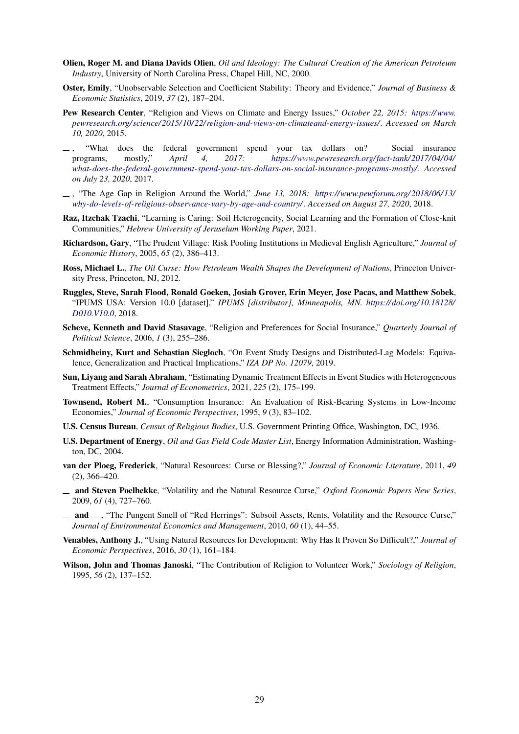**Olien, Roger M. and Diana Davids Olien**, *Oil and Ideology: The Cultural Creation of the American Petroleum Industry*, University of North Carolina Press, Chapel Hill, NC, 2000.

**Oster, Emily**, "Unobservable Selection and Coefficient Stability: Theory and Evidence," *Journal of Business & Economic Statistics*, 2019, *37* (2), 187–204.

**Pew Research Center**, "Religion and Views on Climate and Energy Issues," *October 22, 2015: https://www.pewresearch.org/science/2015/10/22/religion-and-views-on-climateand-energy-issues/. Accessed on March 10, 2020*, 2015.

\_\_ , "What does the federal government spend your tax dollars on? Social insurance programs, mostly," *April 4, 2017: https://www.pewresearch.org/fact-tank/2017/04/04/what-does-the-federal-government-spend-your-tax-dollars-on-social-insurance-programs-mostly/. Accessed on July 23, 2020*, 2017.

\_\_ , "The Age Gap in Religion Around the World," *June 13, 2018: https://www.pewforum.org/2018/06/13/why-do-levels-of-religious-observance-vary-by-age-and-country/. Accessed on August 27, 2020*, 2018.

**Raz, Itzchak Tzachi**, "Learning is Caring: Soil Heterogeneity, Social Learning and the Formation of Close-knit Communities," *Hebrew University of Jeruselum Working Paper*, 2021.

**Richardson, Gary**, "The Prudent Village: Risk Pooling Institutions in Medieval English Agriculture," *Journal of Economic History*, 2005, *65* (2), 386–413.

**Ross, Michael L.**, *The Oil Curse: How Petroleum Wealth Shapes the Development of Nations*, Princeton University Press, Princeton, NJ, 2012.

**Ruggles, Steve, Sarah Flood, Ronald Goeken, Josiah Grover, Erin Meyer, Jose Pacas, and Matthew Sobek**, "IPUMS USA: Version 10.0 [dataset]," *IPUMS [distributor], Minneapolis, MN. https://doi.org/10.18128/D010.V10.0*, 2018.

**Scheve, Kenneth and David Stasavage**, "Religion and Preferences for Social Insurance," *Quarterly Journal of Political Science*, 2006, *1* (3), 255–286.

**Schmidheiny, Kurt and Sebastian Siegloch**, "On Event Study Designs and Distributed-Lag Models: Equivalence, Generalization and Practical Implications," *IZA DP No. 12079*, 2019.

**Sun, Liyang and Sarah Abraham**, "Estimating Dynamic Treatment Effects in Event Studies with Heterogeneous Treatment Effects," *Journal of Econometrics*, 2021, *225* (2), 175–199.

**Townsend, Robert M.**, "Consumption Insurance: An Evaluation of Risk-Bearing Systems in Low-Income Economies," *Journal of Economic Perspectives*, 1995, *9* (3), 83–102.

**U.S. Census Bureau**, *Census of Religious Bodies*, U.S. Government Printing Office, Washington, DC, 1936.

**U.S. Department of Energy**, *Oil and Gas Field Code Master List*, Energy Information Administration, Washington, DC, 2004.

**van der Ploeg, Frederick**, "Natural Resources: Curse or Blessing?," *Journal of Economic Literature*, 2011, *49* (2), 366–420.

\_\_ **and Steven Poelhekke**, "Volatility and the Natural Resource Curse," *Oxford Economic Papers New Series*, 2009, *61* (4), 727–760.

\_\_ **and** \_\_ , "The Pungent Smell of "Red Herrings": Subsoil Assets, Rents, Volatility and the Resource Curse," *Journal of Environmental Economics and Management*, 2010, *60* (1), 44–55.

**Venables, Anthony J.**, "Using Natural Resources for Development: Why Has It Proven So Difficult?," *Journal of Economic Perspectives*, 2016, *30* (1), 161–184.

**Wilson, John and Thomas Janoski**, "The Contribution of Religion to Volunteer Work," *Sociology of Religion*, 1995, *56* (2), 137–152.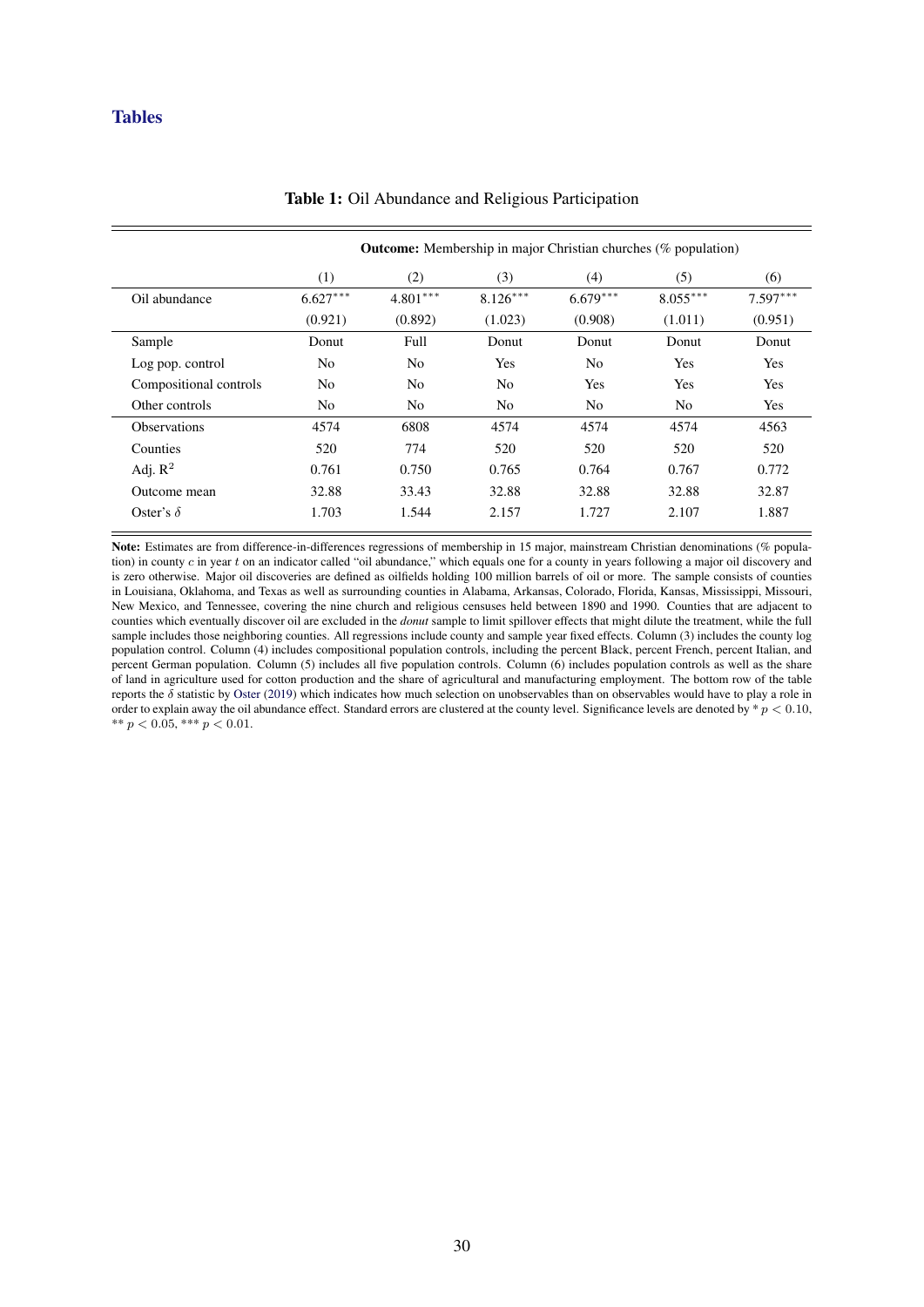# Tables

**Table 1:** Oil Abundance and Religious Participation

| | **Outcome:** Membership in major Christian churches (% population) | | | | | |
|---|---|---|---|---|---|---|
| | (1) | (2) | (3) | (4) | (5) | (6) |
| Oil abundance | 6.627*** | 4.801*** | 8.126*** | 6.679*** | 8.055*** | 7.597*** |
| | (0.921) | (0.892) | (1.023) | (0.908) | (1.011) | (0.951) |
| Sample | Donut | Full | Donut | Donut | Donut | Donut |
| Log pop. control | No | No | Yes | No | Yes | Yes |
| Compositional controls | No | No | No | Yes | Yes | Yes |
| Other controls | No | No | No | No | No | Yes |
| Observations | 4574 | 6808 | 4574 | 4574 | 4574 | 4563 |
| Counties | 520 | 774 | 520 | 520 | 520 | 520 |
| Adj. $R^2$ | 0.761 | 0.750 | 0.765 | 0.764 | 0.767 | 0.772 |
| Outcome mean | 32.88 | 33.43 | 32.88 | 32.88 | 32.88 | 32.87 |
| Oster's $\delta$ | 1.703 | 1.544 | 2.157 | 1.727 | 2.107 | 1.887 |

**Note:** Estimates are from difference-in-differences regressions of membership in 15 major, mainstream Christian denominations (% population) in county $c$ in year $t$ on an indicator called "oil abundance," which equals one for a county in years following a major oil discovery and is zero otherwise. Major oil discoveries are defined as oilfields holding 100 million barrels of oil or more. The sample consists of counties in Louisiana, Oklahoma, and Texas as well as surrounding counties in Alabama, Arkansas, Colorado, Florida, Kansas, Mississippi, Missouri, New Mexico, and Tennessee, covering the nine church and religious censuses held between 1890 and 1990. Counties that are adjacent to counties which eventually discover oil are excluded in the *donut* sample to limit spillover effects that might dilute the treatment, while the full sample includes those neighboring counties. All regressions include county and sample year fixed effects. Column (3) includes the county log population control. Column (4) includes compositional population controls, including the percent Black, percent French, percent Italian, and percent German population. Column (5) includes all five population controls. Column (6) includes population controls as well as the share of land in agriculture used for cotton production and the share of agricultural and manufacturing employment. The bottom row of the table reports the $\delta$ statistic by Oster (2019) which indicates how much selection on unobservables than on observables would have to play a role in order to explain away the oil abundance effect. Standard errors are clustered at the county level. Significance levels are denoted by * $p < 0.10$, ** $p < 0.05$, *** $p < 0.01$.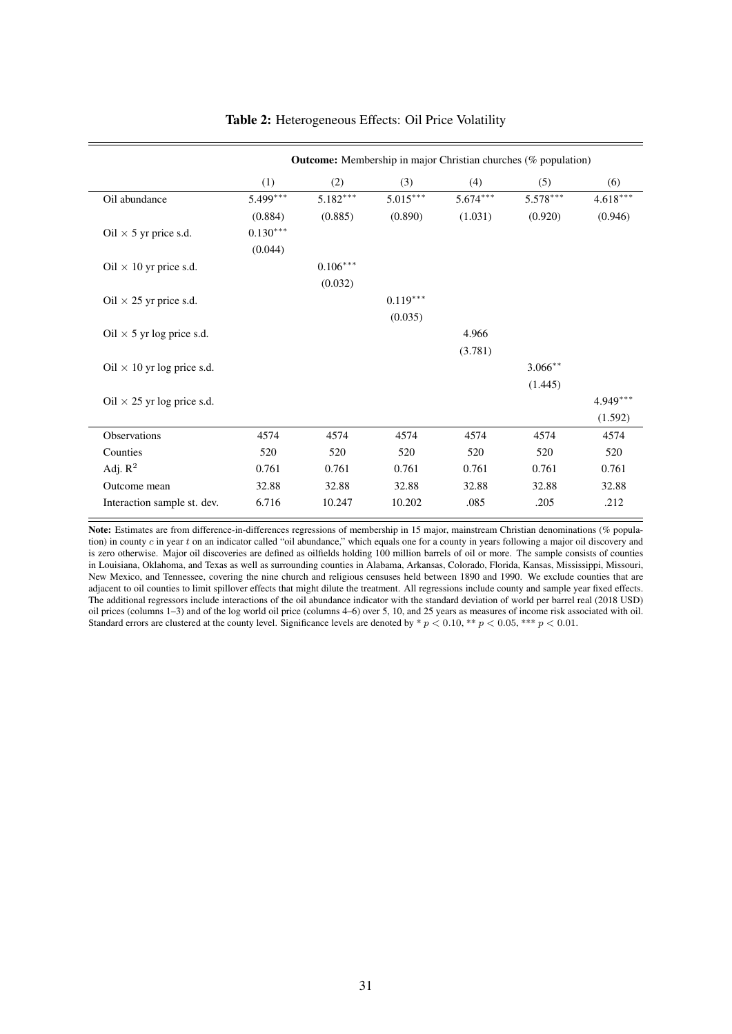**Table 2:** Heterogeneous Effects: Oil Price Volatility

| | **Outcome:** Membership in major Christian churches (% population) | | | | | |
|---|---|---|---|---|---|---|
| | (1) | (2) | (3) | (4) | (5) | (6) |
| Oil abundance | 5.499*** | 5.182*** | 5.015*** | 5.674*** | 5.578*** | 4.618*** |
| | (0.884) | (0.885) | (0.890) | (1.031) | (0.920) | (0.946) |
| Oil × 5 yr price s.d. | 0.130*** | | | | | |
| | (0.044) | | | | | |
| Oil × 10 yr price s.d. | | 0.106*** | | | | |
| | | (0.032) | | | | |
| Oil × 25 yr price s.d. | | | 0.119*** | | | |
| | | | (0.035) | | | |
| Oil × 5 yr log price s.d. | | | | 4.966 | | |
| | | | | (3.781) | | |
| Oil × 10 yr log price s.d. | | | | | 3.066** | |
| | | | | | (1.445) | |
| Oil × 25 yr log price s.d. | | | | | | 4.949*** |
| | | | | | | (1.592) |
| Observations | 4574 | 4574 | 4574 | 4574 | 4574 | 4574 |
| Counties | 520 | 520 | 520 | 520 | 520 | 520 |
| Adj. $R^2$ | 0.761 | 0.761 | 0.761 | 0.761 | 0.761 | 0.761 |
| Outcome mean | 32.88 | 32.88 | 32.88 | 32.88 | 32.88 | 32.88 |
| Interaction sample st. dev. | 6.716 | 10.247 | 10.202 | .085 | .205 | .212 |

**Note:** Estimates are from difference-in-differences regressions of membership in 15 major, mainstream Christian denominations (% population) in county $c$ in year $t$ on an indicator called "oil abundance," which equals one for a county in years following a major oil discovery and is zero otherwise. Major oil discoveries are defined as oilfields holding 100 million barrels of oil or more. The sample consists of counties in Louisiana, Oklahoma, and Texas as well as surrounding counties in Alabama, Arkansas, Colorado, Florida, Kansas, Mississippi, Missouri, New Mexico, and Tennessee, covering the nine church and religious censuses held between 1890 and 1990. We exclude counties that are adjacent to oil counties to limit spillover effects that might dilute the treatment. All regressions include county and sample year fixed effects. The additional regressors include interactions of the oil abundance indicator with the standard deviation of world per barrel real (2018 USD) oil prices (columns 1–3) and of the log world oil price (columns 4–6) over 5, 10, and 25 years as measures of income risk associated with oil. Standard errors are clustered at the county level. Significance levels are denoted by * $p < 0.10$, ** $p < 0.05$, *** $p < 0.01$.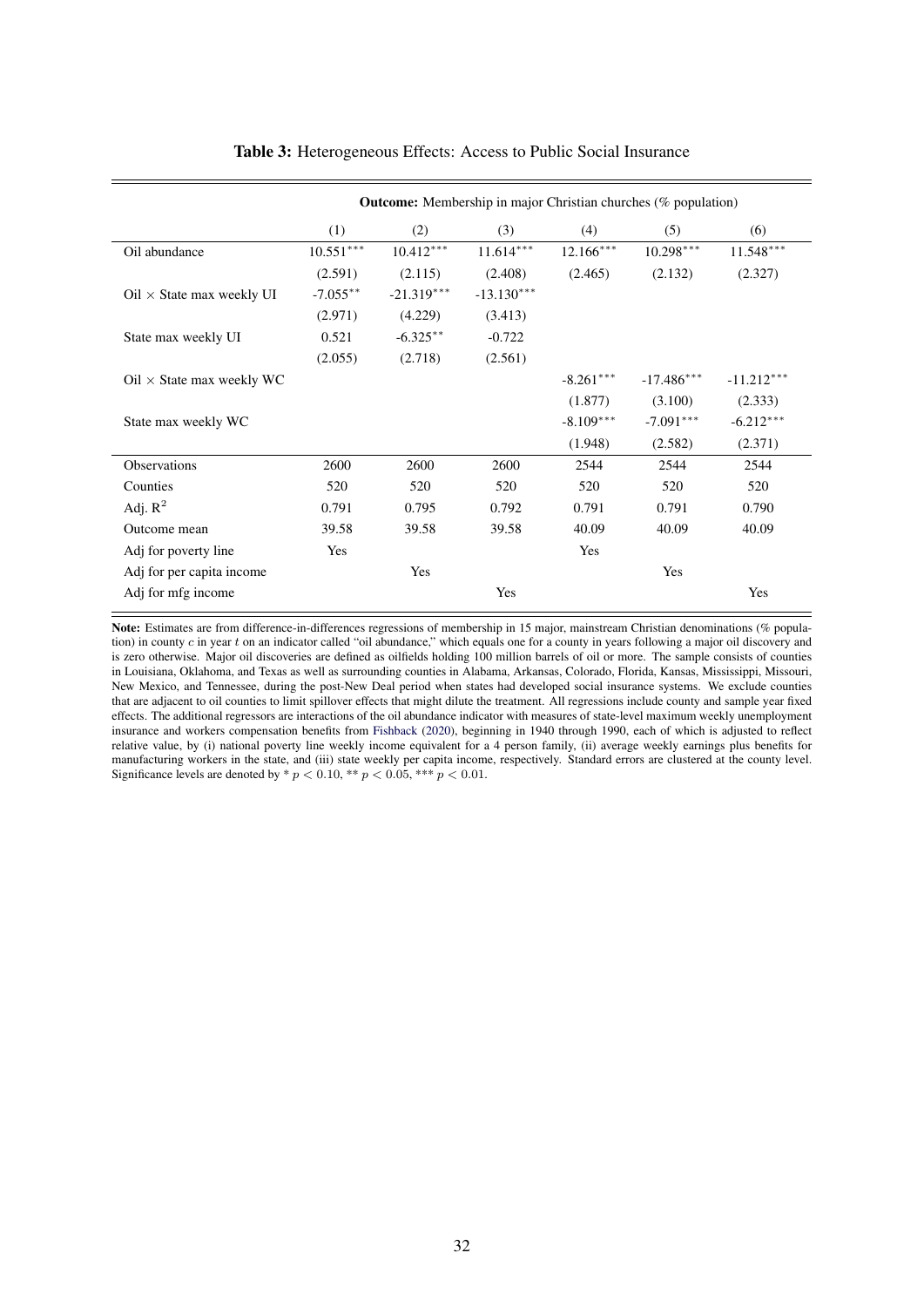**Table 3:** Heterogeneous Effects: Access to Public Social Insurance

| | **Outcome:** Membership in major Christian churches (% population) | | | | | |
|---|---|---|---|---|---|---|
| | (1) | (2) | (3) | (4) | (5) | (6) |
| Oil abundance | 10.551*** | 10.412*** | 11.614*** | 12.166*** | 10.298*** | 11.548*** |
| | (2.591) | (2.115) | (2.408) | (2.465) | (2.132) | (2.327) |
| Oil × State max weekly UI | -7.055** | -21.319*** | -13.130*** | | | |
| | (2.971) | (4.229) | (3.413) | | | |
| State max weekly UI | 0.521 | -6.325** | -0.722 | | | |
| | (2.055) | (2.718) | (2.561) | | | |
| Oil × State max weekly WC | | | | -8.261*** | -17.486*** | -11.212*** |
| | | | | (1.877) | (3.100) | (2.333) |
| State max weekly WC | | | | -8.109*** | -7.091*** | -6.212*** |
| | | | | (1.948) | (2.582) | (2.371) |
| Observations | 2600 | 2600 | 2600 | 2544 | 2544 | 2544 |
| Counties | 520 | 520 | 520 | 520 | 520 | 520 |
| Adj. $R^2$ | 0.791 | 0.795 | 0.792 | 0.791 | 0.791 | 0.790 |
| Outcome mean | 39.58 | 39.58 | 39.58 | 40.09 | 40.09 | 40.09 |
| Adj for poverty line | Yes | | | Yes | | |
| Adj for per capita income | | Yes | | | Yes | |
| Adj for mfg income | | | Yes | | | Yes |

**Note:** Estimates are from difference-in-differences regressions of membership in 15 major, mainstream Christian denominations (% population) in county $c$ in year $t$ on an indicator called "oil abundance," which equals one for a county in years following a major oil discovery and is zero otherwise. Major oil discoveries are defined as oilfields holding 100 million barrels of oil or more. The sample consists of counties in Louisiana, Oklahoma, and Texas as well as surrounding counties in Alabama, Arkansas, Colorado, Florida, Kansas, Mississippi, Missouri, New Mexico, and Tennessee, during the post-New Deal period when states had developed social insurance systems. We exclude counties that are adjacent to oil counties to limit spillover effects that might dilute the treatment. All regressions include county and sample year fixed effects. The additional regressors are interactions of the oil abundance indicator with measures of state-level maximum weekly unemployment insurance and workers compensation benefits from Fishback (2020), beginning in 1940 through 1990, each of which is adjusted to reflect relative value, by (i) national poverty line weekly income equivalent for a 4 person family, (ii) average weekly earnings plus benefits for manufacturing workers in the state, and (iii) state weekly per capita income, respectively. Standard errors are clustered at the county level. Significance levels are denoted by * $p < 0.10$, ** $p < 0.05$, *** $p < 0.01$.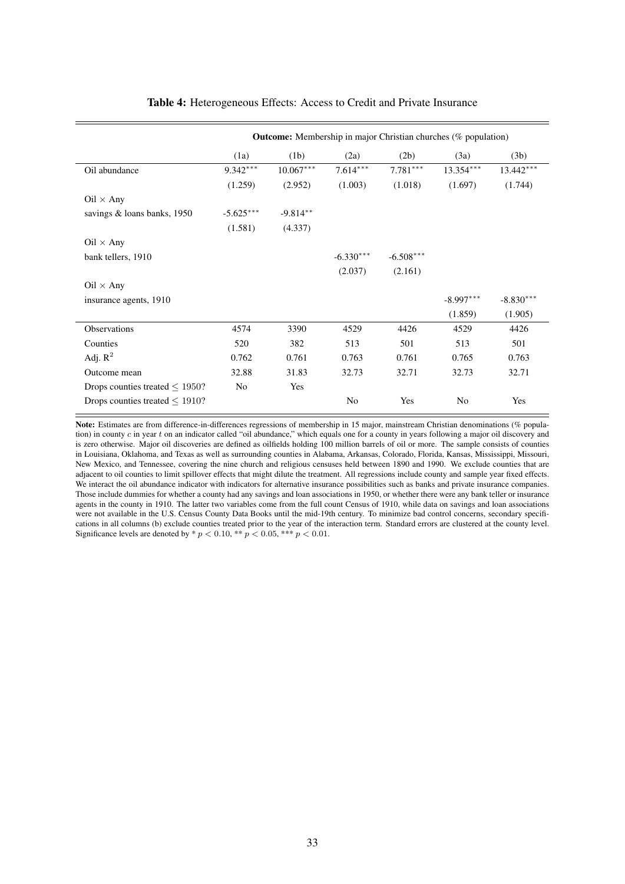**Table 4:** Heterogeneous Effects: Access to Credit and Private Insurance

| | **Outcome:** Membership in major Christian churches (% population) | | | | | |
|---|---|---|---|---|---|---|
| | (1a) | (1b) | (2a) | (2b) | (3a) | (3b) |
| Oil abundance | 9.342*** | 10.067*** | 7.614*** | 7.781*** | 13.354*** | 13.442*** |
| | (1.259) | (2.952) | (1.003) | (1.018) | (1.697) | (1.744) |
| Oil × Any savings & loans banks, 1950 | -5.625*** | -9.814** | | | | |
| | (1.581) | (4.337) | | | | |
| Oil × Any bank tellers, 1910 | | | -6.330*** | -6.508*** | | |
| | | | (2.037) | (2.161) | | |
| Oil × Any insurance agents, 1910 | | | | | -8.997*** | -8.830*** |
| | | | | | (1.859) | (1.905) |
| Observations | 4574 | 3390 | 4529 | 4426 | 4529 | 4426 |
| Counties | 520 | 382 | 513 | 501 | 513 | 501 |
| Adj. $R^2$ | 0.762 | 0.761 | 0.763 | 0.761 | 0.765 | 0.763 |
| Outcome mean | 32.88 | 31.83 | 32.73 | 32.71 | 32.73 | 32.71 |
| Drops counties treated $\leq$ 1950? | No | Yes | | | | |
| Drops counties treated $\leq$ 1910? | | | No | Yes | No | Yes |

**Note:** Estimates are from difference-in-differences regressions of membership in 15 major, mainstream Christian denominations (% population) in county $c$ in year $t$ on an indicator called "oil abundance," which equals one for a county in years following a major oil discovery and is zero otherwise. Major oil discoveries are defined as oilfields holding 100 million barrels of oil or more. The sample consists of counties in Louisiana, Oklahoma, and Texas as well as surrounding counties in Alabama, Arkansas, Colorado, Florida, Kansas, Mississippi, Missouri, New Mexico, and Tennessee, covering the nine church and religious censuses held between 1890 and 1990. We exclude counties that are adjacent to oil counties to limit spillover effects that might dilute the treatment. All regressions include county and sample year fixed effects. We interact the oil abundance indicator with indicators for alternative insurance possibilities such as banks and private insurance companies. Those include dummies for whether a county had any savings and loan associations in 1950, or whether there were any bank teller or insurance agents in the county in 1910. The latter two variables come from the full count Census of 1910, while data on savings and loan associations were not available in the U.S. Census County Data Books until the mid-19th century. To minimize bad control concerns, secondary specifications in all columns (b) exclude counties treated prior to the year of the interaction term. Standard errors are clustered at the county level. Significance levels are denoted by * $p < 0.10$, ** $p < 0.05$, *** $p < 0.01$.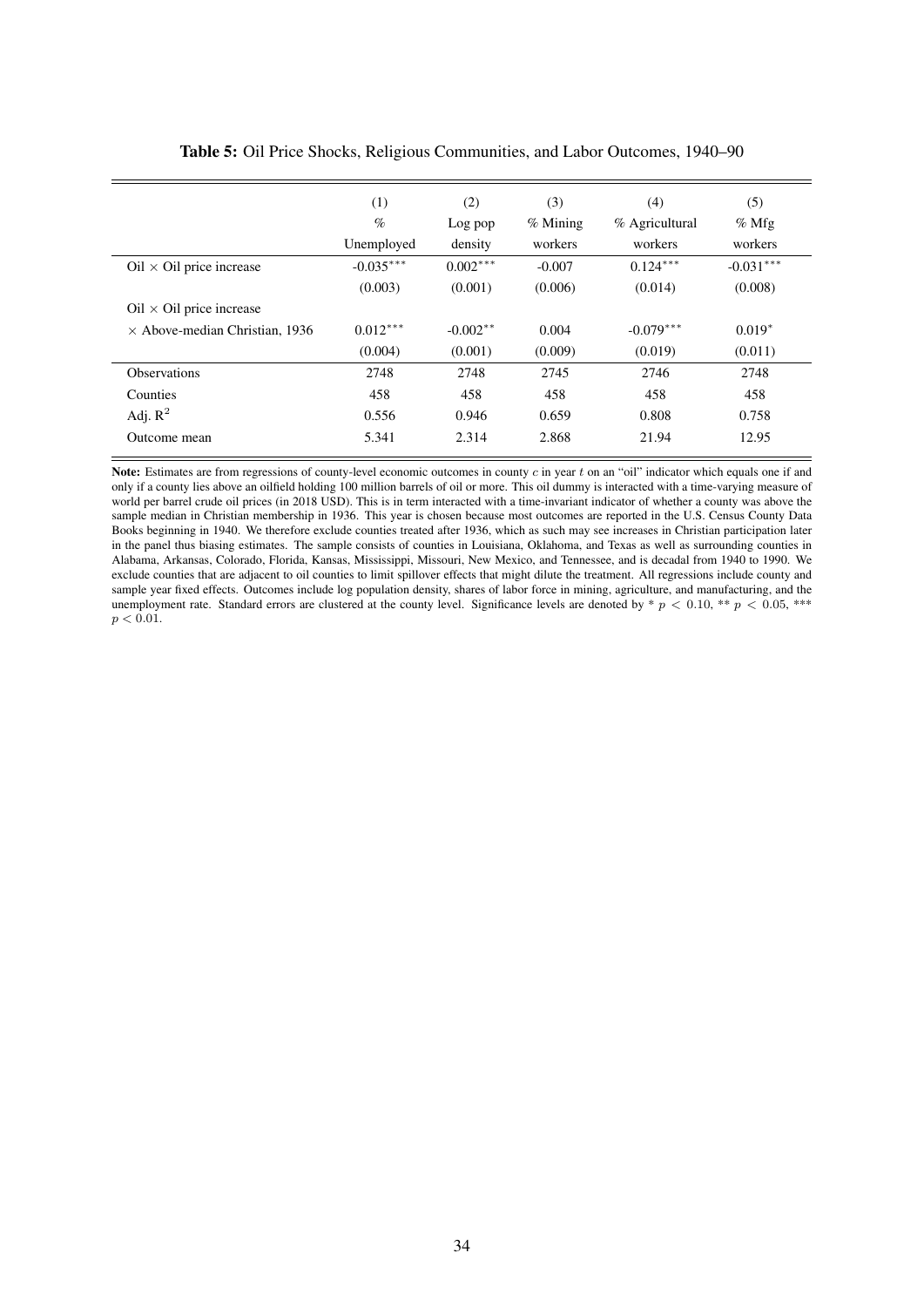**Table 5:** Oil Price Shocks, Religious Communities, and Labor Outcomes, 1940–90

| | (1) | (2) | (3) | (4) | (5) |
|---|---|---|---|---|---|
| | % | Log pop | % Mining | % Agricultural | % Mfg |
| | Unemployed | density | workers | workers | workers |
| Oil × Oil price increase | -0.035*** | 0.002*** | -0.007 | 0.124*** | -0.031*** |
| | (0.003) | (0.001) | (0.006) | (0.014) | (0.008) |
| Oil × Oil price increase | | | | | |
| × Above-median Christian, 1936 | 0.012*** | -0.002** | 0.004 | -0.079*** | 0.019* |
| | (0.004) | (0.001) | (0.009) | (0.019) | (0.011) |
| Observations | 2748 | 2748 | 2745 | 2746 | 2748 |
| Counties | 458 | 458 | 458 | 458 | 458 |
| Adj. $R^2$ | 0.556 | 0.946 | 0.659 | 0.808 | 0.758 |
| Outcome mean | 5.341 | 2.314 | 2.868 | 21.94 | 12.95 |

**Note:** Estimates are from regressions of county-level economic outcomes in county $c$ in year $t$ on an "oil" indicator which equals one if and only if a county lies above an oilfield holding 100 million barrels of oil or more. This oil dummy is interacted with a time-varying measure of world per barrel crude oil prices (in 2018 USD). This is in term interacted with a time-invariant indicator of whether a county was above the sample median in Christian membership in 1936. This year is chosen because most outcomes are reported in the U.S. Census County Data Books beginning in 1940. We therefore exclude counties treated after 1936, which as such may see increases in Christian participation later in the panel thus biasing estimates. The sample consists of counties in Louisiana, Oklahoma, and Texas as well as surrounding counties in Alabama, Arkansas, Colorado, Florida, Kansas, Mississippi, Missouri, New Mexico, and Tennessee, and is decadal from 1940 to 1990. We exclude counties that are adjacent to oil counties to limit spillover effects that might dilute the treatment. All regressions include county and sample year fixed effects. Outcomes include log population density, shares of labor force in mining, agriculture, and manufacturing, and the unemployment rate. Standard errors are clustered at the county level. Significance levels are denoted by * $p < 0.10$, ** $p < 0.05$, *** $p < 0.01$.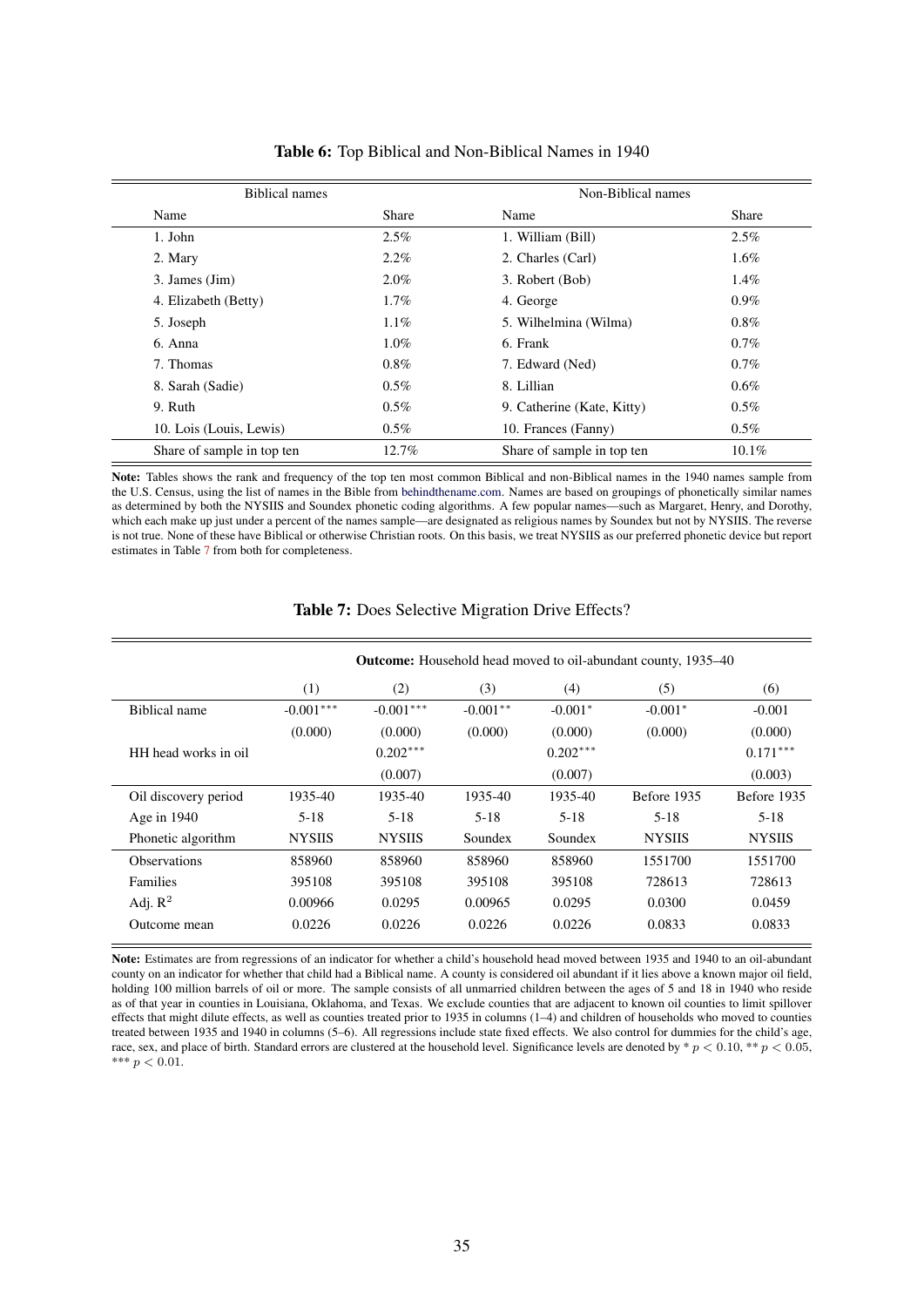**Table 6:** Top Biblical and Non-Biblical Names in 1940

| Biblical names | | Non-Biblical names | |
|---|---|---|---|
| Name | Share | Name | Share |
| 1. John | 2.5% | 1. William (Bill) | 2.5% |
| 2. Mary | 2.2% | 2. Charles (Carl) | 1.6% |
| 3. James (Jim) | 2.0% | 3. Robert (Bob) | 1.4% |
| 4. Elizabeth (Betty) | 1.7% | 4. George | 0.9% |
| 5. Joseph | 1.1% | 5. Wilhelmina (Wilma) | 0.8% |
| 6. Anna | 1.0% | 6. Frank | 0.7% |
| 7. Thomas | 0.8% | 7. Edward (Ned) | 0.7% |
| 8. Sarah (Sadie) | 0.5% | 8. Lillian | 0.6% |
| 9. Ruth | 0.5% | 9. Catherine (Kate, Kitty) | 0.5% |
| 10. Lois (Louis, Lewis) | 0.5% | 10. Frances (Fanny) | 0.5% |
| Share of sample in top ten | 12.7% | Share of sample in top ten | 10.1% |

**Note:** Tables shows the rank and frequency of the top ten most common Biblical and non-Biblical names in the 1940 names sample from the U.S. Census, using the list of names in the Bible from behindthename.com. Names are based on groupings of phonetically similar names as determined by both the NYSIIS and Soundex phonetic coding algorithms. A few popular names—such as Margaret, Henry, and Dorothy, which each make up just under a percent of the names sample—are designated as religious names by Soundex but not by NYSIIS. The reverse is not true. None of these have Biblical or otherwise Christian roots. On this basis, we treat NYSIIS as our preferred phonetic device but report estimates in Table 7 from both for completeness.

**Table 7:** Does Selective Migration Drive Effects?

| | **Outcome:** Household head moved to oil-abundant county, 1935–40 | | | | | |
|---|---|---|---|---|---|---|
| | (1) | (2) | (3) | (4) | (5) | (6) |
| Biblical name | -0.001*** | -0.001*** | -0.001** | -0.001* | -0.001* | -0.001 |
| | (0.000) | (0.000) | (0.000) | (0.000) | (0.000) | (0.000) |
| HH head works in oil | | 0.202*** | | 0.202*** | | 0.171*** |
| | | (0.007) | | (0.007) | | (0.003) |
| Oil discovery period | 1935-40 | 1935-40 | 1935-40 | 1935-40 | Before 1935 | Before 1935 |
| Age in 1940 | 5-18 | 5-18 | 5-18 | 5-18 | 5-18 | 5-18 |
| Phonetic algorithm | NYSIIS | NYSIIS | Soundex | Soundex | NYSIIS | NYSIIS |
| Observations | 858960 | 858960 | 858960 | 858960 | 1551700 | 1551700 |
| Families | 395108 | 395108 | 395108 | 395108 | 728613 | 728613 |
| Adj. $R^2$ | 0.00966 | 0.0295 | 0.00965 | 0.0295 | 0.0300 | 0.0459 |
| Outcome mean | 0.0226 | 0.0226 | 0.0226 | 0.0226 | 0.0833 | 0.0833 |

**Note:** Estimates are from regressions of an indicator for whether a child's household head moved between 1935 and 1940 to an oil-abundant county on an indicator for whether that child had a Biblical name. A county is considered oil abundant if it lies above a known major oil field, holding 100 million barrels of oil or more. The sample consists of all unmarried children between the ages of 5 and 18 in 1940 who reside as of that year in counties in Louisiana, Oklahoma, and Texas. We exclude counties that are adjacent to known oil counties to limit spillover effects that might dilute effects, as well as counties treated prior to 1935 in columns (1–4) and children of households who moved to counties treated between 1935 and 1940 in columns (5–6). All regressions include state fixed effects. We also control for dummies for the child's age, race, sex, and place of birth. Standard errors are clustered at the household level. Significance levels are denoted by * $p < 0.10$, ** $p < 0.05$, *** $p < 0.01$.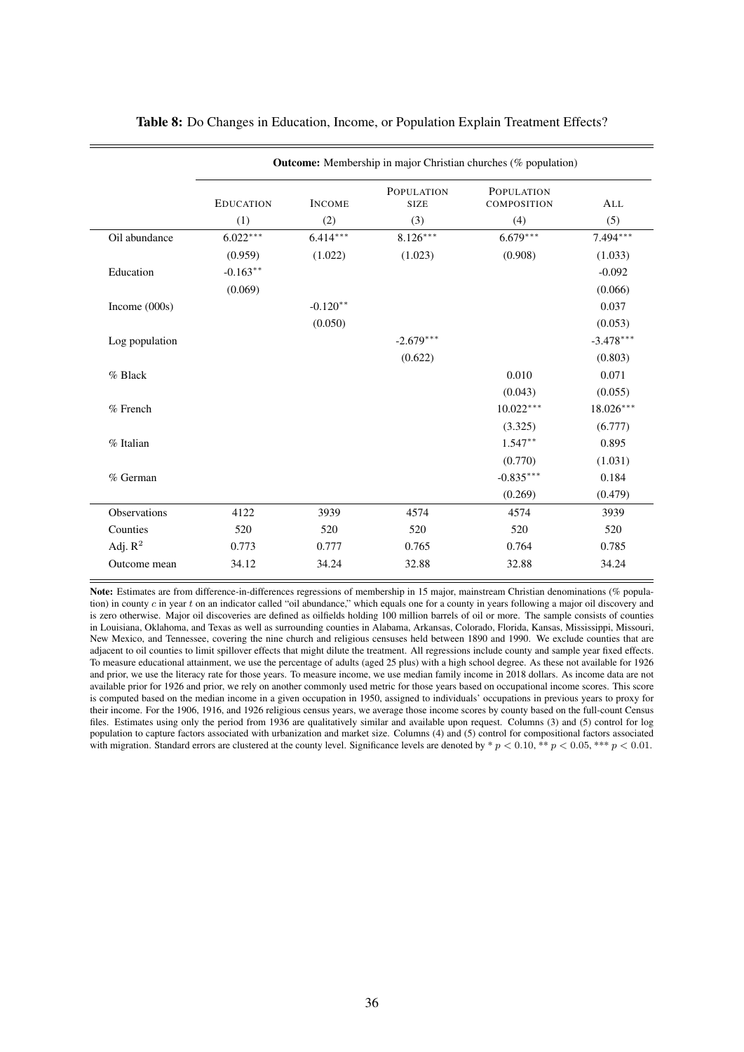**Table 8:** Do Changes in Education, Income, or Population Explain Treatment Effects?

| | **Outcome:** Membership in major Christian churches (% population) | | | | |
|---|---|---|---|---|---|
| | Education | Income | Population size | Population composition | All |
| | (1) | (2) | (3) | (4) | (5) |
| Oil abundance | 6.022*** | 6.414*** | 8.126*** | 6.679*** | 7.494*** |
| | (0.959) | (1.022) | (1.023) | (0.908) | (1.033) |
| Education | -0.163** | | | | -0.092 |
| | (0.069) | | | | (0.066) |
| Income (000s) | | -0.120** | | | 0.037 |
| | | (0.050) | | | (0.053) |
| Log population | | | -2.679*** | | -3.478*** |
| | | | (0.622) | | (0.803) |
| % Black | | | | 0.010 | 0.071 |
| | | | | (0.043) | (0.055) |
| % French | | | | 10.022*** | 18.026*** |
| | | | | (3.325) | (6.777) |
| % Italian | | | | 1.547** | 0.895 |
| | | | | (0.770) | (1.031) |
| % German | | | | -0.835*** | 0.184 |
| | | | | (0.269) | (0.479) |
| Observations | 4122 | 3939 | 4574 | 4574 | 3939 |
| Counties | 520 | 520 | 520 | 520 | 520 |
| Adj. $R^2$ | 0.773 | 0.777 | 0.765 | 0.764 | 0.785 |
| Outcome mean | 34.12 | 34.24 | 32.88 | 32.88 | 34.24 |

**Note:** Estimates are from difference-in-differences regressions of membership in 15 major, mainstream Christian denominations (% population) in county $c$ in year $t$ on an indicator called "oil abundance," which equals one for a county in years following a major oil discovery and is zero otherwise. Major oil discoveries are defined as oilfields holding 100 million barrels of oil or more. The sample consists of counties in Louisiana, Oklahoma, and Texas as well as surrounding counties in Alabama, Arkansas, Colorado, Florida, Kansas, Mississippi, Missouri, New Mexico, and Tennessee, covering the nine church and religious censuses held between 1890 and 1990. We exclude counties that are adjacent to oil counties to limit spillover effects that might dilute the treatment. All regressions include county and sample year fixed effects. To measure educational attainment, we use the percentage of adults (aged 25 plus) with a high school degree. As these not available for 1926 and prior, we use the literacy rate for those years. To measure income, we use median family income in 2018 dollars. As income data are not available prior for 1926 and prior, we rely on another commonly used metric for those years based on occupational income scores. This score is computed based on the median income in a given occupation in 1950, assigned to individuals' occupations in previous years to proxy for their income. For the 1906, 1916, and 1926 religious census years, we average those income scores by county based on the full-count Census files. Estimates using only the period from 1936 are qualitatively similar and available upon request. Columns (3) and (5) control for log population to capture factors associated with urbanization and market size. Columns (4) and (5) control for compositional factors associated with migration. Standard errors are clustered at the county level. Significance levels are denoted by * $p < 0.10$, ** $p < 0.05$, *** $p < 0.01$.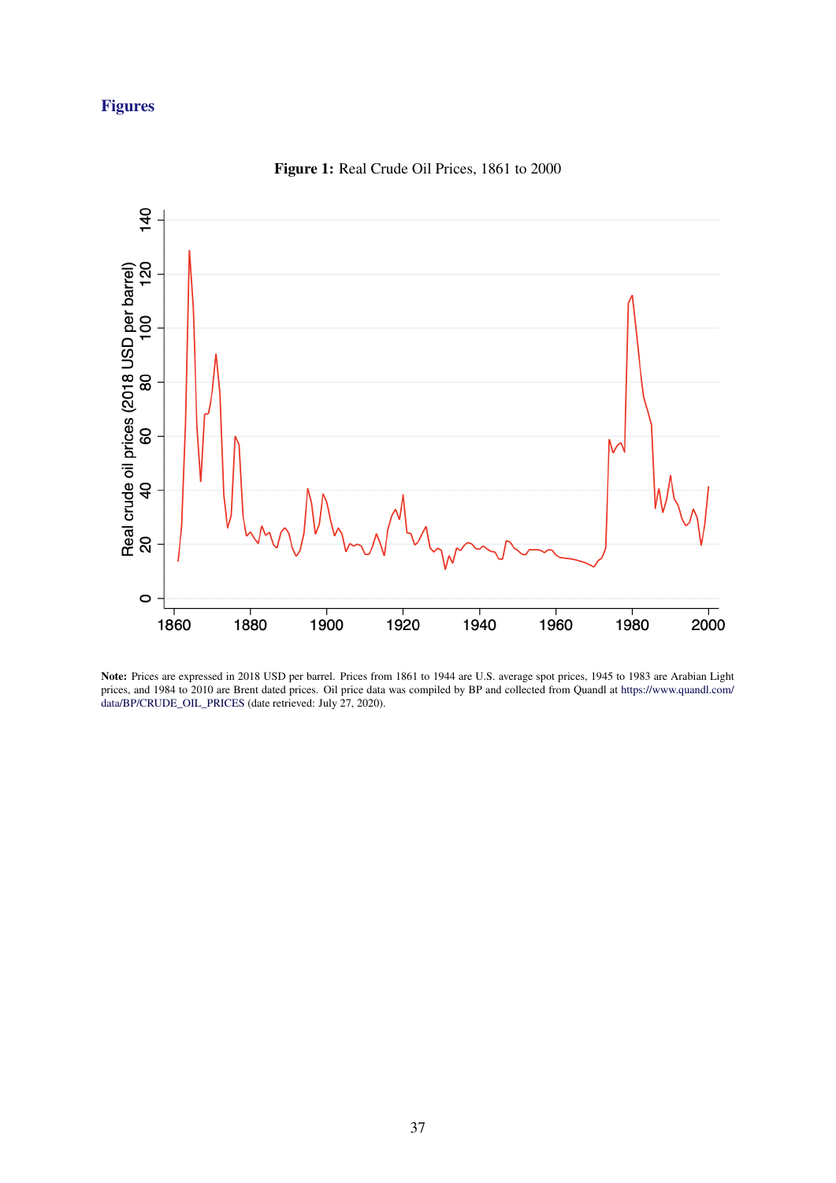## Figures

**Figure 1:** Real Crude Oil Prices, 1861 to 2000

**Note:** Prices are expressed in 2018 USD per barrel. Prices from 1861 to 1944 are U.S. average spot prices, 1945 to 1983 are Arabian Light prices, and 1984 to 2010 are Brent dated prices. Oil price data was compiled by BP and collected from Quandl at https://www.quandl.com/data/BP/CRUDE_OIL_PRICES (date retrieved: July 27, 2020).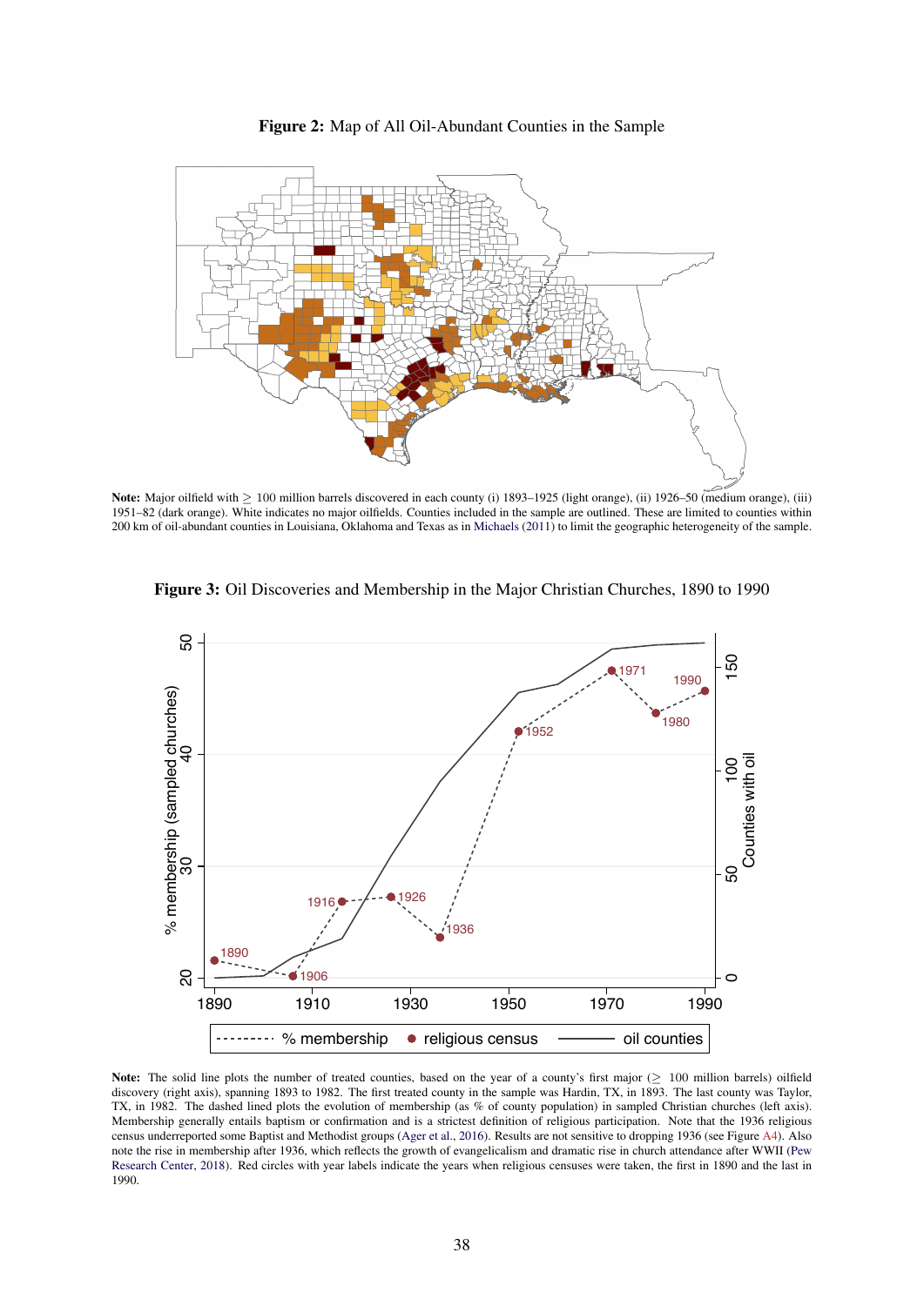**Figure 2:** Map of All Oil-Abundant Counties in the Sample

**Note:** Major oilfield with ≥ 100 million barrels discovered in each county (i) 1893–1925 (light orange), (ii) 1926–50 (medium orange), (iii) 1951–82 (dark orange). White indicates no major oilfields. Counties included in the sample are outlined. These are limited to counties within 200 km of oil-abundant counties in Louisiana, Oklahoma and Texas as in Michaels (2011) to limit the geographic heterogeneity of the sample.

**Figure 3:** Oil Discoveries and Membership in the Major Christian Churches, 1890 to 1990

**Note:** The solid line plots the number of treated counties, based on the year of a county's first major (≥ 100 million barrels) oilfield discovery (right axis), spanning 1893 to 1982. The first treated county in the sample was Hardin, TX, in 1893. The last county was Taylor, TX, in 1982. The dashed lined plots the evolution of membership (as % of county population) in sampled Christian churches (left axis). Membership generally entails baptism or confirmation and is a strictest definition of religious participation. Note that the 1936 religious census underreported some Baptist and Methodist groups (Ager et al., 2016). Results are not sensitive to dropping 1936 (see Figure A4). Also note the rise in membership after 1936, which reflects the growth of evangelicalism and dramatic rise in church attendance after WWII (Pew Research Center, 2018). Red circles with year labels indicate the years when religious censuses were taken, the first in 1890 and the last in 1990.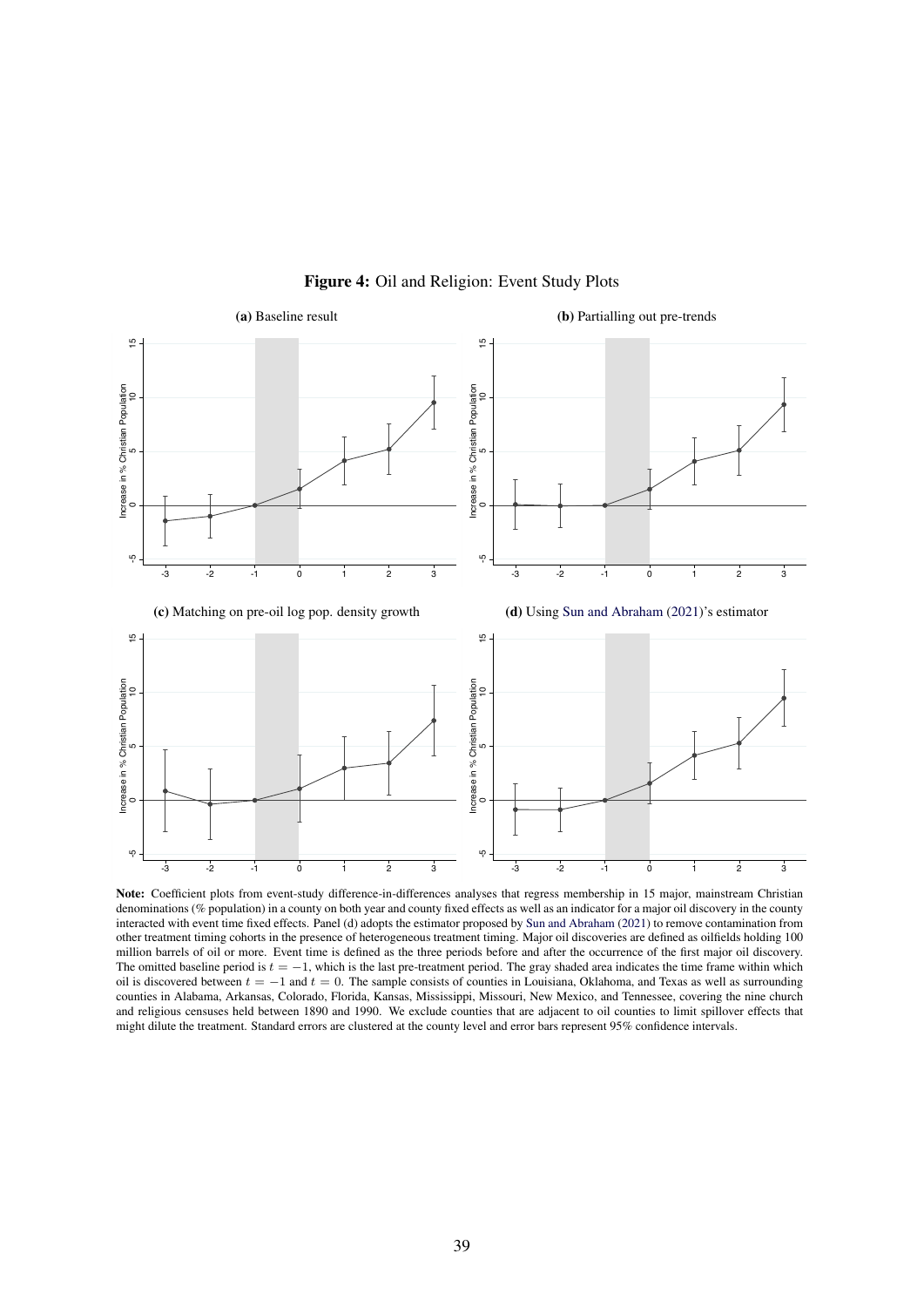**Figure 4:** Oil and Religion: Event Study Plots

**(a)** Baseline result

**(b)** Partialling out pre-trends

**(c)** Matching on pre-oil log pop. density growth

**(d)** Using Sun and Abraham (2021)'s estimator

**Note:** Coefficient plots from event-study difference-in-differences analyses that regress membership in 15 major, mainstream Christian denominations (% population) in a county on both year and county fixed effects as well as an indicator for a major oil discovery in the county interacted with event time fixed effects. Panel (d) adopts the estimator proposed by Sun and Abraham (2021) to remove contamination from other treatment timing cohorts in the presence of heterogeneous treatment timing. Major oil discoveries are defined as oilfields holding 100 million barrels of oil or more. Event time is defined as the three periods before and after the occurrence of the first major oil discovery. The omitted baseline period is $t = -1$, which is the last pre-treatment period. The gray shaded area indicates the time frame within which oil is discovered between $t = -1$ and $t = 0$. The sample consists of counties in Louisiana, Oklahoma, and Texas as well as surrounding counties in Alabama, Arkansas, Colorado, Florida, Kansas, Mississippi, Missouri, New Mexico, and Tennessee, covering the nine church and religious censuses held between 1890 and 1990. We exclude counties that are adjacent to oil counties to limit spillover effects that might dilute the treatment. Standard errors are clustered at the county level and error bars represent 95% confidence intervals.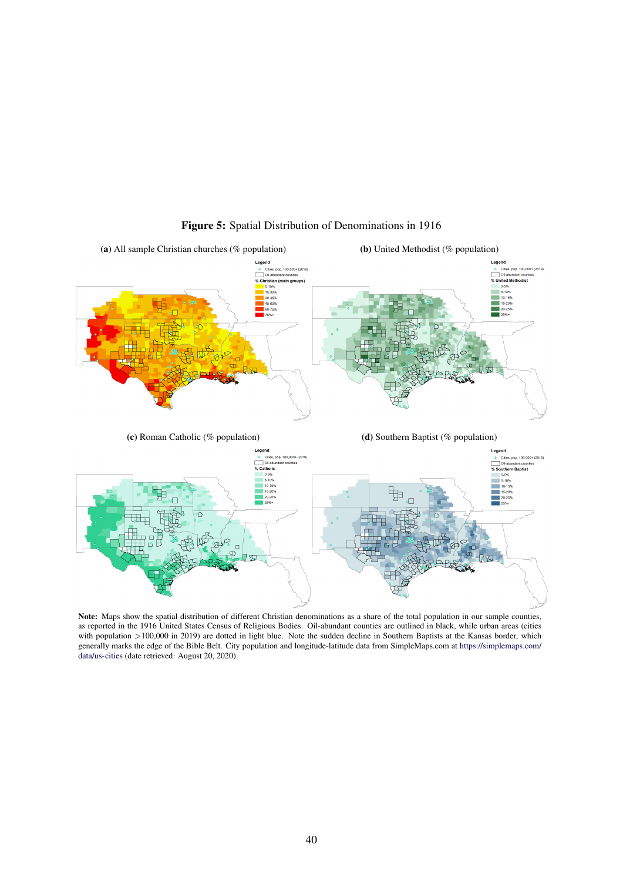**Figure 5:** Spatial Distribution of Denominations in 1916

**(a)** All sample Christian churches (% population)

Legend
Cities, pop. 100,000+ (2019)
Oil-abundant counties
% Christian (main groups)
0-15%
15-30%
30-45%
45-60%
60-75%
75%+

**(b)** United Methodist (% population)

Legend
Cities, pop. 100,000+ (2019)
Oil-abundant counties
% United Methodist
0-5%
5-10%
10-15%
15-20%
20-25%
25%+

**(c)** Roman Catholic (% population)

Legend
Cities, pop. 100,000+ (2019)
Oil-abundant counties
% Catholic
0-5%
5-10%
10-15%
15-20%
20-25%
25%+

**(d)** Southern Baptist (% population)

Legend
Cities, pop. 100,000+ (2019)
Oil-abundant counties
% Southern Baptist
0-5%
5-10%
10-15%
15-20%
20-25%
25%+

**Note:** Maps show the spatial distribution of different Christian denominations as a share of the total population in our sample counties, as reported in the 1916 United States Census of Religious Bodies. Oil-abundant counties are outlined in black, while urban areas (cities with population >100,000 in 2019) are dotted in light blue. Note the sudden decline in Southern Baptists at the Kansas border, which generally marks the edge of the Bible Belt. City population and longitude-latitude data from SimpleMaps.com at https://simplemaps.com/data/us-cities (date retrieved: August 20, 2020).